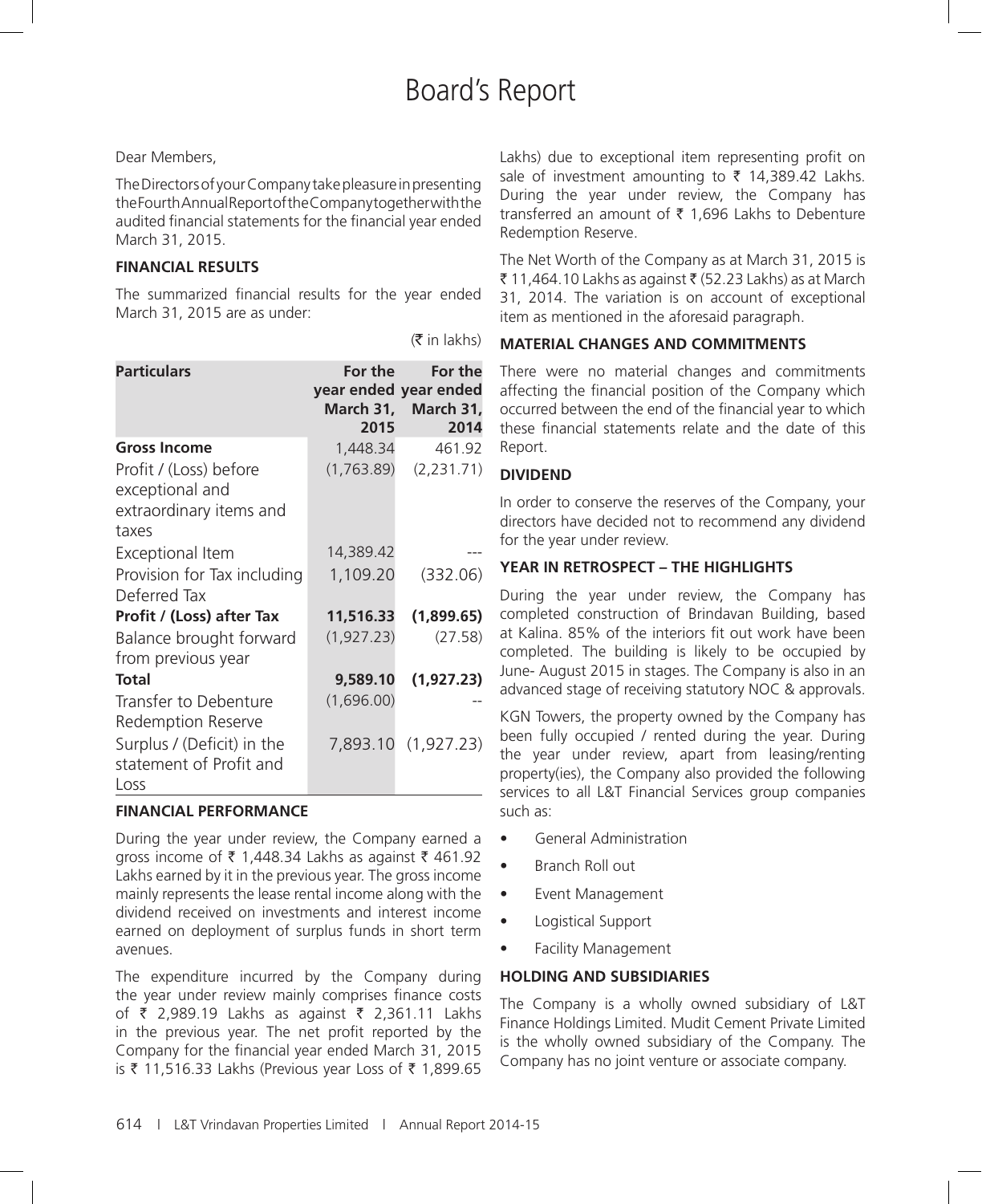# Board's Report

Dear Members,

The Directors of your Company take pleasure in presenting the Fourth Annual Report of the Company together with the audited financial statements for the financial year ended March 31, 2015.

## FINANCIAL RESULTS

The summarized financial results for the year ended March 31, 2015 are as under:

(₹ in lakhs)

| Particulars | For the year ended March 31, 2015 | For the year ended March 31, 2014 |
|---|---|---|
| **Gross Income** | 1,448.34 | 461.92 |
| Profit / (Loss) before exceptional and extraordinary items and taxes | (1,763.89) | (2,231.71) |
| Exceptional Item | 14,389.42 | --- |
| Provision for Tax including Deferred Tax | 1,109.20 | (332.06) |
| **Profit / (Loss) after Tax** | **11,516.33** | **(1,899.65)** |
| Balance brought forward from previous year | (1,927.23) | (27.58) |
| **Total** | **9,589.10** | **(1,927.23)** |
| Transfer to Debenture Redemption Reserve | (1,696.00) | -- |
| Surplus / (Deficit) in the statement of Profit and Loss | 7,893.10 | (1,927.23) |

## FINANCIAL PERFORMANCE

During the year under review, the Company earned a gross income of ₹ 1,448.34 Lakhs as against ₹ 461.92 Lakhs earned by it in the previous year. The gross income mainly represents the lease rental income along with the dividend received on investments and interest income earned on deployment of surplus funds in short term avenues.

The expenditure incurred by the Company during the year under review mainly comprises finance costs of ₹ 2,989.19 Lakhs as against ₹ 2,361.11 Lakhs in the previous year. The net profit reported by the Company for the financial year ended March 31, 2015 is ₹ 11,516.33 Lakhs (Previous year Loss of ₹ 1,899.65 Lakhs) due to exceptional item representing profit on sale of investment amounting to ₹ 14,389.42 Lakhs. During the year under review, the Company has transferred an amount of ₹ 1,696 Lakhs to Debenture Redemption Reserve.

The Net Worth of the Company as at March 31, 2015 is ₹ 11,464.10 Lakhs as against ₹ (52.23 Lakhs) as at March 31, 2014. The variation is on account of exceptional item as mentioned in the aforesaid paragraph.

## MATERIAL CHANGES AND COMMITMENTS

There were no material changes and commitments affecting the financial position of the Company which occurred between the end of the financial year to which these financial statements relate and the date of this Report.

## DIVIDEND

In order to conserve the reserves of the Company, your directors have decided not to recommend any dividend for the year under review.

## YEAR IN RETROSPECT – THE HIGHLIGHTS

During the year under review, the Company has completed construction of Brindavan Building, based at Kalina. 85% of the interiors fit out work have been completed. The building is likely to be occupied by June- August 2015 in stages. The Company is also in an advanced stage of receiving statutory NOC & approvals.

KGN Towers, the property owned by the Company has been fully occupied / rented during the year. During the year under review, apart from leasing/renting property(ies), the Company also provided the following services to all L&T Financial Services group companies such as:

- General Administration
- Branch Roll out
- Event Management
- Logistical Support
- Facility Management

## HOLDING AND SUBSIDIARIES

The Company is a wholly owned subsidiary of L&T Finance Holdings Limited. Mudit Cement Private Limited is the wholly owned subsidiary of the Company. The Company has no joint venture or associate company.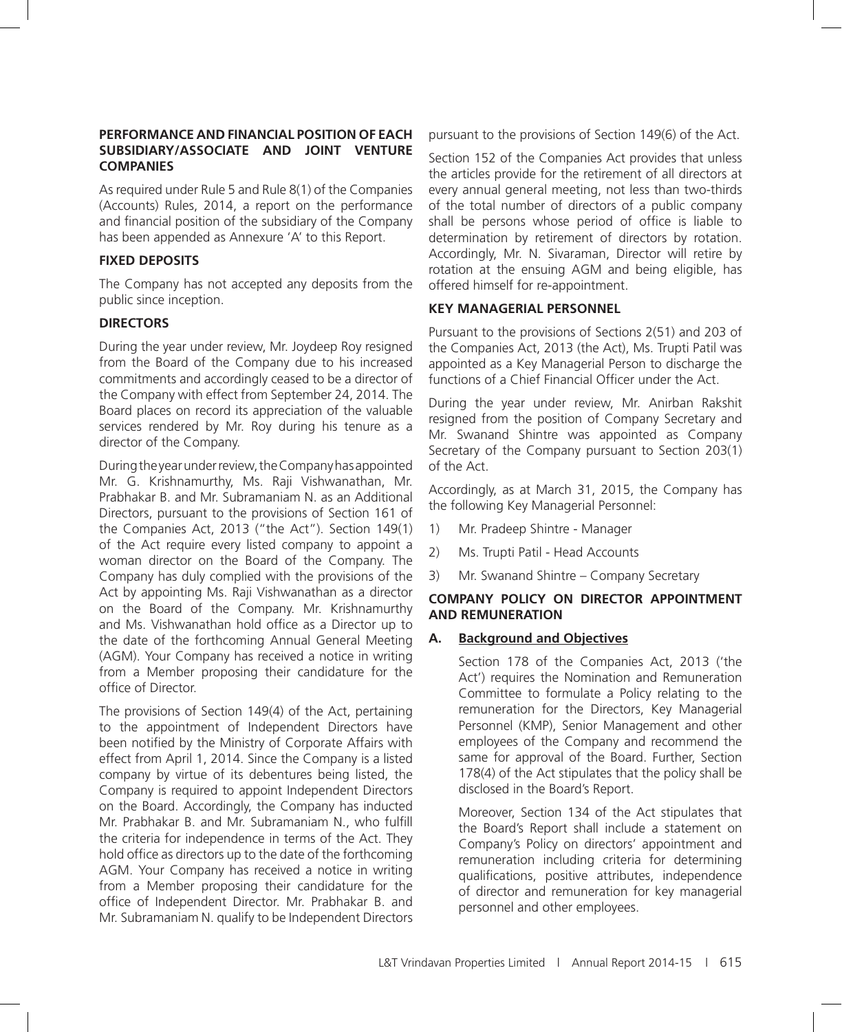## PERFORMANCE AND FINANCIAL POSITION OF EACH SUBSIDIARY/ASSOCIATE AND JOINT VENTURE COMPANIES

As required under Rule 5 and Rule 8(1) of the Companies (Accounts) Rules, 2014, a report on the performance and financial position of the subsidiary of the Company has been appended as Annexure 'A' to this Report.

## FIXED DEPOSITS

The Company has not accepted any deposits from the public since inception.

## DIRECTORS

During the year under review, Mr. Joydeep Roy resigned from the Board of the Company due to his increased commitments and accordingly ceased to be a director of the Company with effect from September 24, 2014. The Board places on record its appreciation of the valuable services rendered by Mr. Roy during his tenure as a director of the Company.

During the year under review, the Company has appointed Mr. G. Krishnamurthy, Ms. Raji Vishwanathan, Mr. Prabhakar B. and Mr. Subramaniam N. as an Additional Directors, pursuant to the provisions of Section 161 of the Companies Act, 2013 ("the Act"). Section 149(1) of the Act require every listed company to appoint a woman director on the Board of the Company. The Company has duly complied with the provisions of the Act by appointing Ms. Raji Vishwanathan as a director on the Board of the Company. Mr. Krishnamurthy and Ms. Vishwanathan hold office as a Director up to the date of the forthcoming Annual General Meeting (AGM). Your Company has received a notice in writing from a Member proposing their candidature for the office of Director.

The provisions of Section 149(4) of the Act, pertaining to the appointment of Independent Directors have been notified by the Ministry of Corporate Affairs with effect from April 1, 2014. Since the Company is a listed company by virtue of its debentures being listed, the Company is required to appoint Independent Directors on the Board. Accordingly, the Company has inducted Mr. Prabhakar B. and Mr. Subramaniam N., who fulfill the criteria for independence in terms of the Act. They hold office as directors up to the date of the forthcoming AGM. Your Company has received a notice in writing from a Member proposing their candidature for the office of Independent Director. Mr. Prabhakar B. and Mr. Subramaniam N. qualify to be Independent Directors pursuant to the provisions of Section 149(6) of the Act.

Section 152 of the Companies Act provides that unless the articles provide for the retirement of all directors at every annual general meeting, not less than two-thirds of the total number of directors of a public company shall be persons whose period of office is liable to determination by retirement of directors by rotation. Accordingly, Mr. N. Sivaraman, Director will retire by rotation at the ensuing AGM and being eligible, has offered himself for re-appointment.

## KEY MANAGERIAL PERSONNEL

Pursuant to the provisions of Sections 2(51) and 203 of the Companies Act, 2013 (the Act), Ms. Trupti Patil was appointed as a Key Managerial Person to discharge the functions of a Chief Financial Officer under the Act.

During the year under review, Mr. Anirban Rakshit resigned from the position of Company Secretary and Mr. Swanand Shintre was appointed as Company Secretary of the Company pursuant to Section 203(1) of the Act.

Accordingly, as at March 31, 2015, the Company has the following Key Managerial Personnel:

1) Mr. Pradeep Shintre - Manager
2) Ms. Trupti Patil - Head Accounts
3) Mr. Swanand Shintre – Company Secretary

## COMPANY POLICY ON DIRECTOR APPOINTMENT AND REMUNERATION

### A. Background and Objectives

Section 178 of the Companies Act, 2013 ('the Act') requires the Nomination and Remuneration Committee to formulate a Policy relating to the remuneration for the Directors, Key Managerial Personnel (KMP), Senior Management and other employees of the Company and recommend the same for approval of the Board. Further, Section 178(4) of the Act stipulates that the policy shall be disclosed in the Board's Report.

Moreover, Section 134 of the Act stipulates that the Board's Report shall include a statement on Company's Policy on directors' appointment and remuneration including criteria for determining qualifications, positive attributes, independence of director and remuneration for key managerial personnel and other employees.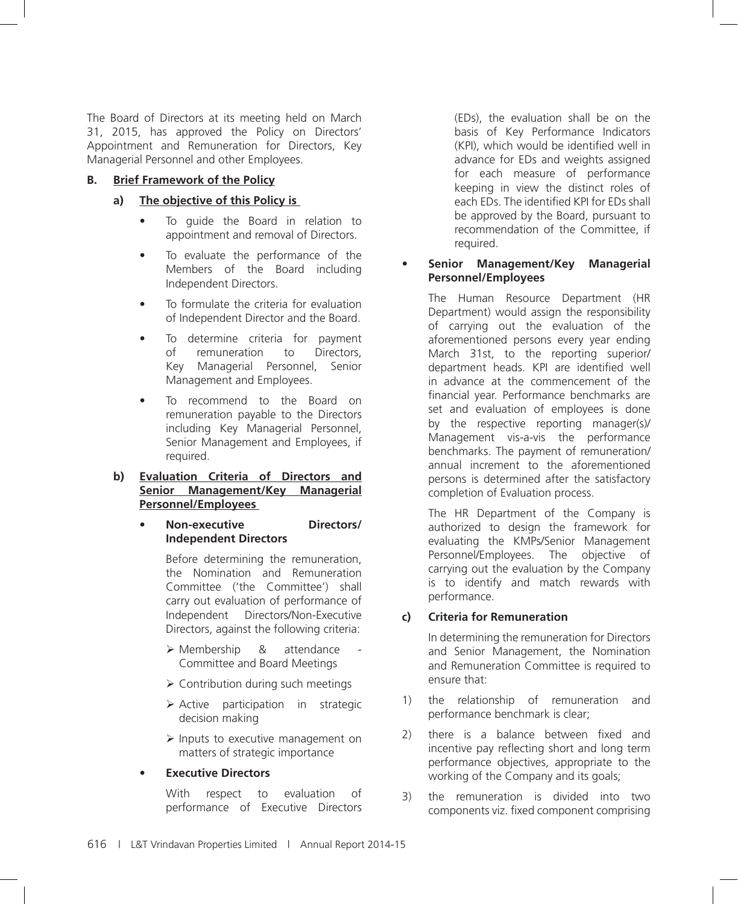The Board of Directors at its meeting held on March 31, 2015, has approved the Policy on Directors' Appointment and Remuneration for Directors, Key Managerial Personnel and other Employees.

**B. Brief Framework of the Policy**

**a) The objective of this Policy is**

- To guide the Board in relation to appointment and removal of Directors.
- To evaluate the performance of the Members of the Board including Independent Directors.
- To formulate the criteria for evaluation of Independent Director and the Board.
- To determine criteria for payment of remuneration to Directors, Key Managerial Personnel, Senior Management and Employees.
- To recommend to the Board on remuneration payable to the Directors including Key Managerial Personnel, Senior Management and Employees, if required.

**b) Evaluation Criteria of Directors and Senior Management/Key Managerial Personnel/Employees**

- **Non-executive Directors/ Independent Directors**

  Before determining the remuneration, the Nomination and Remuneration Committee ('the Committee') shall carry out evaluation of performance of Independent Directors/Non-Executive Directors, against the following criteria:

  - Membership & attendance - Committee and Board Meetings
  - Contribution during such meetings
  - Active participation in strategic decision making
  - Inputs to executive management on matters of strategic importance

- **Executive Directors**

  With respect to evaluation of performance of Executive Directors (EDs), the evaluation shall be on the basis of Key Performance Indicators (KPI), which would be identified well in advance for EDs and weights assigned for each measure of performance keeping in view the distinct roles of each EDs. The identified KPI for EDs shall be approved by the Board, pursuant to recommendation of the Committee, if required.

- **Senior Management/Key Managerial Personnel/Employees**

  The Human Resource Department (HR Department) would assign the responsibility of carrying out the evaluation of the aforementioned persons every year ending March 31st, to the reporting superior/ department heads. KPI are identified well in advance at the commencement of the financial year. Performance benchmarks are set and evaluation of employees is done by the respective reporting manager(s)/ Management vis-a-vis the performance benchmarks. The payment of remuneration/ annual increment to the aforementioned persons is determined after the satisfactory completion of Evaluation process.

  The HR Department of the Company is authorized to design the framework for evaluating the KMPs/Senior Management Personnel/Employees. The objective of carrying out the evaluation by the Company is to identify and match rewards with performance.

**c) Criteria for Remuneration**

In determining the remuneration for Directors and Senior Management, the Nomination and Remuneration Committee is required to ensure that:

1) the relationship of remuneration and performance benchmark is clear;
2) there is a balance between fixed and incentive pay reflecting short and long term performance objectives, appropriate to the working of the Company and its goals;
3) the remuneration is divided into two components viz. fixed component comprising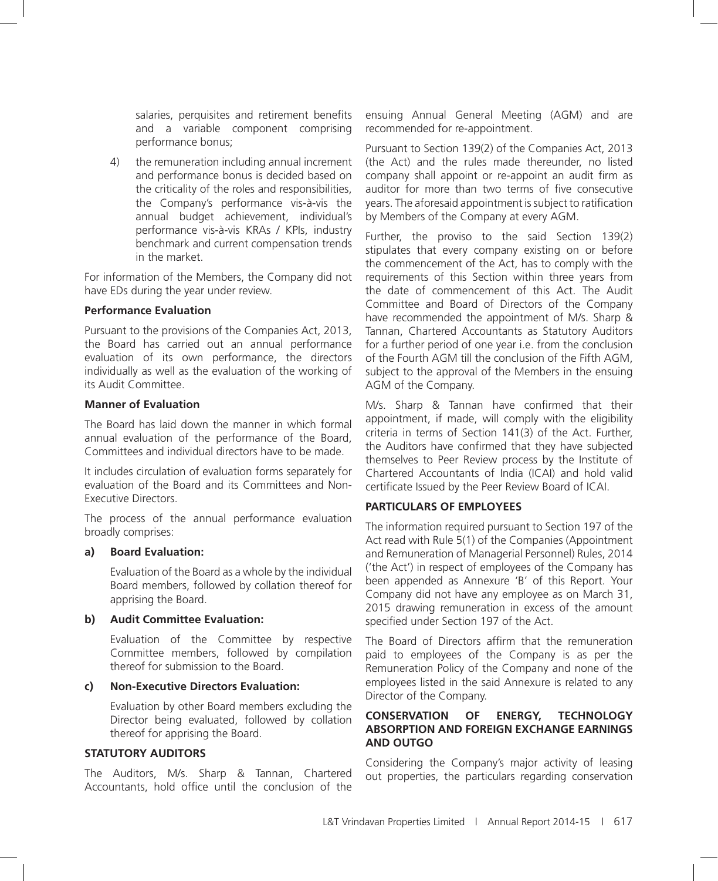salaries, perquisites and retirement benefits and a variable component comprising performance bonus;

4) the remuneration including annual increment and performance bonus is decided based on the criticality of the roles and responsibilities, the Company's performance vis-à-vis the annual budget achievement, individual's performance vis-à-vis KRAs / KPIs, industry benchmark and current compensation trends in the market.

For information of the Members, the Company did not have EDs during the year under review.

**Performance Evaluation**

Pursuant to the provisions of the Companies Act, 2013, the Board has carried out an annual performance evaluation of its own performance, the directors individually as well as the evaluation of the working of its Audit Committee.

**Manner of Evaluation**

The Board has laid down the manner in which formal annual evaluation of the performance of the Board, Committees and individual directors have to be made.

It includes circulation of evaluation forms separately for evaluation of the Board and its Committees and Non-Executive Directors.

The process of the annual performance evaluation broadly comprises:

**a) Board Evaluation:**

Evaluation of the Board as a whole by the individual Board members, followed by collation thereof for apprising the Board.

**b) Audit Committee Evaluation:**

Evaluation of the Committee by respective Committee members, followed by compilation thereof for submission to the Board.

**c) Non-Executive Directors Evaluation:**

Evaluation by other Board members excluding the Director being evaluated, followed by collation thereof for apprising the Board.

## STATUTORY AUDITORS

The Auditors, M/s. Sharp & Tannan, Chartered Accountants, hold office until the conclusion of the ensuing Annual General Meeting (AGM) and are recommended for re-appointment.

Pursuant to Section 139(2) of the Companies Act, 2013 (the Act) and the rules made thereunder, no listed company shall appoint or re-appoint an audit firm as auditor for more than two terms of five consecutive years. The aforesaid appointment is subject to ratification by Members of the Company at every AGM.

Further, the proviso to the said Section 139(2) stipulates that every company existing on or before the commencement of the Act, has to comply with the requirements of this Section within three years from the date of commencement of this Act. The Audit Committee and Board of Directors of the Company have recommended the appointment of M/s. Sharp & Tannan, Chartered Accountants as Statutory Auditors for a further period of one year i.e. from the conclusion of the Fourth AGM till the conclusion of the Fifth AGM, subject to the approval of the Members in the ensuing AGM of the Company.

M/s. Sharp & Tannan have confirmed that their appointment, if made, will comply with the eligibility criteria in terms of Section 141(3) of the Act. Further, the Auditors have confirmed that they have subjected themselves to Peer Review process by the Institute of Chartered Accountants of India (ICAI) and hold valid certificate Issued by the Peer Review Board of ICAI.

## PARTICULARS OF EMPLOYEES

The information required pursuant to Section 197 of the Act read with Rule 5(1) of the Companies (Appointment and Remuneration of Managerial Personnel) Rules, 2014 ('the Act') in respect of employees of the Company has been appended as Annexure 'B' of this Report. Your Company did not have any employee as on March 31, 2015 drawing remuneration in excess of the amount specified under Section 197 of the Act.

The Board of Directors affirm that the remuneration paid to employees of the Company is as per the Remuneration Policy of the Company and none of the employees listed in the said Annexure is related to any Director of the Company.

## CONSERVATION OF ENERGY, TECHNOLOGY ABSORPTION AND FOREIGN EXCHANGE EARNINGS AND OUTGO

Considering the Company's major activity of leasing out properties, the particulars regarding conservation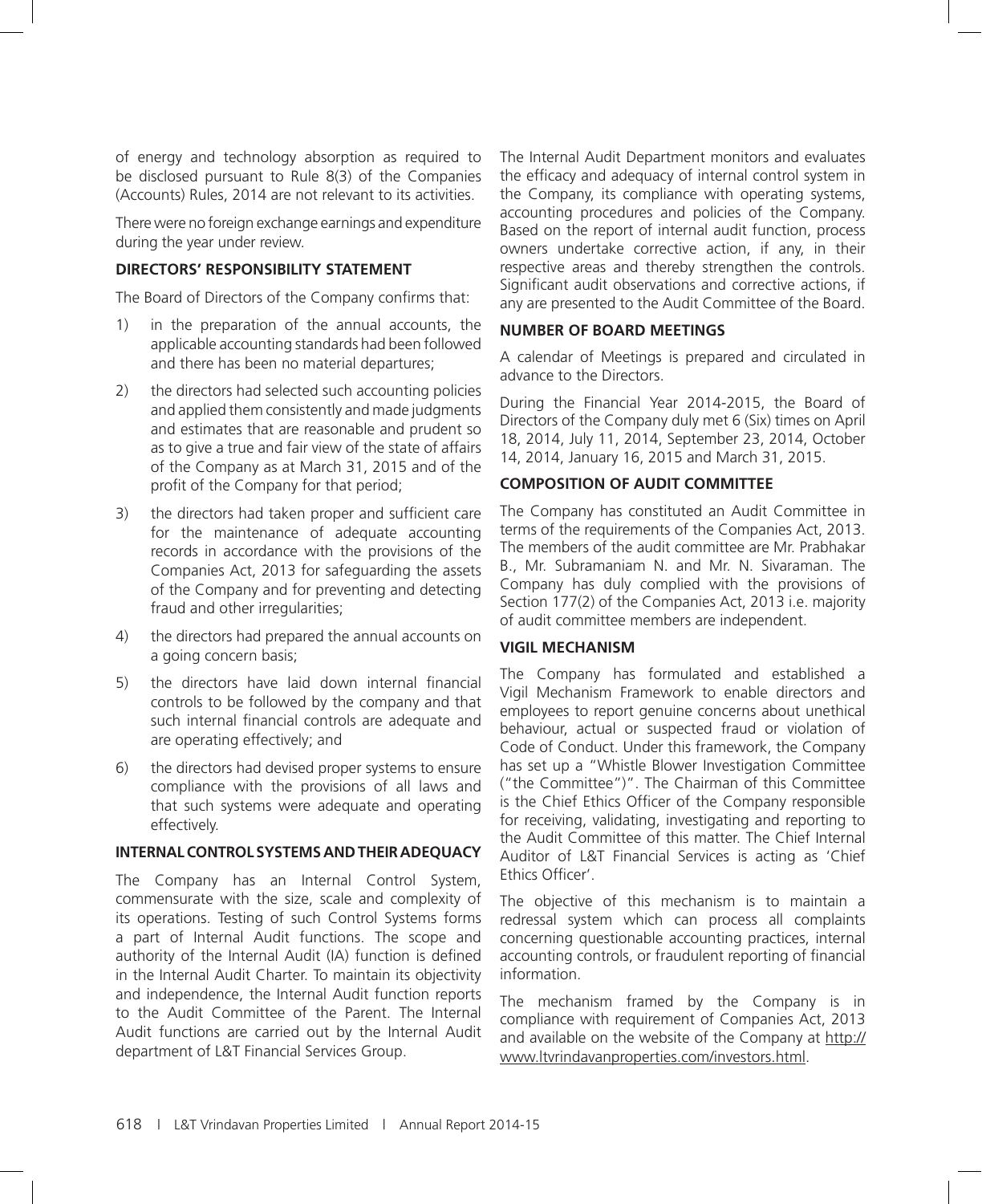of energy and technology absorption as required to be disclosed pursuant to Rule 8(3) of the Companies (Accounts) Rules, 2014 are not relevant to its activities.

There were no foreign exchange earnings and expenditure during the year under review.

## DIRECTORS' RESPONSIBILITY STATEMENT

The Board of Directors of the Company confirms that:

1) in the preparation of the annual accounts, the applicable accounting standards had been followed and there has been no material departures;

2) the directors had selected such accounting policies and applied them consistently and made judgments and estimates that are reasonable and prudent so as to give a true and fair view of the state of affairs of the Company as at March 31, 2015 and of the profit of the Company for that period;

3) the directors had taken proper and sufficient care for the maintenance of adequate accounting records in accordance with the provisions of the Companies Act, 2013 for safeguarding the assets of the Company and for preventing and detecting fraud and other irregularities;

4) the directors had prepared the annual accounts on a going concern basis;

5) the directors have laid down internal financial controls to be followed by the company and that such internal financial controls are adequate and are operating effectively; and

6) the directors had devised proper systems to ensure compliance with the provisions of all laws and that such systems were adequate and operating effectively.

## INTERNAL CONTROL SYSTEMS AND THEIR ADEQUACY

The Company has an Internal Control System, commensurate with the size, scale and complexity of its operations. Testing of such Control Systems forms a part of Internal Audit functions. The scope and authority of the Internal Audit (IA) function is defined in the Internal Audit Charter. To maintain its objectivity and independence, the Internal Audit function reports to the Audit Committee of the Parent. The Internal Audit functions are carried out by the Internal Audit department of L&T Financial Services Group.

The Internal Audit Department monitors and evaluates the efficacy and adequacy of internal control system in the Company, its compliance with operating systems, accounting procedures and policies of the Company. Based on the report of internal audit function, process owners undertake corrective action, if any, in their respective areas and thereby strengthen the controls. Significant audit observations and corrective actions, if any are presented to the Audit Committee of the Board.

## NUMBER OF BOARD MEETINGS

A calendar of Meetings is prepared and circulated in advance to the Directors.

During the Financial Year 2014-2015, the Board of Directors of the Company duly met 6 (Six) times on April 18, 2014, July 11, 2014, September 23, 2014, October 14, 2014, January 16, 2015 and March 31, 2015.

## COMPOSITION OF AUDIT COMMITTEE

The Company has constituted an Audit Committee in terms of the requirements of the Companies Act, 2013. The members of the audit committee are Mr. Prabhakar B., Mr. Subramaniam N. and Mr. N. Sivaraman. The Company has duly complied with the provisions of Section 177(2) of the Companies Act, 2013 i.e. majority of audit committee members are independent.

## VIGIL MECHANISM

The Company has formulated and established a Vigil Mechanism Framework to enable directors and employees to report genuine concerns about unethical behaviour, actual or suspected fraud or violation of Code of Conduct. Under this framework, the Company has set up a "Whistle Blower Investigation Committee ("the Committee")". The Chairman of this Committee is the Chief Ethics Officer of the Company responsible for receiving, validating, investigating and reporting to the Audit Committee of this matter. The Chief Internal Auditor of L&T Financial Services is acting as 'Chief Ethics Officer'.

The objective of this mechanism is to maintain a redressal system which can process all complaints concerning questionable accounting practices, internal accounting controls, or fraudulent reporting of financial information.

The mechanism framed by the Company is in compliance with requirement of Companies Act, 2013 and available on the website of the Company at http://www.ltvrindavanproperties.com/investors.html.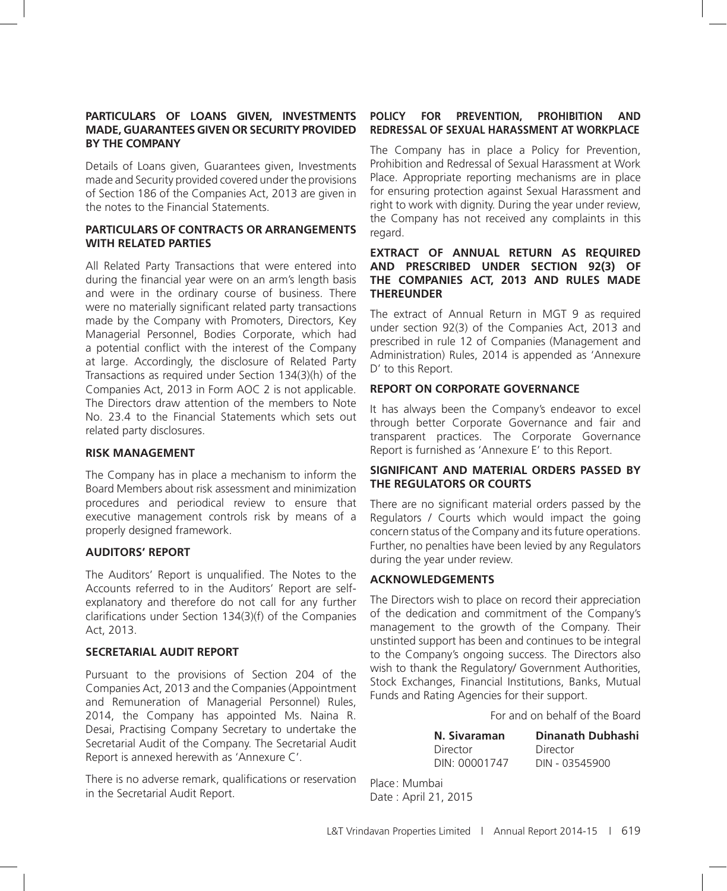## PARTICULARS OF LOANS GIVEN, INVESTMENTS MADE, GUARANTEES GIVEN OR SECURITY PROVIDED BY THE COMPANY

Details of Loans given, Guarantees given, Investments made and Security provided covered under the provisions of Section 186 of the Companies Act, 2013 are given in the notes to the Financial Statements.

## PARTICULARS OF CONTRACTS OR ARRANGEMENTS WITH RELATED PARTIES

All Related Party Transactions that were entered into during the financial year were on an arm's length basis and were in the ordinary course of business. There were no materially significant related party transactions made by the Company with Promoters, Directors, Key Managerial Personnel, Bodies Corporate, which had a potential conflict with the interest of the Company at large. Accordingly, the disclosure of Related Party Transactions as required under Section 134(3)(h) of the Companies Act, 2013 in Form AOC 2 is not applicable. The Directors draw attention of the members to Note No. 23.4 to the Financial Statements which sets out related party disclosures.

## RISK MANAGEMENT

The Company has in place a mechanism to inform the Board Members about risk assessment and minimization procedures and periodical review to ensure that executive management controls risk by means of a properly designed framework.

## AUDITORS' REPORT

The Auditors' Report is unqualified. The Notes to the Accounts referred to in the Auditors' Report are self-explanatory and therefore do not call for any further clarifications under Section 134(3)(f) of the Companies Act, 2013.

## SECRETARIAL AUDIT REPORT

Pursuant to the provisions of Section 204 of the Companies Act, 2013 and the Companies (Appointment and Remuneration of Managerial Personnel) Rules, 2014, the Company has appointed Ms. Naina R. Desai, Practising Company Secretary to undertake the Secretarial Audit of the Company. The Secretarial Audit Report is annexed herewith as 'Annexure C'.

There is no adverse remark, qualifications or reservation in the Secretarial Audit Report.

## POLICY FOR PREVENTION, PROHIBITION AND REDRESSAL OF SEXUAL HARASSMENT AT WORKPLACE

The Company has in place a Policy for Prevention, Prohibition and Redressal of Sexual Harassment at Work Place. Appropriate reporting mechanisms are in place for ensuring protection against Sexual Harassment and right to work with dignity. During the year under review, the Company has not received any complaints in this regard.

## EXTRACT OF ANNUAL RETURN AS REQUIRED AND PRESCRIBED UNDER SECTION 92(3) OF THE COMPANIES ACT, 2013 AND RULES MADE THEREUNDER

The extract of Annual Return in MGT 9 as required under section 92(3) of the Companies Act, 2013 and prescribed in rule 12 of Companies (Management and Administration) Rules, 2014 is appended as 'Annexure D' to this Report.

## REPORT ON CORPORATE GOVERNANCE

It has always been the Company's endeavor to excel through better Corporate Governance and fair and transparent practices. The Corporate Governance Report is furnished as 'Annexure E' to this Report.

## SIGNIFICANT AND MATERIAL ORDERS PASSED BY THE REGULATORS OR COURTS

There are no significant material orders passed by the Regulators / Courts which would impact the going concern status of the Company and its future operations. Further, no penalties have been levied by any Regulators during the year under review.

## ACKNOWLEDGEMENTS

The Directors wish to place on record their appreciation of the dedication and commitment of the Company's management to the growth of the Company. Their unstinted support has been and continues to be integral to the Company's ongoing success. The Directors also wish to thank the Regulatory/ Government Authorities, Stock Exchanges, Financial Institutions, Banks, Mutual Funds and Rating Agencies for their support.

For and on behalf of the Board

| **N. Sivaraman** | **Dinanath Dubhashi** |
|---|---|
| Director | Director |
| DIN: 00001747 | DIN - 03545900 |

Place: Mumbai
Date : April 21, 2015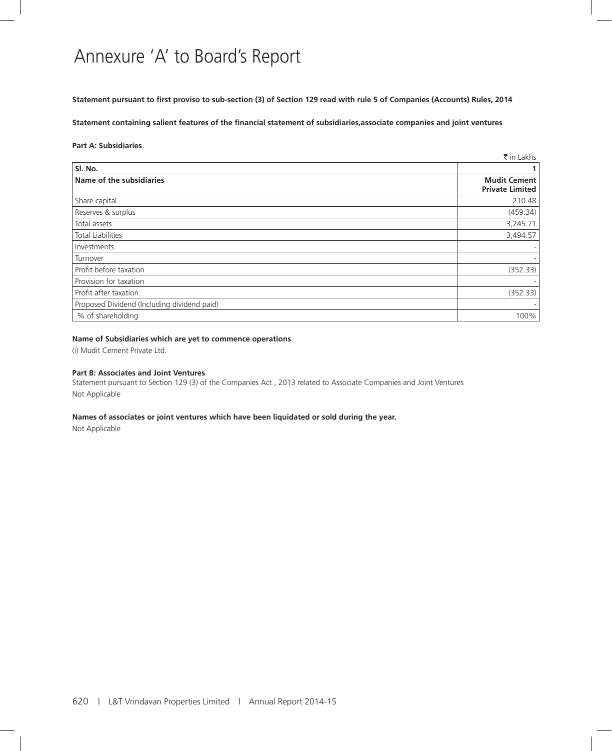# Annexure 'A' to Board's Report

**Statement pursuant to first proviso to sub-section (3) of Section 129 read with rule 5 of Companies (Accounts) Rules, 2014**

**Statement containing salient features of the financial statement of subsidiaries,associate companies and joint ventures**

**Part A: Subsidiaries**

₹ in Lakhs

| **Sl. No.** | **1** |
|---|---|
| **Name of the subsidiaries** | **Mudit Cement Private Limited** |
| Share capital | 210.48 |
| Reserves & surplus | (459.34) |
| Total assets | 3,245.71 |
| Total Liabilities | 3,494.57 |
| Investments | - |
| Turnover | - |
| Profit before taxation | (352.33) |
| Provision for taxation | - |
| Profit after taxation | (352.33) |
| Proposed Dividend (Including dividend paid) | - |
| % of shareholding | 100% |

**Name of Subsidiaries which are yet to commence operations**

(i) Mudit Cement Private Ltd.

**Part B: Associates and Joint Ventures**

Statement pursuant to Section 129 (3) of the Companies Act , 2013 related to Associate Companies and Joint Ventures

Not Applicable

**Names of associates or joint ventures which have been liquidated or sold during the year.**

Not Applicable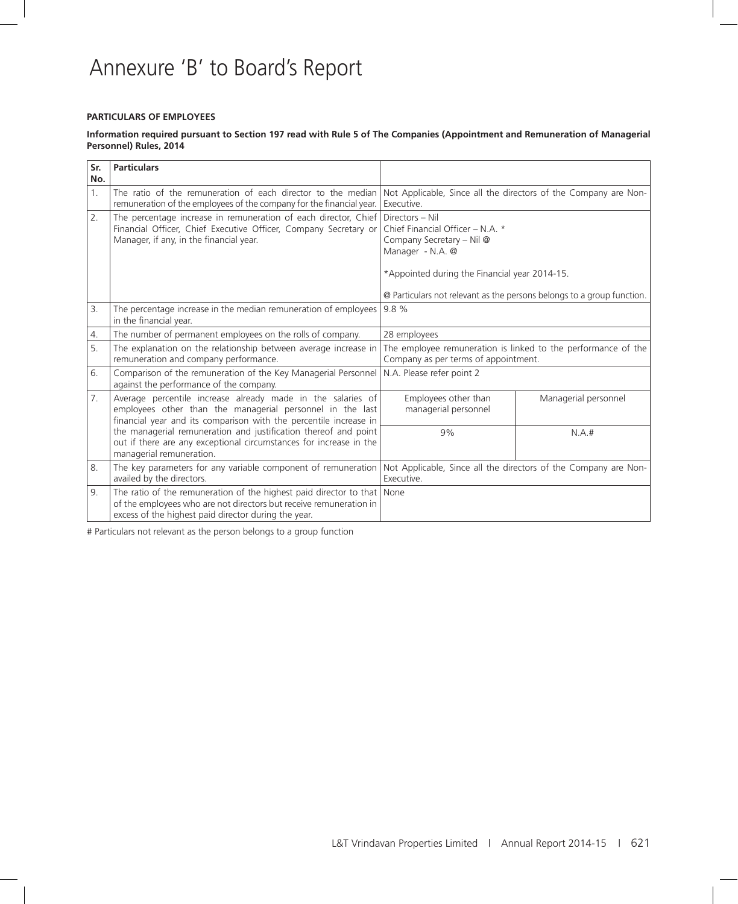# Annexure 'B' to Board's Report

**PARTICULARS OF EMPLOYEES**

**Information required pursuant to Section 197 read with Rule 5 of The Companies (Appointment and Remuneration of Managerial Personnel) Rules, 2014**

| Sr. No. | Particulars | | |
|---|---|---|---|
| 1. | The ratio of the remuneration of each director to the median remuneration of the employees of the company for the financial year. | Not Applicable, Since all the directors of the Company are Non-Executive. | |
| 2. | The percentage increase in remuneration of each director, Chief Financial Officer, Chief Executive Officer, Company Secretary or Manager, if any, in the financial year. | Directors – Nil<br>Chief Financial Officer – N.A. *<br>Company Secretary – Nil @<br>Manager - N.A. @<br><br>*Appointed during the Financial year 2014-15.<br><br>@ Particulars not relevant as the persons belongs to a group function. | |
| 3. | The percentage increase in the median remuneration of employees in the financial year. | 9.8 % | |
| 4. | The number of permanent employees on the rolls of company. | 28 employees | |
| 5. | The explanation on the relationship between average increase in remuneration and company performance. | The employee remuneration is linked to the performance of the Company as per terms of appointment. | |
| 6. | Comparison of the remuneration of the Key Managerial Personnel against the performance of the company. | N.A. Please refer point 2 | |
| 7. | Average percentile increase already made in the salaries of employees other than the managerial personnel in the last financial year and its comparison with the percentile increase in the managerial remuneration and justification thereof and point out if there are any exceptional circumstances for increase in the managerial remuneration. | Employees other than managerial personnel | Managerial personnel |
| | | 9% | N.A.# |
| 8. | The key parameters for any variable component of remuneration availed by the directors. | Not Applicable, Since all the directors of the Company are Non-Executive. | |
| 9. | The ratio of the remuneration of the highest paid director to that of the employees who are not directors but receive remuneration in excess of the highest paid director during the year. | None | |

# Particulars not relevant as the person belongs to a group function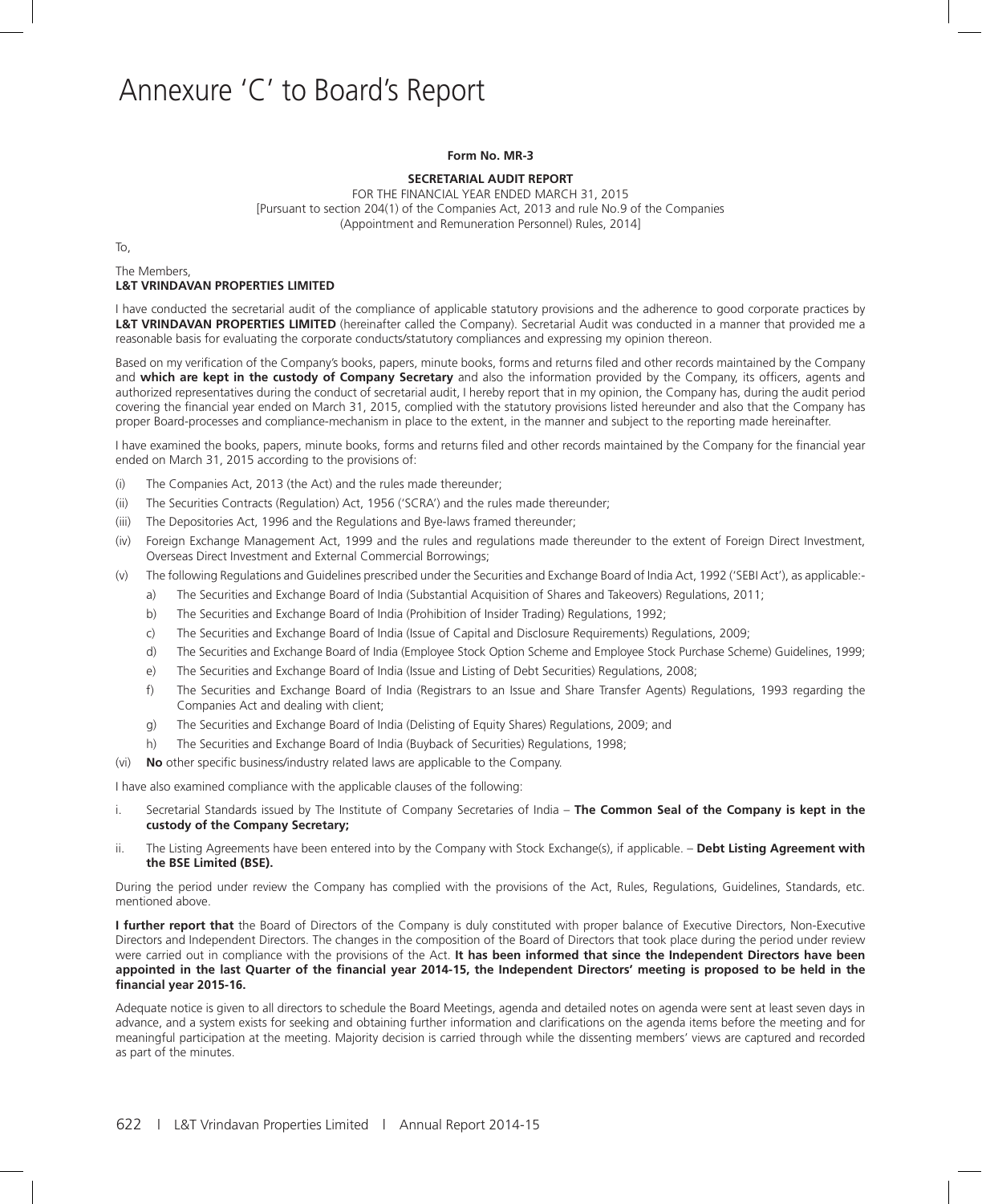# Annexure 'C' to Board's Report

**Form No. MR-3**

**SECRETARIAL AUDIT REPORT**

FOR THE FINANCIAL YEAR ENDED MARCH 31, 2015
[Pursuant to section 204(1) of the Companies Act, 2013 and rule No.9 of the Companies (Appointment and Remuneration Personnel) Rules, 2014]

To,

The Members,
**L&T VRINDAVAN PROPERTIES LIMITED**

I have conducted the secretarial audit of the compliance of applicable statutory provisions and the adherence to good corporate practices by **L&T VRINDAVAN PROPERTIES LIMITED** (hereinafter called the Company). Secretarial Audit was conducted in a manner that provided me a reasonable basis for evaluating the corporate conducts/statutory compliances and expressing my opinion thereon.

Based on my verification of the Company's books, papers, minute books, forms and returns filed and other records maintained by the Company and **which are kept in the custody of Company Secretary** and also the information provided by the Company, its officers, agents and authorized representatives during the conduct of secretarial audit, I hereby report that in my opinion, the Company has, during the audit period covering the financial year ended on March 31, 2015, complied with the statutory provisions listed hereunder and also that the Company has proper Board-processes and compliance-mechanism in place to the extent, in the manner and subject to the reporting made hereinafter.

I have examined the books, papers, minute books, forms and returns filed and other records maintained by the Company for the financial year ended on March 31, 2015 according to the provisions of:

(i) The Companies Act, 2013 (the Act) and the rules made thereunder;

(ii) The Securities Contracts (Regulation) Act, 1956 ('SCRA') and the rules made thereunder;

(iii) The Depositories Act, 1996 and the Regulations and Bye-laws framed thereunder;

(iv) Foreign Exchange Management Act, 1999 and the rules and regulations made thereunder to the extent of Foreign Direct Investment, Overseas Direct Investment and External Commercial Borrowings;

(v) The following Regulations and Guidelines prescribed under the Securities and Exchange Board of India Act, 1992 ('SEBI Act'), as applicable:-

   a) The Securities and Exchange Board of India (Substantial Acquisition of Shares and Takeovers) Regulations, 2011;

   b) The Securities and Exchange Board of India (Prohibition of Insider Trading) Regulations, 1992;

   c) The Securities and Exchange Board of India (Issue of Capital and Disclosure Requirements) Regulations, 2009;

   d) The Securities and Exchange Board of India (Employee Stock Option Scheme and Employee Stock Purchase Scheme) Guidelines, 1999;

   e) The Securities and Exchange Board of India (Issue and Listing of Debt Securities) Regulations, 2008;

   f) The Securities and Exchange Board of India (Registrars to an Issue and Share Transfer Agents) Regulations, 1993 regarding the Companies Act and dealing with client;

   g) The Securities and Exchange Board of India (Delisting of Equity Shares) Regulations, 2009; and

   h) The Securities and Exchange Board of India (Buyback of Securities) Regulations, 1998;

(vi) **No** other specific business/industry related laws are applicable to the Company.

I have also examined compliance with the applicable clauses of the following:

i. Secretarial Standards issued by The Institute of Company Secretaries of India – **The Common Seal of the Company is kept in the custody of the Company Secretary;**

ii. The Listing Agreements have been entered into by the Company with Stock Exchange(s), if applicable. – **Debt Listing Agreement with the BSE Limited (BSE).**

During the period under review the Company has complied with the provisions of the Act, Rules, Regulations, Guidelines, Standards, etc. mentioned above.

**I further report that** the Board of Directors of the Company is duly constituted with proper balance of Executive Directors, Non-Executive Directors and Independent Directors. The changes in the composition of the Board of Directors that took place during the period under review were carried out in compliance with the provisions of the Act. **It has been informed that since the Independent Directors have been appointed in the last Quarter of the financial year 2014-15, the Independent Directors' meeting is proposed to be held in the financial year 2015-16.**

Adequate notice is given to all directors to schedule the Board Meetings, agenda and detailed notes on agenda were sent at least seven days in advance, and a system exists for seeking and obtaining further information and clarifications on the agenda items before the meeting and for meaningful participation at the meeting. Majority decision is carried through while the dissenting members' views are captured and recorded as part of the minutes.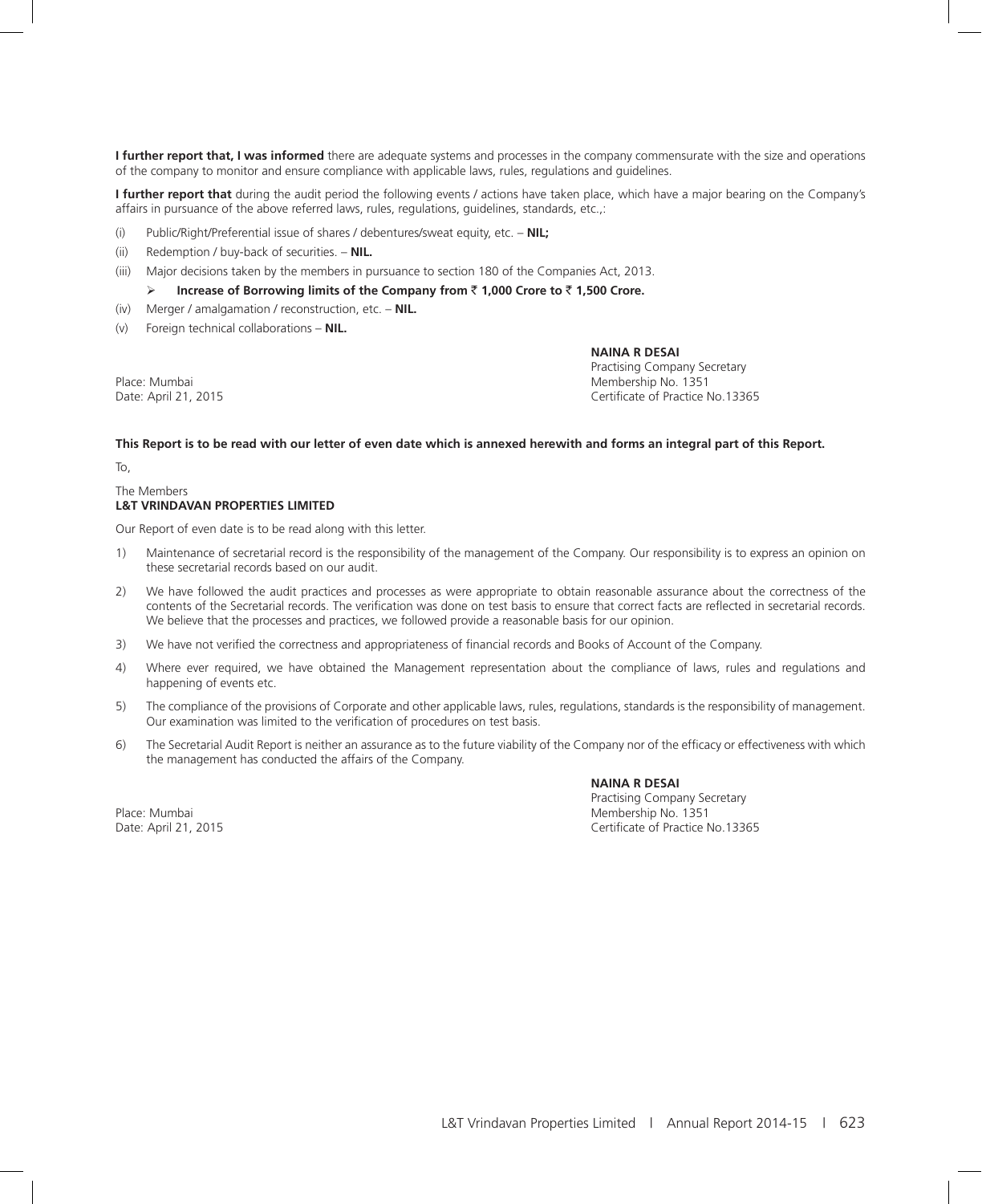**I further report that, I was informed** there are adequate systems and processes in the company commensurate with the size and operations of the company to monitor and ensure compliance with applicable laws, rules, regulations and guidelines.

**I further report that** during the audit period the following events / actions have taken place, which have a major bearing on the Company's affairs in pursuance of the above referred laws, rules, regulations, guidelines, standards, etc.,:

(i) Public/Right/Preferential issue of shares / debentures/sweat equity, etc. – **NIL;**

(ii) Redemption / buy-back of securities. – **NIL.**

(iii) Major decisions taken by the members in pursuance to section 180 of the Companies Act, 2013.

- **Increase of Borrowing limits of the Company from ₹ 1,000 Crore to ₹ 1,500 Crore.**

(iv) Merger / amalgamation / reconstruction, etc. – **NIL.**

(v) Foreign technical collaborations – **NIL.**

**NAINA R DESAI**
Practising Company Secretary
Membership No. 1351
Certificate of Practice No.13365

Place: Mumbai
Date: April 21, 2015

**This Report is to be read with our letter of even date which is annexed herewith and forms an integral part of this Report.**

To,

The Members
**L&T VRINDAVAN PROPERTIES LIMITED**

Our Report of even date is to be read along with this letter.

1) Maintenance of secretarial record is the responsibility of the management of the Company. Our responsibility is to express an opinion on these secretarial records based on our audit.

2) We have followed the audit practices and processes as were appropriate to obtain reasonable assurance about the correctness of the contents of the Secretarial records. The verification was done on test basis to ensure that correct facts are reflected in secretarial records. We believe that the processes and practices, we followed provide a reasonable basis for our opinion.

3) We have not verified the correctness and appropriateness of financial records and Books of Account of the Company.

4) Where ever required, we have obtained the Management representation about the compliance of laws, rules and regulations and happening of events etc.

5) The compliance of the provisions of Corporate and other applicable laws, rules, regulations, standards is the responsibility of management. Our examination was limited to the verification of procedures on test basis.

6) The Secretarial Audit Report is neither an assurance as to the future viability of the Company nor of the efficacy or effectiveness with which the management has conducted the affairs of the Company.

**NAINA R DESAI**
Practising Company Secretary
Membership No. 1351
Certificate of Practice No.13365

Place: Mumbai
Date: April 21, 2015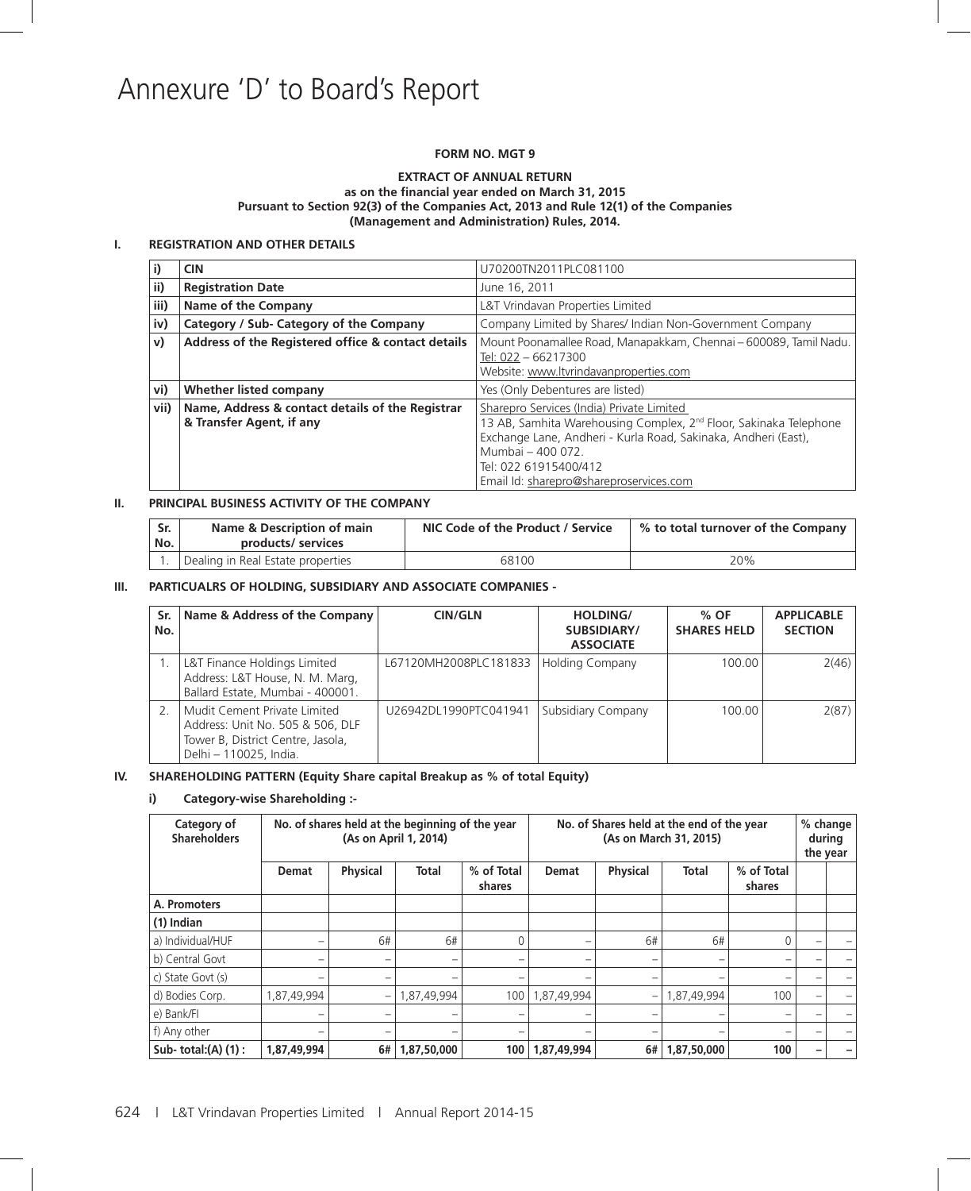# Annexure 'D' to Board's Report

**FORM NO. MGT 9**

**EXTRACT OF ANNUAL RETURN**
**as on the financial year ended on March 31, 2015**
**Pursuant to Section 92(3) of the Companies Act, 2013 and Rule 12(1) of the Companies (Management and Administration) Rules, 2014.**

## I. REGISTRATION AND OTHER DETAILS

| | | |
|---|---|---|
| i) | **CIN** | U70200TN2011PLC081100 |
| ii) | **Registration Date** | June 16, 2011 |
| iii) | **Name of the Company** | L&T Vrindavan Properties Limited |
| iv) | **Category / Sub- Category of the Company** | Company Limited by Shares/ Indian Non-Government Company |
| v) | **Address of the Registered office & contact details** | Mount Poonamallee Road, Manapakkam, Chennai – 600089, Tamil Nadu.<br>Tel: 022 – 66217300<br>Website: www.ltvrindavanproperties.com |
| vi) | **Whether listed company** | Yes (Only Debentures are listed) |
| vii) | **Name, Address & contact details of the Registrar & Transfer Agent, if any** | Sharepro Services (India) Private Limited<br>13 AB, Samhita Warehousing Complex, 2nd Floor, Sakinaka Telephone Exchange Lane, Andheri - Kurla Road, Sakinaka, Andheri (East), Mumbai – 400 072.<br>Tel: 022 61915400/412<br>Email Id: sharepro@shareproservices.com |

## II. PRINCIPAL BUSINESS ACTIVITY OF THE COMPANY

| Sr. No. | Name & Description of main products/ services | NIC Code of the Product / Service | % to total turnover of the Company |
|---|---|---|---|
| 1. | Dealing in Real Estate properties | 68100 | 20% |

## III. PARTICUALRS OF HOLDING, SUBSIDIARY AND ASSOCIATE COMPANIES -

| Sr. No. | Name & Address of the Company | CIN/GLN | HOLDING/ SUBSIDIARY/ ASSOCIATE | % OF SHARES HELD | APPLICABLE SECTION |
|---|---|---|---|---|---|
| 1. | L&T Finance Holdings Limited<br>Address: L&T House, N. M. Marg, Ballard Estate, Mumbai - 400001. | L67120MH2008PLC181833 | Holding Company | 100.00 | 2(46) |
| 2. | Mudit Cement Private Limited<br>Address: Unit No. 505 & 506, DLF Tower B, District Centre, Jasola, Delhi – 110025, India. | U26942DL1990PTC041941 | Subsidiary Company | 100.00 | 2(87) |

## IV. SHAREHOLDING PATTERN (Equity Share capital Breakup as % of total Equity)

### i) Category-wise Shareholding :-

| Category of Shareholders | No. of shares held at the beginning of the year (As on April 1, 2014) | | | | No. of Shares held at the end of the year (As on March 31, 2015) | | | | % change during the year | |
|---|---|---|---|---|---|---|---|---|---|---|
| | Demat | Physical | Total | % of Total shares | Demat | Physical | Total | % of Total shares | | |
| **A. Promoters** | | | | | | | | | | |
| **(1) Indian** | | | | | | | | | | |
| a) Individual/HUF | – | 6# | 6# | 0 | – | 6# | 6# | 0 | – | – |
| b) Central Govt | – | – | – | – | – | – | – | – | – | – |
| c) State Govt (s) | – | – | – | – | – | – | – | – | – | – |
| d) Bodies Corp. | 1,87,49,994 | – | 1,87,49,994 | 100 | 1,87,49,994 | – | 1,87,49,994 | 100 | – | – |
| e) Bank/FI | – | – | – | – | – | – | – | – | – | – |
| f) Any other | – | – | – | – | – | – | – | – | – | – |
| **Sub- total:(A) (1) :** | **1,87,49,994** | **6#** | **1,87,50,000** | **100** | **1,87,49,994** | **6#** | **1,87,50,000** | **100** | **–** | **–** |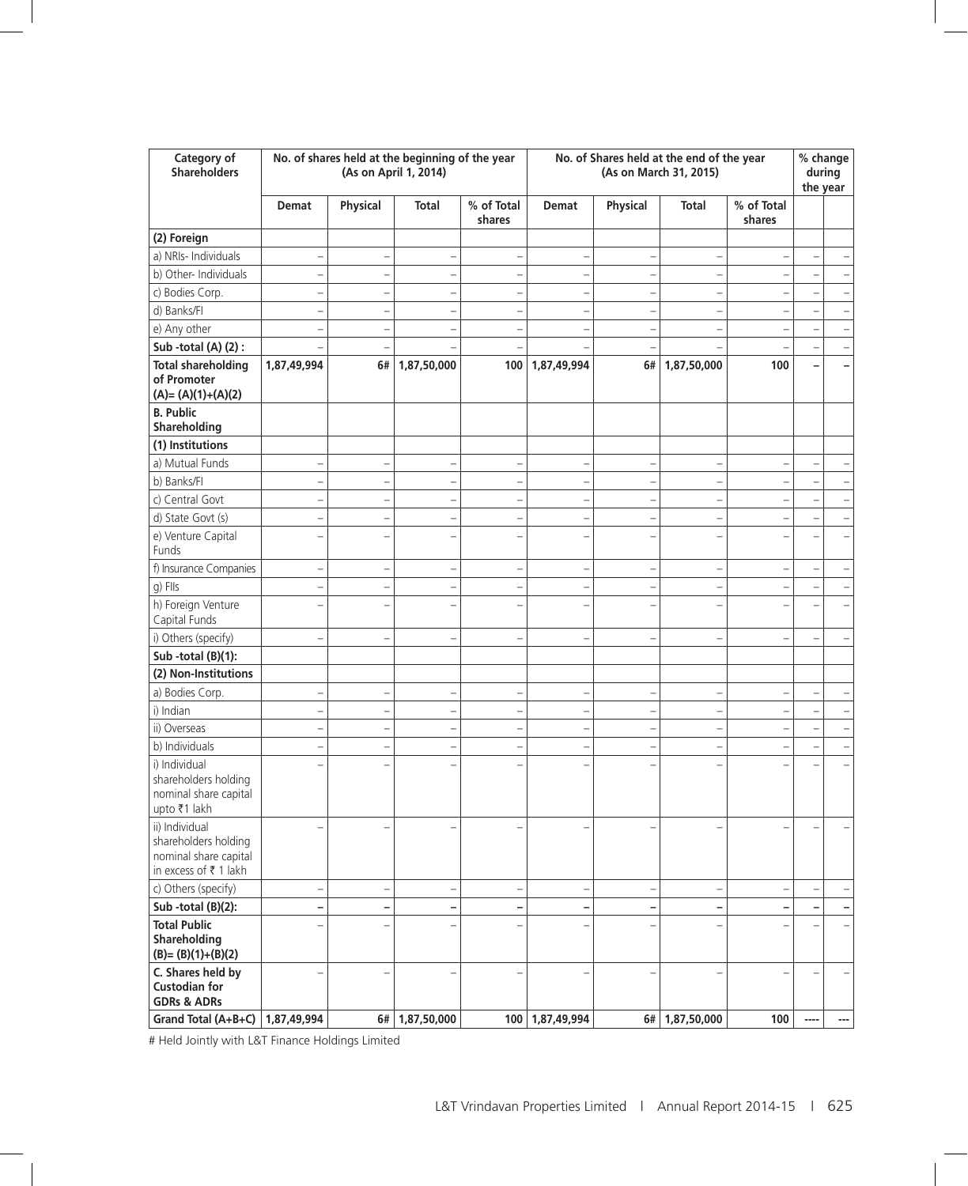| Category of Shareholders | No. of shares held at the beginning of the year (As on April 1, 2014) | | | | No. of Shares held at the end of the year (As on March 31, 2015) | | | | % change during the year | |
|---|---|---|---|---|---|---|---|---|---|---|
| | Demat | Physical | Total | % of Total shares | Demat | Physical | Total | % of Total shares | | |
| **(2) Foreign** | | | | | | | | | | |
| a) NRIs- Individuals | – | – | – | – | – | – | – | – | – | – |
| b) Other- Individuals | – | – | – | – | – | – | – | – | – | – |
| c) Bodies Corp. | – | – | – | – | – | – | – | – | – | – |
| d) Banks/FI | – | – | – | – | – | – | – | – | – | – |
| e) Any other | – | – | – | – | – | – | – | – | – | – |
| **Sub -total (A) (2) :** | – | – | – | – | – | – | – | – | – | – |
| **Total shareholding of Promoter (A)= (A)(1)+(A)(2)** | **1,87,49,994** | **6#** | **1,87,50,000** | **100** | **1,87,49,994** | **6#** | **1,87,50,000** | **100** | **–** | **–** |
| **B. Public Shareholding** | | | | | | | | | | |
| **(1) Institutions** | | | | | | | | | | |
| a) Mutual Funds | – | – | – | – | – | – | – | – | – | – |
| b) Banks/FI | – | – | – | – | – | – | – | – | – | – |
| c) Central Govt | – | – | – | – | – | – | – | – | – | – |
| d) State Govt (s) | – | – | – | – | – | – | – | – | – | – |
| e) Venture Capital Funds | – | – | – | – | – | – | – | – | – | – |
| f) Insurance Companies | – | – | – | – | – | – | – | – | – | – |
| g) FIIs | – | – | – | – | – | – | – | – | – | – |
| h) Foreign Venture Capital Funds | – | – | – | – | – | – | – | – | – | – |
| i) Others (specify) | – | – | – | – | – | – | – | – | – | – |
| **Sub -total (B)(1):** | | | | | | | | | | |
| **(2) Non-Institutions** | | | | | | | | | | |
| a) Bodies Corp. | – | – | – | – | – | – | – | – | – | – |
| i) Indian | – | – | – | – | – | – | – | – | – | – |
| ii) Overseas | – | – | – | – | – | – | – | – | – | – |
| b) Individuals | – | – | – | – | – | – | – | – | – | – |
| i) Individual shareholders holding nominal share capital upto ₹1 lakh | – | – | – | – | – | – | – | – | – | – |
| ii) Individual shareholders holding nominal share capital in excess of ₹ 1 lakh | – | – | – | – | – | – | – | – | – | – |
| c) Others (specify) | – | – | – | – | – | – | – | – | – | – |
| **Sub -total (B)(2):** | **–** | **–** | **–** | **–** | **–** | **–** | **–** | **–** | **–** | **–** |
| **Total Public Shareholding (B)= (B)(1)+(B)(2)** | – | – | – | – | – | – | – | – | – | – |
| **C. Shares held by Custodian for GDRs & ADRs** | – | – | – | – | – | – | – | – | – | – |
| **Grand Total (A+B+C)** | **1,87,49,994** | **6#** | **1,87,50,000** | **100** | **1,87,49,994** | **6#** | **1,87,50,000** | **100** | **----** | **---** |

# Held Jointly with L&T Finance Holdings Limited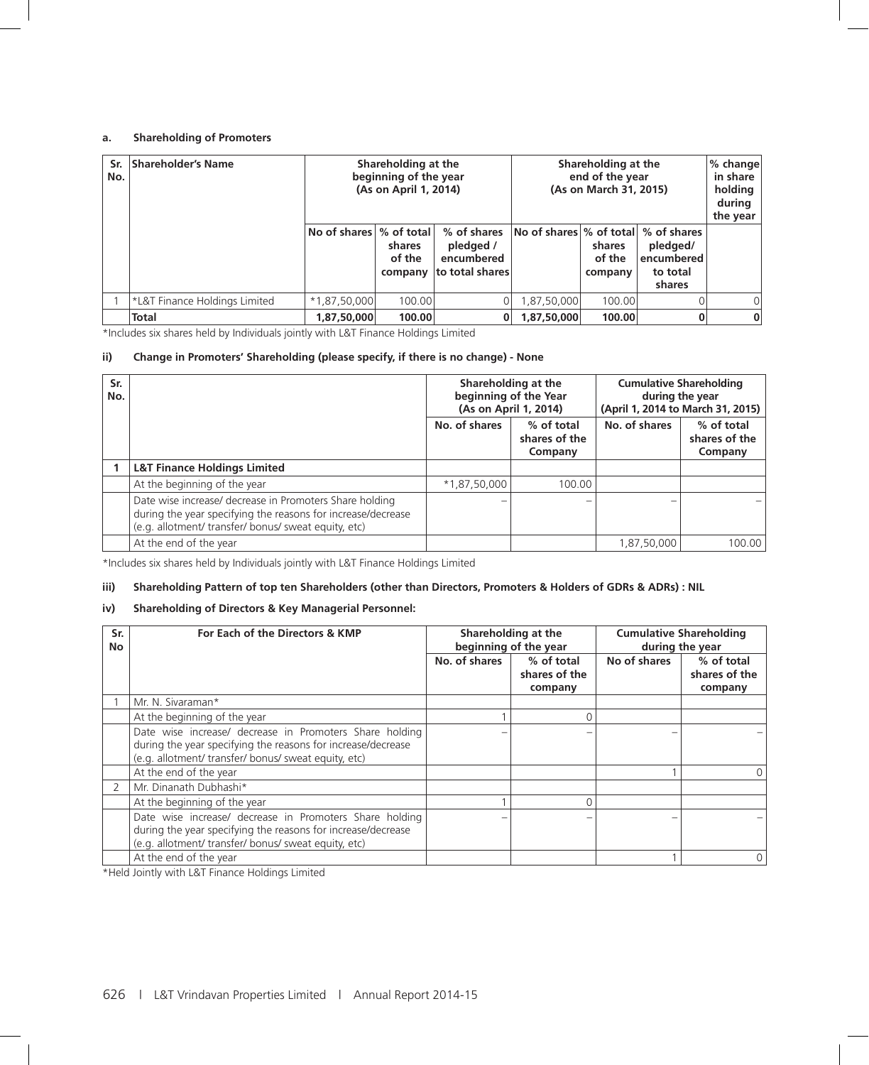### a. Shareholding of Promoters

| Sr. No. | Shareholder's Name | Shareholding at the beginning of the year (As on April 1, 2014) | | | Shareholding at the end of the year (As on March 31, 2015) | | | % change in share holding during the year |
|---|---|---|---|---|---|---|---|---|
| | | No of shares | % of total shares of the company | % of shares pledged / encumbered to total shares | No of shares | % of total shares of the company | % of shares pledged/ encumbered to total shares | |
| 1 | *L&T Finance Holdings Limited | *1,87,50,000 | 100.00 | 0 | 1,87,50,000 | 100.00 | 0 | 0 |
| | **Total** | **1,87,50,000** | **100.00** | **0** | **1,87,50,000** | **100.00** | **0** | **0** |

*Includes six shares held by Individuals jointly with L&T Finance Holdings Limited

### ii) Change in Promoters' Shareholding (please specify, if there is no change) - None

| Sr. No. | | Shareholding at the beginning of the Year (As on April 1, 2014) | | Cumulative Shareholding during the year (April 1, 2014 to March 31, 2015) | |
|---|---|---|---|---|---|
| | | No. of shares | % of total shares of the Company | No. of shares | % of total shares of the Company |
| **1** | **L&T Finance Holdings Limited** | | | | |
| | At the beginning of the year | *1,87,50,000 | 100.00 | | |
| | Date wise increase/ decrease in Promoters Share holding during the year specifying the reasons for increase/decrease (e.g. allotment/ transfer/ bonus/ sweat equity, etc) | – | – | – | – |
| | At the end of the year | | | 1,87,50,000 | 100.00 |

*Includes six shares held by Individuals jointly with L&T Finance Holdings Limited

### iii) Shareholding Pattern of top ten Shareholders (other than Directors, Promoters & Holders of GDRs & ADRs) : NIL

### iv) Shareholding of Directors & Key Managerial Personnel:

| Sr. No | For Each of the Directors & KMP | Shareholding at the beginning of the year | | Cumulative Shareholding during the year | |
|---|---|---|---|---|---|
| | | No. of shares | % of total shares of the company | No of shares | % of total shares of the company |
| 1 | Mr. N. Sivaraman* | | | | |
| | At the beginning of the year | 1 | 0 | | |
| | Date wise increase/ decrease in Promoters Share holding during the year specifying the reasons for increase/decrease (e.g. allotment/ transfer/ bonus/ sweat equity, etc) | – | – | – | – |
| | At the end of the year | | | 1 | 0 |
| 2 | Mr. Dinanath Dubhashi* | | | | |
| | At the beginning of the year | 1 | 0 | | |
| | Date wise increase/ decrease in Promoters Share holding during the year specifying the reasons for increase/decrease (e.g. allotment/ transfer/ bonus/ sweat equity, etc) | – | – | – | – |
| | At the end of the year | | | 1 | 0 |

*Held Jointly with L&T Finance Holdings Limited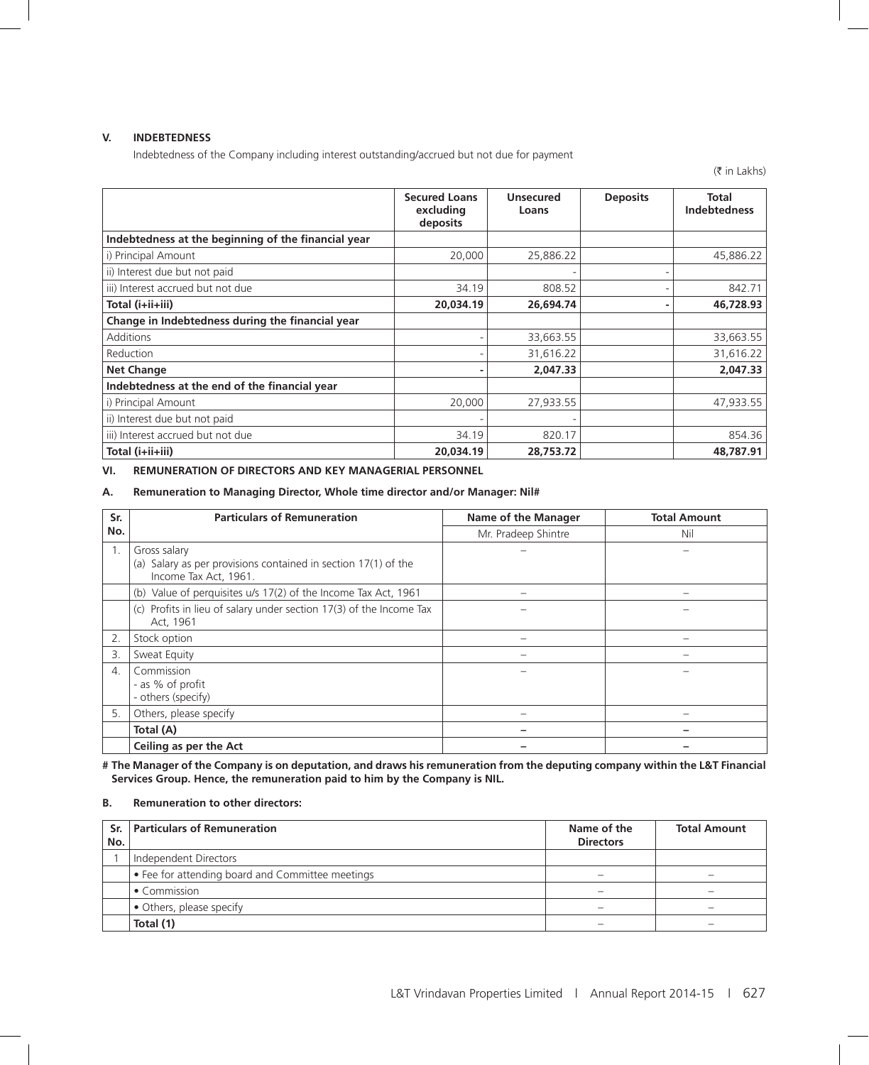### V. INDEBTEDNESS

Indebtedness of the Company including interest outstanding/accrued but not due for payment

(₹ in Lakhs)

| | Secured Loans excluding deposits | Unsecured Loans | Deposits | Total Indebtedness |
|---|---|---|---|---|
| **Indebtedness at the beginning of the financial year** | | | | |
| i) Principal Amount | 20,000 | 25,886.22 | | 45,886.22 |
| ii) Interest due but not paid | | - | - | |
| iii) Interest accrued but not due | 34.19 | 808.52 | - | 842.71 |
| **Total (i+ii+iii)** | **20,034.19** | **26,694.74** | **-** | **46,728.93** |
| **Change in Indebtedness during the financial year** | | | | |
| Additions | - | 33,663.55 | | 33,663.55 |
| Reduction | - | 31,616.22 | | 31,616.22 |
| **Net Change** | **-** | **2,047.33** | | **2,047.33** |
| **Indebtedness at the end of the financial year** | | | | |
| i) Principal Amount | 20,000 | 27,933.55 | | 47,933.55 |
| ii) Interest due but not paid | - | - | | |
| iii) Interest accrued but not due | 34.19 | 820.17 | | 854.36 |
| **Total (i+ii+iii)** | **20,034.19** | **28,753.72** | | **48,787.91** |

### VI. REMUNERATION OF DIRECTORS AND KEY MANAGERIAL PERSONNEL

#### A. Remuneration to Managing Director, Whole time director and/or Manager: Nil#

| Sr. No. | Particulars of Remuneration | Name of the Manager | Total Amount |
|---|---|---|---|
| | | Mr. Pradeep Shintre | Nil |
| 1. | Gross salary<br>(a) Salary as per provisions contained in section 17(1) of the Income Tax Act, 1961. | – | – |
| | (b) Value of perquisites u/s 17(2) of the Income Tax Act, 1961 | – | – |
| | (c) Profits in lieu of salary under section 17(3) of the Income Tax Act, 1961 | – | – |
| 2. | Stock option | – | – |
| 3. | Sweat Equity | – | – |
| 4. | Commission<br>- as % of profit<br>- others (specify) | – | – |
| 5. | Others, please specify | – | – |
| | **Total (A)** | **–** | **–** |
| | **Ceiling as per the Act** | **–** | **–** |

**# The Manager of the Company is on deputation, and draws his remuneration from the deputing company within the L&T Financial Services Group. Hence, the remuneration paid to him by the Company is NIL.**

#### B. Remuneration to other directors:

| Sr. No. | Particulars of Remuneration | Name of the Directors | Total Amount |
|---|---|---|---|
| 1 | Independent Directors | | |
| | • Fee for attending board and Committee meetings | – | – |
| | • Commission | – | – |
| | • Others, please specify | – | – |
| | **Total (1)** | – | – |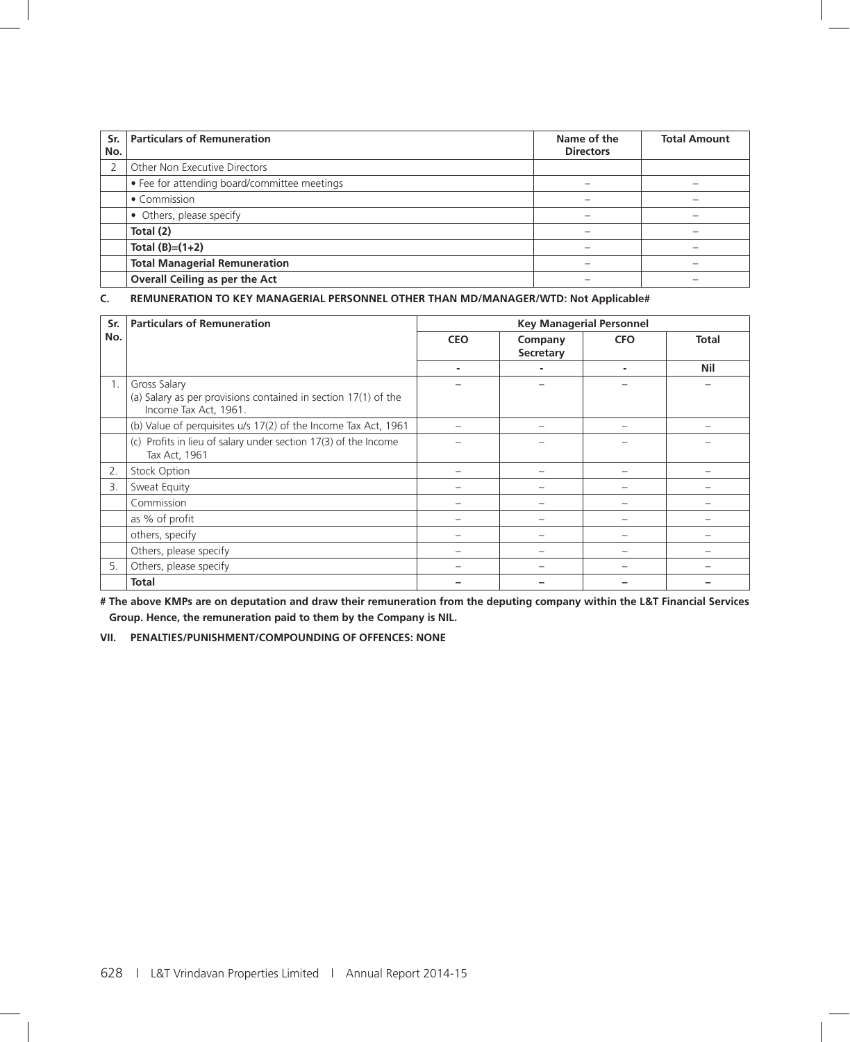| Sr. No. | Particulars of Remuneration | Name of the Directors | Total Amount |
|---|---|---|---|
| 2 | Other Non Executive Directors | | |
| | • Fee for attending board/committee meetings | – | – |
| | • Commission | – | – |
| | • Others, please specify | – | – |
| | **Total (2)** | – | – |
| | **Total (B)=(1+2)** | – | – |
| | **Total Managerial Remuneration** | – | – |
| | **Overall Ceiling as per the Act** | – | – |

**C. REMUNERATION TO KEY MANAGERIAL PERSONNEL OTHER THAN MD/MANAGER/WTD: Not Applicable#**

| Sr. No. | Particulars of Remuneration | Key Managerial Personnel | | | |
|---|---|---|---|---|---|
| | | **CEO** | **Company Secretary** | **CFO** | **Total** |
| | | - | - | - | **Nil** |
| 1. | Gross Salary<br>(a) Salary as per provisions contained in section 17(1) of the Income Tax Act, 1961. | – | – | – | – |
| | (b) Value of perquisites u/s 17(2) of the Income Tax Act, 1961 | – | – | – | – |
| | (c) Profits in lieu of salary under section 17(3) of the Income Tax Act, 1961 | – | – | – | – |
| 2. | Stock Option | – | – | – | – |
| 3. | Sweat Equity | – | – | – | – |
| | Commission | – | – | – | – |
| | as % of profit | – | – | – | – |
| | others, specify | – | – | – | – |
| | Others, please specify | – | – | – | – |
| 5. | Others, please specify | – | – | – | – |
| | **Total** | **–** | **–** | **–** | **–** |

**# The above KMPs are on deputation and draw their remuneration from the deputing company within the L&T Financial Services Group. Hence, the remuneration paid to them by the Company is NIL.**

**VII. PENALTIES/PUNISHMENT/COMPOUNDING OF OFFENCES: NONE**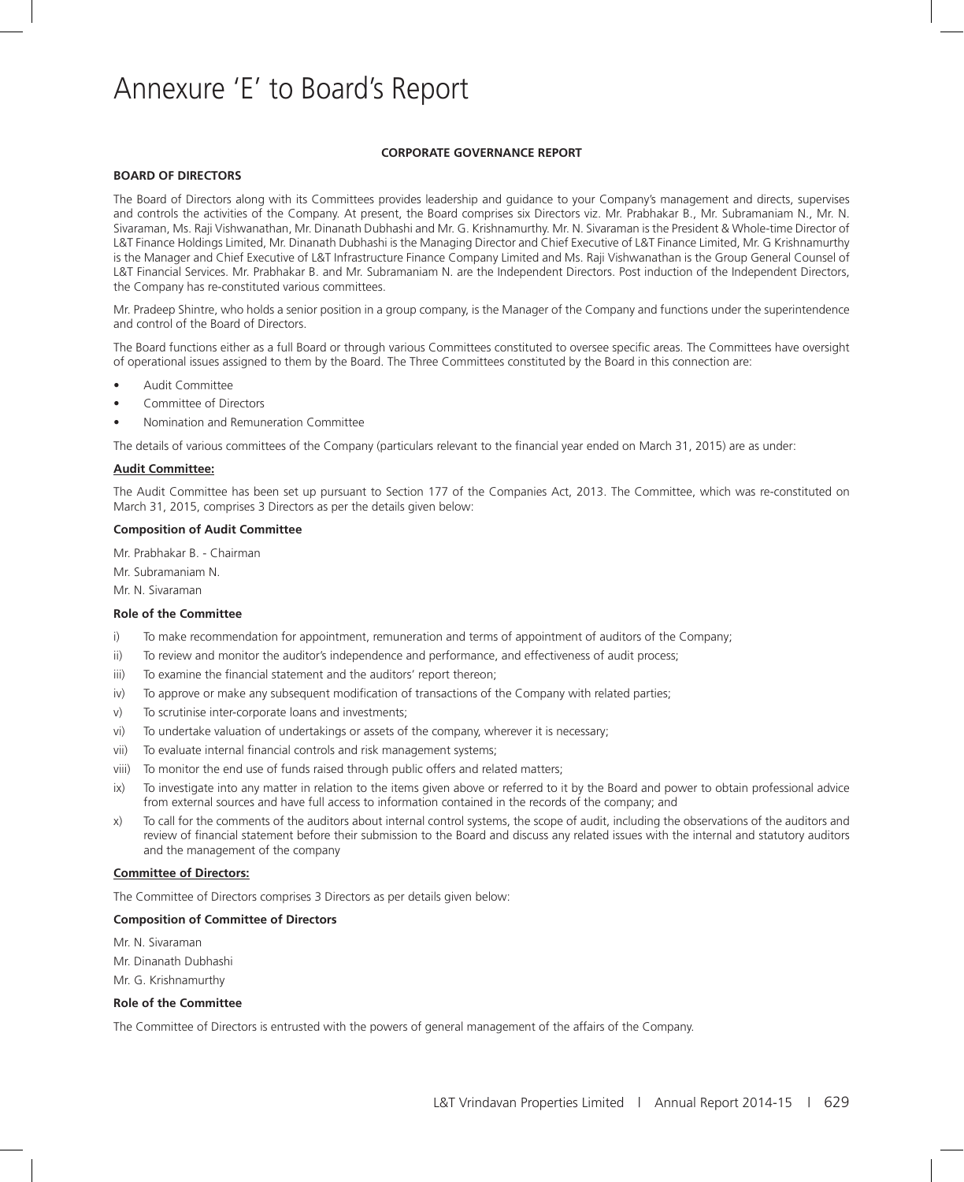# Annexure 'E' to Board's Report

**CORPORATE GOVERNANCE REPORT**

**BOARD OF DIRECTORS**

The Board of Directors along with its Committees provides leadership and guidance to your Company's management and directs, supervises and controls the activities of the Company. At present, the Board comprises six Directors viz. Mr. Prabhakar B., Mr. Subramaniam N., Mr. N. Sivaraman, Ms. Raji Vishwanathan, Mr. Dinanath Dubhashi and Mr. G. Krishnamurthy. Mr. N. Sivaraman is the President & Whole-time Director of L&T Finance Holdings Limited, Mr. Dinanath Dubhashi is the Managing Director and Chief Executive of L&T Finance Limited, Mr. G Krishnamurthy is the Manager and Chief Executive of L&T Infrastructure Finance Company Limited and Ms. Raji Vishwanathan is the Group General Counsel of L&T Financial Services. Mr. Prabhakar B. and Mr. Subramaniam N. are the Independent Directors. Post induction of the Independent Directors, the Company has re-constituted various committees.

Mr. Pradeep Shintre, who holds a senior position in a group company, is the Manager of the Company and functions under the superintendence and control of the Board of Directors.

The Board functions either as a full Board or through various Committees constituted to oversee specific areas. The Committees have oversight of operational issues assigned to them by the Board. The Three Committees constituted by the Board in this connection are:

- Audit Committee
- Committee of Directors
- Nomination and Remuneration Committee

The details of various committees of the Company (particulars relevant to the financial year ended on March 31, 2015) are as under:

**Audit Committee:**

The Audit Committee has been set up pursuant to Section 177 of the Companies Act, 2013. The Committee, which was re-constituted on March 31, 2015, comprises 3 Directors as per the details given below:

**Composition of Audit Committee**

Mr. Prabhakar B. - Chairman

Mr. Subramaniam N.

Mr. N. Sivaraman

**Role of the Committee**

i) To make recommendation for appointment, remuneration and terms of appointment of auditors of the Company;

ii) To review and monitor the auditor's independence and performance, and effectiveness of audit process;

iii) To examine the financial statement and the auditors' report thereon;

iv) To approve or make any subsequent modification of transactions of the Company with related parties;

v) To scrutinise inter-corporate loans and investments;

vi) To undertake valuation of undertakings or assets of the company, wherever it is necessary;

vii) To evaluate internal financial controls and risk management systems;

viii) To monitor the end use of funds raised through public offers and related matters;

ix) To investigate into any matter in relation to the items given above or referred to it by the Board and power to obtain professional advice from external sources and have full access to information contained in the records of the company; and

x) To call for the comments of the auditors about internal control systems, the scope of audit, including the observations of the auditors and review of financial statement before their submission to the Board and discuss any related issues with the internal and statutory auditors and the management of the company

**Committee of Directors:**

The Committee of Directors comprises 3 Directors as per details given below:

**Composition of Committee of Directors**

Mr. N. Sivaraman

Mr. Dinanath Dubhashi

Mr. G. Krishnamurthy

**Role of the Committee**

The Committee of Directors is entrusted with the powers of general management of the affairs of the Company.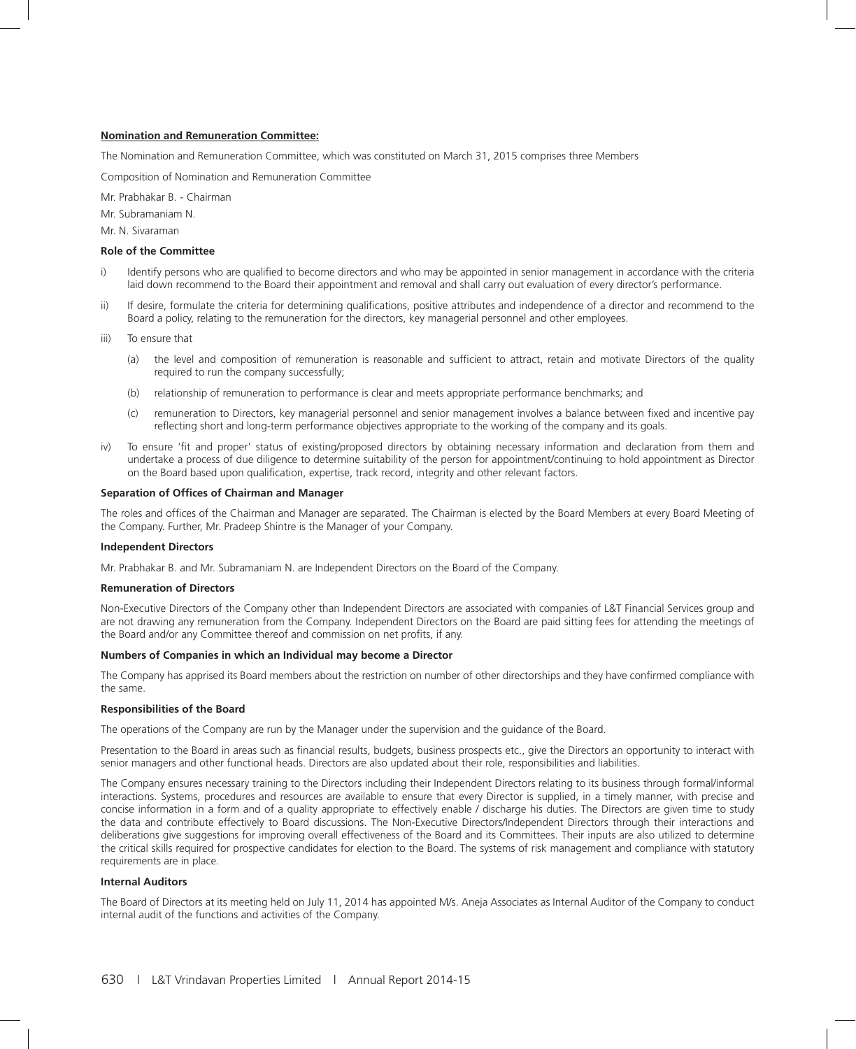**Nomination and Remuneration Committee:**

The Nomination and Remuneration Committee, which was constituted on March 31, 2015 comprises three Members

Composition of Nomination and Remuneration Committee

Mr. Prabhakar B. - Chairman

Mr. Subramaniam N.

Mr. N. Sivaraman

**Role of the Committee**

i) Identify persons who are qualified to become directors and who may be appointed in senior management in accordance with the criteria laid down recommend to the Board their appointment and removal and shall carry out evaluation of every director's performance.

ii) If desire, formulate the criteria for determining qualifications, positive attributes and independence of a director and recommend to the Board a policy, relating to the remuneration for the directors, key managerial personnel and other employees.

iii) To ensure that

   (a) the level and composition of remuneration is reasonable and sufficient to attract, retain and motivate Directors of the quality required to run the company successfully;

   (b) relationship of remuneration to performance is clear and meets appropriate performance benchmarks; and

   (c) remuneration to Directors, key managerial personnel and senior management involves a balance between fixed and incentive pay reflecting short and long-term performance objectives appropriate to the working of the company and its goals.

iv) To ensure 'fit and proper' status of existing/proposed directors by obtaining necessary information and declaration from them and undertake a process of due diligence to determine suitability of the person for appointment/continuing to hold appointment as Director on the Board based upon qualification, expertise, track record, integrity and other relevant factors.

**Separation of Offices of Chairman and Manager**

The roles and offices of the Chairman and Manager are separated. The Chairman is elected by the Board Members at every Board Meeting of the Company. Further, Mr. Pradeep Shintre is the Manager of your Company.

**Independent Directors**

Mr. Prabhakar B. and Mr. Subramaniam N. are Independent Directors on the Board of the Company.

**Remuneration of Directors**

Non-Executive Directors of the Company other than Independent Directors are associated with companies of L&T Financial Services group and are not drawing any remuneration from the Company. Independent Directors on the Board are paid sitting fees for attending the meetings of the Board and/or any Committee thereof and commission on net profits, if any.

**Numbers of Companies in which an Individual may become a Director**

The Company has apprised its Board members about the restriction on number of other directorships and they have confirmed compliance with the same.

**Responsibilities of the Board**

The operations of the Company are run by the Manager under the supervision and the guidance of the Board.

Presentation to the Board in areas such as financial results, budgets, business prospects etc., give the Directors an opportunity to interact with senior managers and other functional heads. Directors are also updated about their role, responsibilities and liabilities.

The Company ensures necessary training to the Directors including their Independent Directors relating to its business through formal/informal interactions. Systems, procedures and resources are available to ensure that every Director is supplied, in a timely manner, with precise and concise information in a form and of a quality appropriate to effectively enable / discharge his duties. The Directors are given time to study the data and contribute effectively to Board discussions. The Non-Executive Directors/Independent Directors through their interactions and deliberations give suggestions for improving overall effectiveness of the Board and its Committees. Their inputs are also utilized to determine the critical skills required for prospective candidates for election to the Board. The systems of risk management and compliance with statutory requirements are in place.

**Internal Auditors**

The Board of Directors at its meeting held on July 11, 2014 has appointed M/s. Aneja Associates as Internal Auditor of the Company to conduct internal audit of the functions and activities of the Company.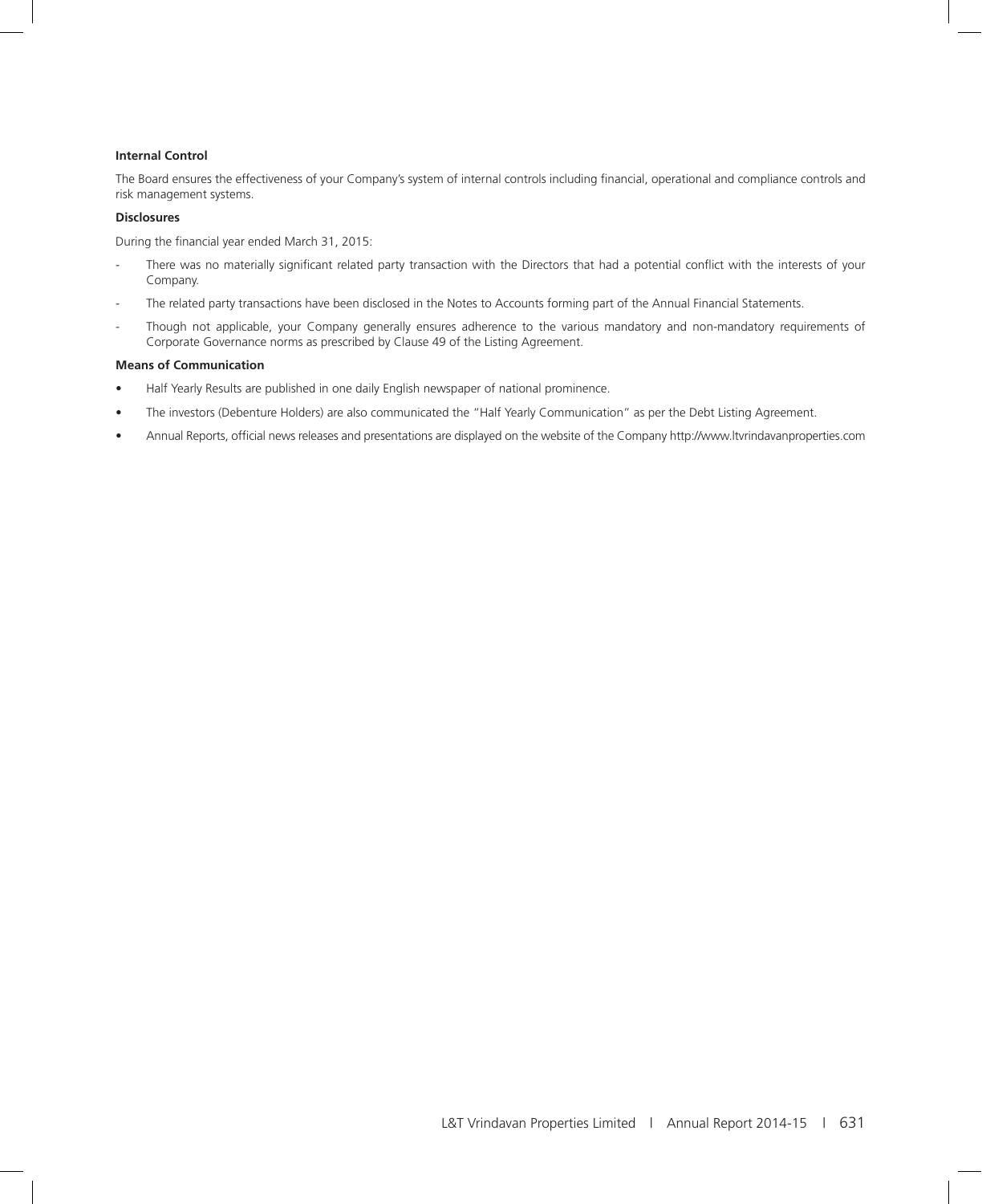**Internal Control**

The Board ensures the effectiveness of your Company's system of internal controls including financial, operational and compliance controls and risk management systems.

**Disclosures**

During the financial year ended March 31, 2015:

- There was no materially significant related party transaction with the Directors that had a potential conflict with the interests of your Company.
- The related party transactions have been disclosed in the Notes to Accounts forming part of the Annual Financial Statements.
- Though not applicable, your Company generally ensures adherence to the various mandatory and non-mandatory requirements of Corporate Governance norms as prescribed by Clause 49 of the Listing Agreement.

**Means of Communication**

- Half Yearly Results are published in one daily English newspaper of national prominence.
- The investors (Debenture Holders) are also communicated the "Half Yearly Communication" as per the Debt Listing Agreement.
- Annual Reports, official news releases and presentations are displayed on the website of the Company http://www.ltvrindavanproperties.com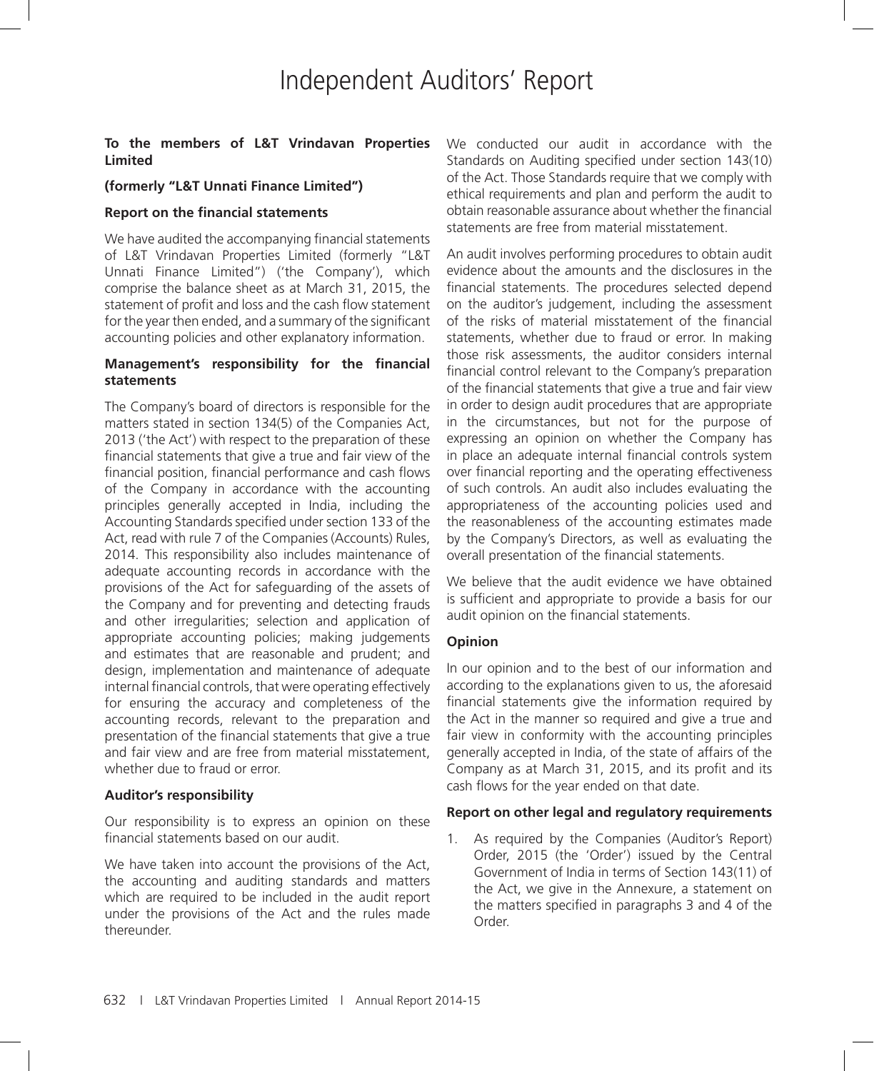# Independent Auditors' Report

**To the members of L&T Vrindavan Properties Limited**

**(formerly "L&T Unnati Finance Limited")**

**Report on the financial statements**

We have audited the accompanying financial statements of L&T Vrindavan Properties Limited (formerly "L&T Unnati Finance Limited") ('the Company'), which comprise the balance sheet as at March 31, 2015, the statement of profit and loss and the cash flow statement for the year then ended, and a summary of the significant accounting policies and other explanatory information.

**Management's responsibility for the financial statements**

The Company's board of directors is responsible for the matters stated in section 134(5) of the Companies Act, 2013 ('the Act') with respect to the preparation of these financial statements that give a true and fair view of the financial position, financial performance and cash flows of the Company in accordance with the accounting principles generally accepted in India, including the Accounting Standards specified under section 133 of the Act, read with rule 7 of the Companies (Accounts) Rules, 2014. This responsibility also includes maintenance of adequate accounting records in accordance with the provisions of the Act for safeguarding of the assets of the Company and for preventing and detecting frauds and other irregularities; selection and application of appropriate accounting policies; making judgements and estimates that are reasonable and prudent; and design, implementation and maintenance of adequate internal financial controls, that were operating effectively for ensuring the accuracy and completeness of the accounting records, relevant to the preparation and presentation of the financial statements that give a true and fair view and are free from material misstatement, whether due to fraud or error.

**Auditor's responsibility**

Our responsibility is to express an opinion on these financial statements based on our audit.

We have taken into account the provisions of the Act, the accounting and auditing standards and matters which are required to be included in the audit report under the provisions of the Act and the rules made thereunder.

We conducted our audit in accordance with the Standards on Auditing specified under section 143(10) of the Act. Those Standards require that we comply with ethical requirements and plan and perform the audit to obtain reasonable assurance about whether the financial statements are free from material misstatement.

An audit involves performing procedures to obtain audit evidence about the amounts and the disclosures in the financial statements. The procedures selected depend on the auditor's judgement, including the assessment of the risks of material misstatement of the financial statements, whether due to fraud or error. In making those risk assessments, the auditor considers internal financial control relevant to the Company's preparation of the financial statements that give a true and fair view in order to design audit procedures that are appropriate in the circumstances, but not for the purpose of expressing an opinion on whether the Company has in place an adequate internal financial controls system over financial reporting and the operating effectiveness of such controls. An audit also includes evaluating the appropriateness of the accounting policies used and the reasonableness of the accounting estimates made by the Company's Directors, as well as evaluating the overall presentation of the financial statements.

We believe that the audit evidence we have obtained is sufficient and appropriate to provide a basis for our audit opinion on the financial statements.

**Opinion**

In our opinion and to the best of our information and according to the explanations given to us, the aforesaid financial statements give the information required by the Act in the manner so required and give a true and fair view in conformity with the accounting principles generally accepted in India, of the state of affairs of the Company as at March 31, 2015, and its profit and its cash flows for the year ended on that date.

**Report on other legal and regulatory requirements**

1. As required by the Companies (Auditor's Report) Order, 2015 (the 'Order') issued by the Central Government of India in terms of Section 143(11) of the Act, we give in the Annexure, a statement on the matters specified in paragraphs 3 and 4 of the Order.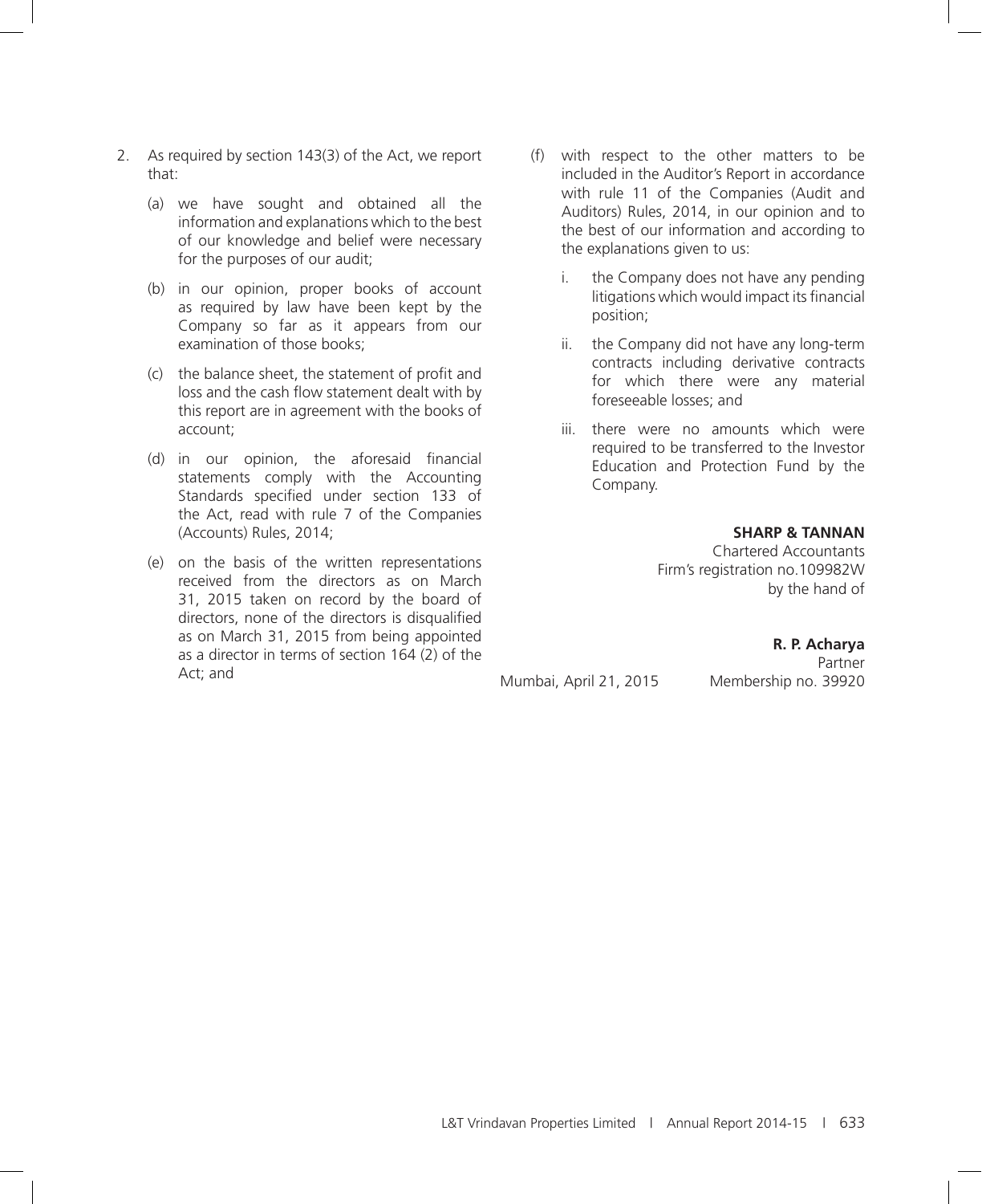2. As required by section 143(3) of the Act, we report that:

   (a) we have sought and obtained all the information and explanations which to the best of our knowledge and belief were necessary for the purposes of our audit;

   (b) in our opinion, proper books of account as required by law have been kept by the Company so far as it appears from our examination of those books;

   (c) the balance sheet, the statement of profit and loss and the cash flow statement dealt with by this report are in agreement with the books of account;

   (d) in our opinion, the aforesaid financial statements comply with the Accounting Standards specified under section 133 of the Act, read with rule 7 of the Companies (Accounts) Rules, 2014;

   (e) on the basis of the written representations received from the directors as on March 31, 2015 taken on record by the board of directors, none of the directors is disqualified as on March 31, 2015 from being appointed as a director in terms of section 164 (2) of the Act; and

   (f) with respect to the other matters to be included in the Auditor's Report in accordance with rule 11 of the Companies (Audit and Auditors) Rules, 2014, in our opinion and to the best of our information and according to the explanations given to us:

      i. the Company does not have any pending litigations which would impact its financial position;

      ii. the Company did not have any long-term contracts including derivative contracts for which there were any material foreseeable losses; and

      iii. there were no amounts which were required to be transferred to the Investor Education and Protection Fund by the Company.

**SHARP & TANNAN**
Chartered Accountants
Firm's registration no.109982W
by the hand of

**R. P. Acharya**
Partner
Membership no. 39920

Mumbai, April 21, 2015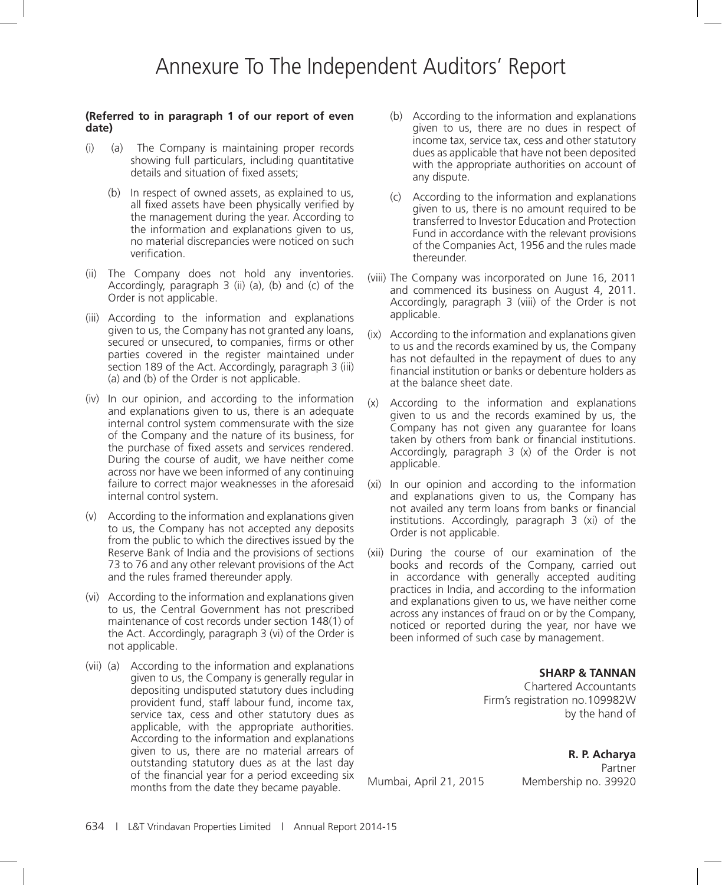# Annexure To The Independent Auditors' Report

**(Referred to in paragraph 1 of our report of even date)**

(i) (a) The Company is maintaining proper records showing full particulars, including quantitative details and situation of fixed assets;

(b) In respect of owned assets, as explained to us, all fixed assets have been physically verified by the management during the year. According to the information and explanations given to us, no material discrepancies were noticed on such verification.

(ii) The Company does not hold any inventories. Accordingly, paragraph 3 (ii) (a), (b) and (c) of the Order is not applicable.

(iii) According to the information and explanations given to us, the Company has not granted any loans, secured or unsecured, to companies, firms or other parties covered in the register maintained under section 189 of the Act. Accordingly, paragraph 3 (iii) (a) and (b) of the Order is not applicable.

(iv) In our opinion, and according to the information and explanations given to us, there is an adequate internal control system commensurate with the size of the Company and the nature of its business, for the purchase of fixed assets and services rendered. During the course of audit, we have neither come across nor have we been informed of any continuing failure to correct major weaknesses in the aforesaid internal control system.

(v) According to the information and explanations given to us, the Company has not accepted any deposits from the public to which the directives issued by the Reserve Bank of India and the provisions of sections 73 to 76 and any other relevant provisions of the Act and the rules framed thereunder apply.

(vi) According to the information and explanations given to us, the Central Government has not prescribed maintenance of cost records under section 148(1) of the Act. Accordingly, paragraph 3 (vi) of the Order is not applicable.

(vii) (a) According to the information and explanations given to us, the Company is generally regular in depositing undisputed statutory dues including provident fund, staff labour fund, income tax, service tax, cess and other statutory dues as applicable, with the appropriate authorities. According to the information and explanations given to us, there are no material arrears of outstanding statutory dues as at the last day of the financial year for a period exceeding six months from the date they became payable.

(b) According to the information and explanations given to us, there are no dues in respect of income tax, service tax, cess and other statutory dues as applicable that have not been deposited with the appropriate authorities on account of any dispute.

(c) According to the information and explanations given to us, there is no amount required to be transferred to Investor Education and Protection Fund in accordance with the relevant provisions of the Companies Act, 1956 and the rules made thereunder.

(viii) The Company was incorporated on June 16, 2011 and commenced its business on August 4, 2011. Accordingly, paragraph 3 (viii) of the Order is not applicable.

(ix) According to the information and explanations given to us and the records examined by us, the Company has not defaulted in the repayment of dues to any financial institution or banks or debenture holders as at the balance sheet date.

(x) According to the information and explanations given to us and the records examined by us, the Company has not given any guarantee for loans taken by others from bank or financial institutions. Accordingly, paragraph 3 (x) of the Order is not applicable.

(xi) In our opinion and according to the information and explanations given to us, the Company has not availed any term loans from banks or financial institutions. Accordingly, paragraph 3 (xi) of the Order is not applicable.

(xii) During the course of our examination of the books and records of the Company, carried out in accordance with generally accepted auditing practices in India, and according to the information and explanations given to us, we have neither come across any instances of fraud on or by the Company, noticed or reported during the year, nor have we been informed of such case by management.

**SHARP & TANNAN**
Chartered Accountants
Firm's registration no.109982W
by the hand of

**R. P. Acharya**
Partner
Membership no. 39920

Mumbai, April 21, 2015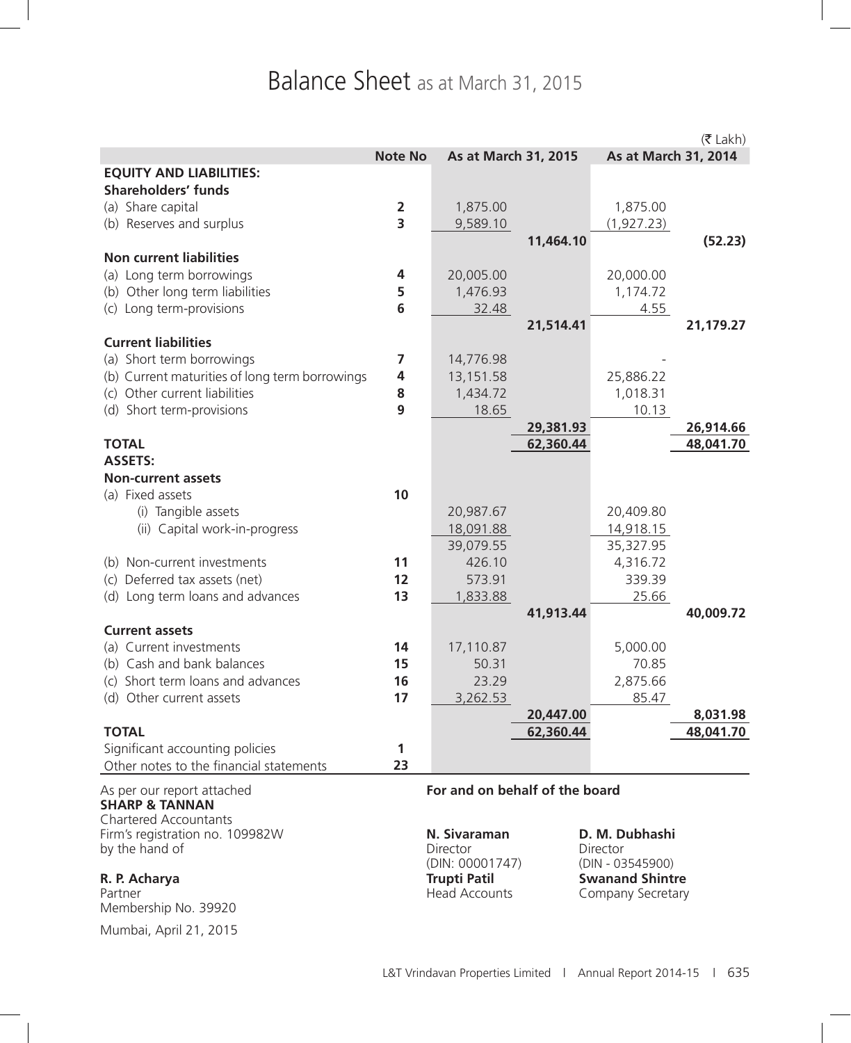# Balance Sheet as at March 31, 2015

(₹ Lakh)

| | Note No | As at March 31, 2015 | | As at March 31, 2014 | |
|---|---|---|---|---|---|
| **EQUITY AND LIABILITIES:** | | | | | |
| **Shareholders' funds** | | | | | |
| (a) Share capital | 2 | 1,875.00 | | 1,875.00 | |
| (b) Reserves and surplus | 3 | 9,589.10 | | (1,927.23) | |
| | | | **11,464.10** | | **(52.23)** |
| **Non current liabilities** | | | | | |
| (a) Long term borrowings | 4 | 20,005.00 | | 20,000.00 | |
| (b) Other long term liabilities | 5 | 1,476.93 | | 1,174.72 | |
| (c) Long term-provisions | 6 | 32.48 | | 4.55 | |
| | | | **21,514.41** | | **21,179.27** |
| **Current liabilities** | | | | | |
| (a) Short term borrowings | 7 | 14,776.98 | | - | |
| (b) Current maturities of long term borrowings | 4 | 13,151.58 | | 25,886.22 | |
| (c) Other current liabilities | 8 | 1,434.72 | | 1,018.31 | |
| (d) Short term-provisions | 9 | 18.65 | | 10.13 | |
| | | | **29,381.93** | | **26,914.66** |
| **TOTAL** | | | **62,360.44** | | **48,041.70** |
| **ASSETS:** | | | | | |
| **Non-current assets** | | | | | |
| (a) Fixed assets | 10 | | | | |
| (i) Tangible assets | | 20,987.67 | | 20,409.80 | |
| (ii) Capital work-in-progress | | 18,091.88 | | 14,918.15 | |
| | | 39,079.55 | | 35,327.95 | |
| (b) Non-current investments | 11 | 426.10 | | 4,316.72 | |
| (c) Deferred tax assets (net) | 12 | 573.91 | | 339.39 | |
| (d) Long term loans and advances | 13 | 1,833.88 | | 25.66 | |
| | | | **41,913.44** | | **40,009.72** |
| **Current assets** | | | | | |
| (a) Current investments | 14 | 17,110.87 | | 5,000.00 | |
| (b) Cash and bank balances | 15 | 50.31 | | 70.85 | |
| (c) Short term loans and advances | 16 | 23.29 | | 2,875.66 | |
| (d) Other current assets | 17 | 3,262.53 | | 85.47 | |
| | | | **20,447.00** | | **8,031.98** |
| **TOTAL** | | | **62,360.44** | | **48,041.70** |
| Significant accounting policies | 1 | | | | |
| Other notes to the financial statements | 23 | | | | |

As per our report attached
**SHARP & TANNAN**
Chartered Accountants
Firm's registration no. 109982W
by the hand of

**R. P. Acharya**
Partner
Membership No. 39920

Mumbai, April 21, 2015

**For and on behalf of the board**

**N. Sivaraman**
Director
(DIN: 00001747)

**D. M. Dubhashi**
Director
(DIN - 03545900)

**Trupti Patil**
Head Accounts

**Swanand Shintre**
Company Secretary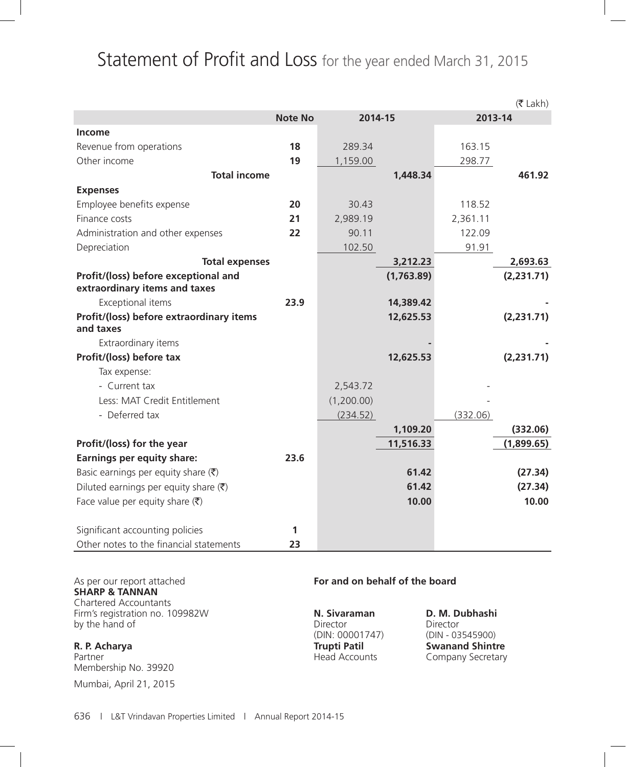# Statement of Profit and Loss for the year ended March 31, 2015

(₹ Lakh)

| | Note No | 2014-15 | | 2013-14 | |
|---|---|---|---|---|---|
| **Income** | | | | | |
| Revenue from operations | **18** | 289.34 | | 163.15 | |
| Other income | **19** | 1,159.00 | | 298.77 | |
| **Total income** | | | **1,448.34** | | **461.92** |
| **Expenses** | | | | | |
| Employee benefits expense | **20** | 30.43 | | 118.52 | |
| Finance costs | **21** | 2,989.19 | | 2,361.11 | |
| Administration and other expenses | **22** | 90.11 | | 122.09 | |
| Depreciation | | 102.50 | | 91.91 | |
| **Total expenses** | | | **3,212.23** | | **2,693.63** |
| **Profit/(loss) before exceptional and extraordinary items and taxes** | | | **(1,763.89)** | | **(2,231.71)** |
| Exceptional items | **23.9** | | **14,389.42** | | **-** |
| **Profit/(loss) before extraordinary items and taxes** | | | **12,625.53** | | **(2,231.71)** |
| Extraordinary items | | | **-** | | **-** |
| **Profit/(loss) before tax** | | | **12,625.53** | | **(2,231.71)** |
| Tax expense: | | | | | |
| - Current tax | | 2,543.72 | | - | |
| Less: MAT Credit Entitlement | | (1,200.00) | | - | |
| - Deferred tax | | (234.52) | | (332.06) | |
| | | | **1,109.20** | | **(332.06)** |
| **Profit/(loss) for the year** | | | **11,516.33** | | **(1,899.65)** |
| **Earnings per equity share:** | **23.6** | | | | |
| Basic earnings per equity share (₹) | | | **61.42** | | **(27.34)** |
| Diluted earnings per equity share (₹) | | | **61.42** | | **(27.34)** |
| Face value per equity share (₹) | | | **10.00** | | **10.00** |
| | | | | | |
| Significant accounting policies | **1** | | | | |
| Other notes to the financial statements | **23** | | | | |

As per our report attached
**SHARP & TANNAN**
Chartered Accountants
Firm's registration no. 109982W
by the hand of

**R. P. Acharya**
Partner
Membership No. 39920

Mumbai, April 21, 2015

**For and on behalf of the board**

**N. Sivaraman**
Director
(DIN: 00001747)

**D. M. Dubhashi**
Director
(DIN - 03545900)

**Trupti Patil**
Head Accounts

**Swanand Shintre**
Company Secretary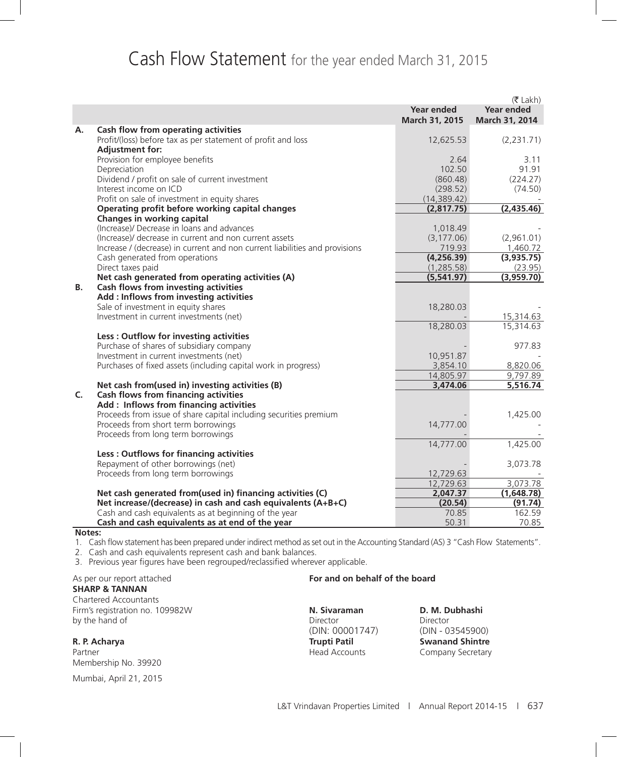# Cash Flow Statement for the year ended March 31, 2015

(₹ Lakh)

| | | Year ended March 31, 2015 | Year ended March 31, 2014 |
|---|---|---|---|
| **A.** | **Cash flow from operating activities** | | |
| | Profit/(loss) before tax as per statement of profit and loss | 12,625.53 | (2,231.71) |
| | **Adjustment for:** | | |
| | Provision for employee benefits | 2.64 | 3.11 |
| | Depreciation | 102.50 | 91.91 |
| | Dividend / profit on sale of current investment | (860.48) | (224.27) |
| | Interest income on ICD | (298.52) | (74.50) |
| | Profit on sale of investment in equity shares | (14,389.42) | - |
| | **Operating profit before working capital changes** | **(2,817.75)** | **(2,435.46)** |
| | **Changes in working capital** | | |
| | (Increase)/ Decrease in loans and advances | 1,018.49 | - |
| | (Increase)/ decrease in current and non current assets | (3,177.06) | (2,961.01) |
| | Increase / (decrease) in current and non current liabilities and provisions | 719.93 | 1,460.72 |
| | Cash generated from operations | **(4,256.39)** | **(3,935.75)** |
| | Direct taxes paid | (1,285.58) | (23.95) |
| | **Net cash generated from operating activities (A)** | **(5,541.97)** | **(3,959.70)** |
| **B.** | **Cash flows from investing activities** | | |
| | **Add : Inflows from investing activities** | | |
| | Sale of investment in equity shares | 18,280.03 | - |
| | Investment in current investments (net) | - | 15,314.63 |
| | | 18,280.03 | 15,314.63 |
| | **Less : Outflow for investing activities** | | |
| | Purchase of shares of subsidiary company | - | 977.83 |
| | Investment in current investments (net) | 10,951.87 | - |
| | Purchases of fixed assets (including capital work in progress) | 3,854.10 | 8,820.06 |
| | | 14,805.97 | 9,797.89 |
| | **Net cash from(used in) investing activities (B)** | **3,474.06** | **5,516.74** |
| **C.** | **Cash flows from financing activities** | | |
| | **Add : Inflows from financing activities** | | |
| | Proceeds from issue of share capital including securities premium | - | 1,425.00 |
| | Proceeds from short term borrowings | 14,777.00 | - |
| | Proceeds from long term borrowings | - | - |
| | | 14,777.00 | 1,425.00 |
| | **Less : Outflows for financing activities** | | |
| | Repayment of other borrowings (net) | - | 3,073.78 |
| | Proceeds from long term borrowings | 12,729.63 | - |
| | | 12,729.63 | 3,073.78 |
| | **Net cash generated from(used in) financing activities (C)** | **2,047.37** | **(1,648.78)** |
| | **Net increase/(decrease) in cash and cash equivalents (A+B+C)** | **(20.54)** | **(91.74)** |
| | Cash and cash equivalents as at beginning of the year | 70.85 | 162.59 |
| | **Cash and cash equivalents as at end of the year** | 50.31 | 70.85 |

**Notes:**

1. Cash flow statement has been prepared under indirect method as set out in the Accounting Standard (AS) 3 "Cash Flow Statements".
2. Cash and cash equivalents represent cash and bank balances.
3. Previous year figures have been regrouped/reclassified wherever applicable.

As per our report attached
**SHARP & TANNAN**
Chartered Accountants
Firm's registration no. 109982W
by the hand of

**R. P. Acharya**
Partner
Membership No. 39920

Mumbai, April 21, 2015

**For and on behalf of the board**

**N. Sivaraman**
Director
(DIN: 00001747)

**D. M. Dubhashi**
Director
(DIN - 03545900)

**Trupti Patil**
Head Accounts

**Swanand Shintre**
Company Secretary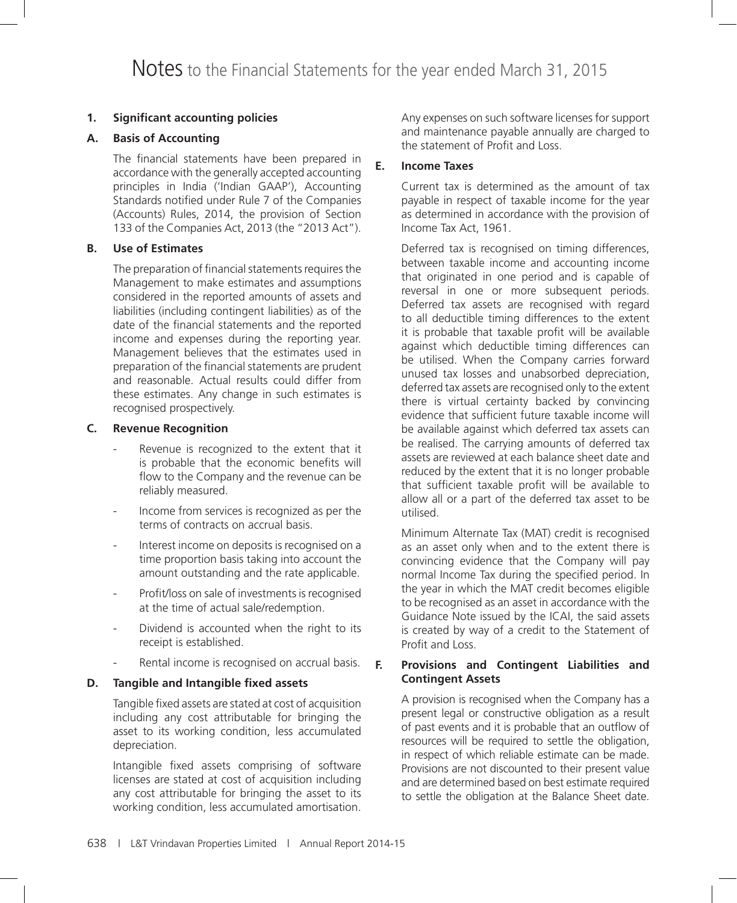# Notes to the Financial Statements for the year ended March 31, 2015

## 1. Significant accounting policies

### A. Basis of Accounting

The financial statements have been prepared in accordance with the generally accepted accounting principles in India ('Indian GAAP'), Accounting Standards notified under Rule 7 of the Companies (Accounts) Rules, 2014, the provision of Section 133 of the Companies Act, 2013 (the "2013 Act").

### B. Use of Estimates

The preparation of financial statements requires the Management to make estimates and assumptions considered in the reported amounts of assets and liabilities (including contingent liabilities) as of the date of the financial statements and the reported income and expenses during the reporting year. Management believes that the estimates used in preparation of the financial statements are prudent and reasonable. Actual results could differ from these estimates. Any change in such estimates is recognised prospectively.

### C. Revenue Recognition

- Revenue is recognized to the extent that it is probable that the economic benefits will flow to the Company and the revenue can be reliably measured.
- Income from services is recognized as per the terms of contracts on accrual basis.
- Interest income on deposits is recognised on a time proportion basis taking into account the amount outstanding and the rate applicable.
- Profit/loss on sale of investments is recognised at the time of actual sale/redemption.
- Dividend is accounted when the right to its receipt is established.
- Rental income is recognised on accrual basis.

### D. Tangible and Intangible fixed assets

Tangible fixed assets are stated at cost of acquisition including any cost attributable for bringing the asset to its working condition, less accumulated depreciation.

Intangible fixed assets comprising of software licenses are stated at cost of acquisition including any cost attributable for bringing the asset to its working condition, less accumulated amortisation. Any expenses on such software licenses for support and maintenance payable annually are charged to the statement of Profit and Loss.

### E. Income Taxes

Current tax is determined as the amount of tax payable in respect of taxable income for the year as determined in accordance with the provision of Income Tax Act, 1961.

Deferred tax is recognised on timing differences, between taxable income and accounting income that originated in one period and is capable of reversal in one or more subsequent periods. Deferred tax assets are recognised with regard to all deductible timing differences to the extent it is probable that taxable profit will be available against which deductible timing differences can be utilised. When the Company carries forward unused tax losses and unabsorbed depreciation, deferred tax assets are recognised only to the extent there is virtual certainty backed by convincing evidence that sufficient future taxable income will be available against which deferred tax assets can be realised. The carrying amounts of deferred tax assets are reviewed at each balance sheet date and reduced by the extent that it is no longer probable that sufficient taxable profit will be available to allow all or a part of the deferred tax asset to be utilised.

Minimum Alternate Tax (MAT) credit is recognised as an asset only when and to the extent there is convincing evidence that the Company will pay normal Income Tax during the specified period. In the year in which the MAT credit becomes eligible to be recognised as an asset in accordance with the Guidance Note issued by the ICAI, the said assets is created by way of a credit to the Statement of Profit and Loss.

### F. Provisions and Contingent Liabilities and Contingent Assets

A provision is recognised when the Company has a present legal or constructive obligation as a result of past events and it is probable that an outflow of resources will be required to settle the obligation, in respect of which reliable estimate can be made. Provisions are not discounted to their present value and are determined based on best estimate required to settle the obligation at the Balance Sheet date.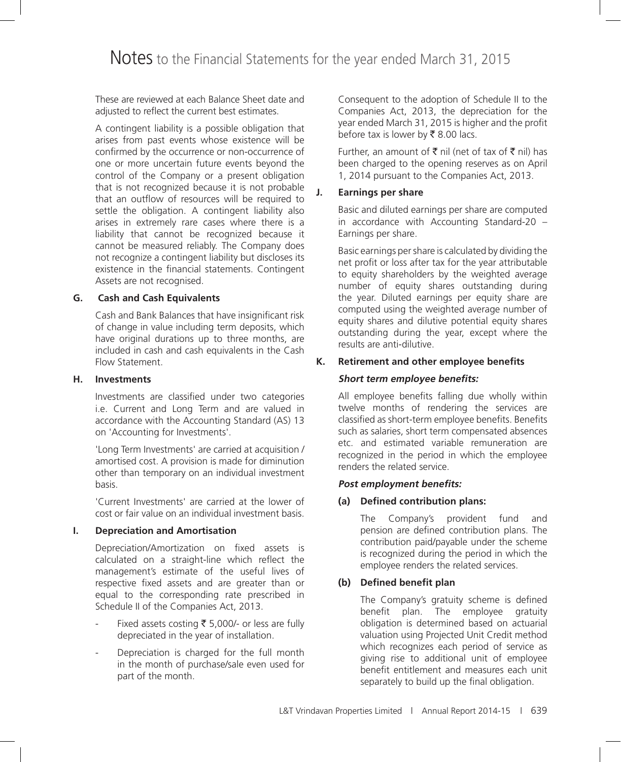# Notes to the Financial Statements for the year ended March 31, 2015

These are reviewed at each Balance Sheet date and adjusted to reflect the current best estimates.

A contingent liability is a possible obligation that arises from past events whose existence will be confirmed by the occurrence or non-occurrence of one or more uncertain future events beyond the control of the Company or a present obligation that is not recognized because it is not probable that an outflow of resources will be required to settle the obligation. A contingent liability also arises in extremely rare cases where there is a liability that cannot be recognized because it cannot be measured reliably. The Company does not recognize a contingent liability but discloses its existence in the financial statements. Contingent Assets are not recognised.

**G. Cash and Cash Equivalents**

Cash and Bank Balances that have insignificant risk of change in value including term deposits, which have original durations up to three months, are included in cash and cash equivalents in the Cash Flow Statement.

**H. Investments**

Investments are classified under two categories i.e. Current and Long Term and are valued in accordance with the Accounting Standard (AS) 13 on 'Accounting for Investments'.

'Long Term Investments' are carried at acquisition / amortised cost. A provision is made for diminution other than temporary on an individual investment basis.

'Current Investments' are carried at the lower of cost or fair value on an individual investment basis.

**I. Depreciation and Amortisation**

Depreciation/Amortization on fixed assets is calculated on a straight-line which reflect the management's estimate of the useful lives of respective fixed assets and are greater than or equal to the corresponding rate prescribed in Schedule II of the Companies Act, 2013.

- Fixed assets costing ₹ 5,000/- or less are fully depreciated in the year of installation.
- Depreciation is charged for the full month in the month of purchase/sale even used for part of the month.

Consequent to the adoption of Schedule II to the Companies Act, 2013, the depreciation for the year ended March 31, 2015 is higher and the profit before tax is lower by ₹ 8.00 lacs.

Further, an amount of ₹ nil (net of tax of ₹ nil) has been charged to the opening reserves as on April 1, 2014 pursuant to the Companies Act, 2013.

**J. Earnings per share**

Basic and diluted earnings per share are computed in accordance with Accounting Standard-20 – Earnings per share.

Basic earnings per share is calculated by dividing the net profit or loss after tax for the year attributable to equity shareholders by the weighted average number of equity shares outstanding during the year. Diluted earnings per equity share are computed using the weighted average number of equity shares and dilutive potential equity shares outstanding during the year, except where the results are anti-dilutive.

**K. Retirement and other employee benefits**

***Short term employee benefits:***

All employee benefits falling due wholly within twelve months of rendering the services are classified as short-term employee benefits. Benefits such as salaries, short term compensated absences etc. and estimated variable remuneration are recognized in the period in which the employee renders the related service.

***Post employment benefits:***

**(a) Defined contribution plans:**

The Company's provident fund and pension are defined contribution plans. The contribution paid/payable under the scheme is recognized during the period in which the employee renders the related services.

**(b) Defined benefit plan**

The Company's gratuity scheme is defined benefit plan. The employee gratuity obligation is determined based on actuarial valuation using Projected Unit Credit method which recognizes each period of service as giving rise to additional unit of employee benefit entitlement and measures each unit separately to build up the final obligation.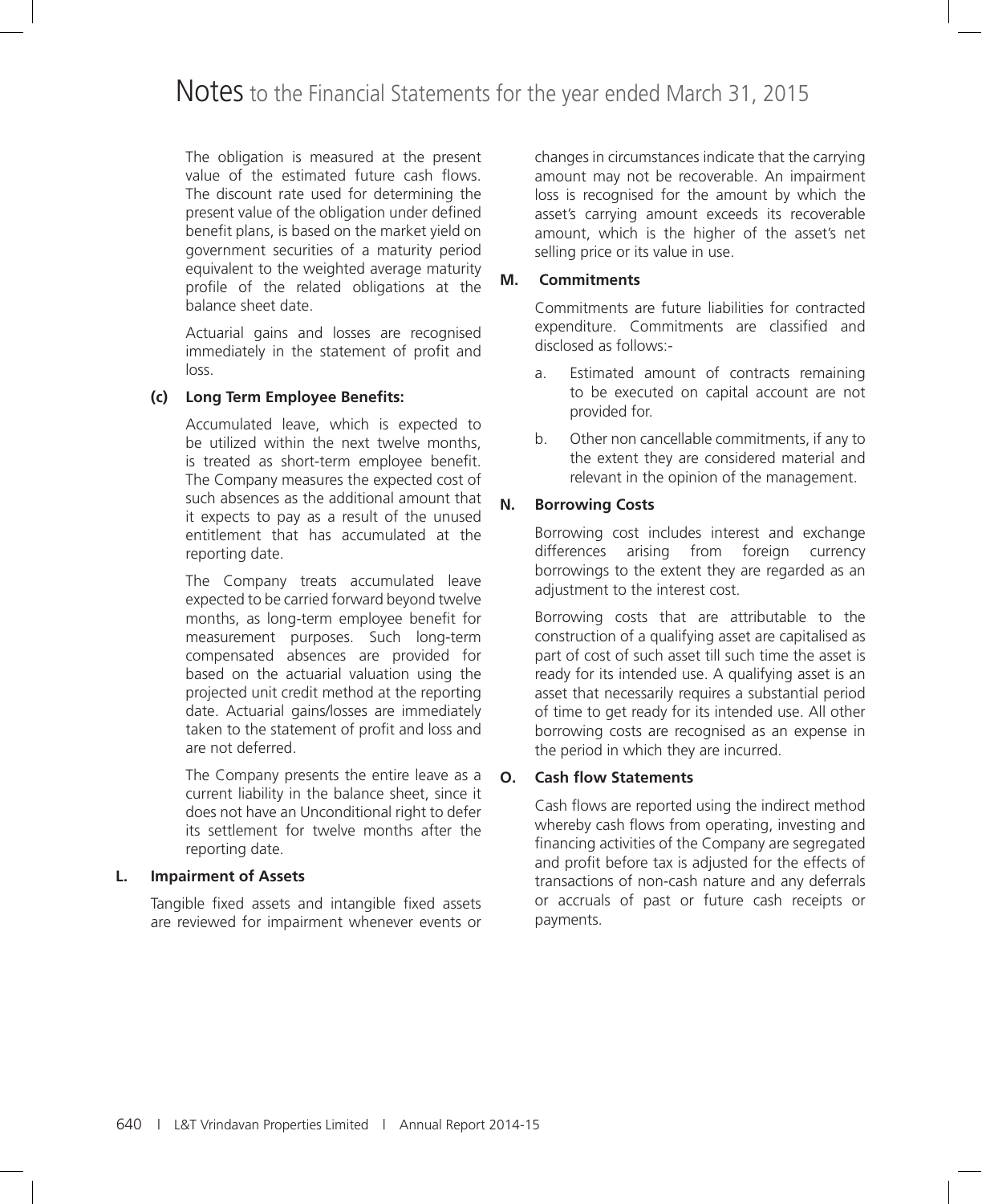# Notes to the Financial Statements for the year ended March 31, 2015

The obligation is measured at the present value of the estimated future cash flows. The discount rate used for determining the present value of the obligation under defined benefit plans, is based on the market yield on government securities of a maturity period equivalent to the weighted average maturity profile of the related obligations at the balance sheet date.

Actuarial gains and losses are recognised immediately in the statement of profit and loss.

**(c) Long Term Employee Benefits:**

Accumulated leave, which is expected to be utilized within the next twelve months, is treated as short-term employee benefit. The Company measures the expected cost of such absences as the additional amount that it expects to pay as a result of the unused entitlement that has accumulated at the reporting date.

The Company treats accumulated leave expected to be carried forward beyond twelve months, as long-term employee benefit for measurement purposes. Such long-term compensated absences are provided for based on the actuarial valuation using the projected unit credit method at the reporting date. Actuarial gains/losses are immediately taken to the statement of profit and loss and are not deferred.

The Company presents the entire leave as a current liability in the balance sheet, since it does not have an Unconditional right to defer its settlement for twelve months after the reporting date.

**L. Impairment of Assets**

Tangible fixed assets and intangible fixed assets are reviewed for impairment whenever events or changes in circumstances indicate that the carrying amount may not be recoverable. An impairment loss is recognised for the amount by which the asset's carrying amount exceeds its recoverable amount, which is the higher of the asset's net selling price or its value in use.

**M. Commitments**

Commitments are future liabilities for contracted expenditure. Commitments are classified and disclosed as follows:-

a. Estimated amount of contracts remaining to be executed on capital account are not provided for.

b. Other non cancellable commitments, if any to the extent they are considered material and relevant in the opinion of the management.

**N. Borrowing Costs**

Borrowing cost includes interest and exchange differences arising from foreign currency borrowings to the extent they are regarded as an adjustment to the interest cost.

Borrowing costs that are attributable to the construction of a qualifying asset are capitalised as part of cost of such asset till such time the asset is ready for its intended use. A qualifying asset is an asset that necessarily requires a substantial period of time to get ready for its intended use. All other borrowing costs are recognised as an expense in the period in which they are incurred.

**O. Cash flow Statements**

Cash flows are reported using the indirect method whereby cash flows from operating, investing and financing activities of the Company are segregated and profit before tax is adjusted for the effects of transactions of non-cash nature and any deferrals or accruals of past or future cash receipts or payments.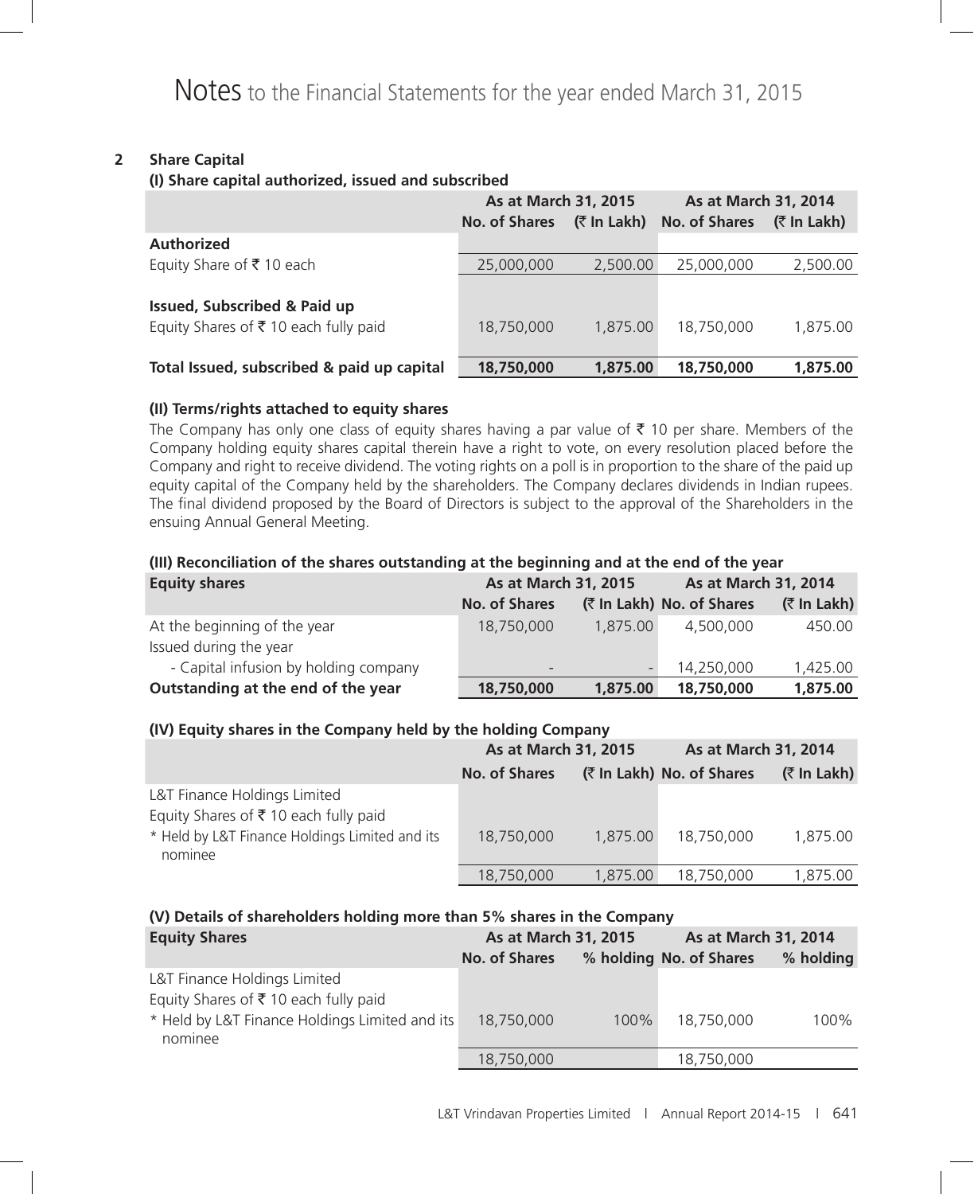# Notes to the Financial Statements for the year ended March 31, 2015

## 2 Share Capital

### (I) Share capital authorized, issued and subscribed

| | As at March 31, 2015 | | As at March 31, 2014 | |
|---|---|---|---|---|
| | No. of Shares | (₹ In Lakh) | No. of Shares | (₹ In Lakh) |
| **Authorized** | | | | |
| Equity Share of ₹ 10 each | 25,000,000 | 2,500.00 | 25,000,000 | 2,500.00 |
| **Issued, Subscribed & Paid up** | | | | |
| Equity Shares of ₹ 10 each fully paid | 18,750,000 | 1,875.00 | 18,750,000 | 1,875.00 |
| **Total Issued, subscribed & paid up capital** | **18,750,000** | **1,875.00** | **18,750,000** | **1,875.00** |

### (II) Terms/rights attached to equity shares

The Company has only one class of equity shares having a par value of ₹ 10 per share. Members of the Company holding equity shares capital therein have a right to vote, on every resolution placed before the Company and right to receive dividend. The voting rights on a poll is in proportion to the share of the paid up equity capital of the Company held by the shareholders. The Company declares dividends in Indian rupees. The final dividend proposed by the Board of Directors is subject to the approval of the Shareholders in the ensuing Annual General Meeting.

### (III) Reconciliation of the shares outstanding at the beginning and at the end of the year

| **Equity shares** | As at March 31, 2015 | | As at March 31, 2014 | |
|---|---|---|---|---|
| | No. of Shares | (₹ In Lakh) | No. of Shares | (₹ In Lakh) |
| At the beginning of the year | 18,750,000 | 1,875.00 | 4,500,000 | 450.00 |
| Issued during the year | | | | |
| - Capital infusion by holding company | - | - | 14,250,000 | 1,425.00 |
| **Outstanding at the end of the year** | **18,750,000** | **1,875.00** | **18,750,000** | **1,875.00** |

### (IV) Equity shares in the Company held by the holding Company

| | As at March 31, 2015 | | As at March 31, 2014 | |
|---|---|---|---|---|
| | No. of Shares | (₹ In Lakh) | No. of Shares | (₹ In Lakh) |
| L&T Finance Holdings Limited | | | | |
| Equity Shares of ₹ 10 each fully paid | | | | |
| * Held by L&T Finance Holdings Limited and its nominee | 18,750,000 | 1,875.00 | 18,750,000 | 1,875.00 |
| | 18,750,000 | 1,875.00 | 18,750,000 | 1,875.00 |

### (V) Details of shareholders holding more than 5% shares in the Company

| **Equity Shares** | As at March 31, 2015 | | As at March 31, 2014 | |
|---|---|---|---|---|
| | No. of Shares | % holding | No. of Shares | % holding |
| L&T Finance Holdings Limited | | | | |
| Equity Shares of ₹ 10 each fully paid | | | | |
| * Held by L&T Finance Holdings Limited and its nominee | 18,750,000 | 100% | 18,750,000 | 100% |
| | 18,750,000 | | 18,750,000 | |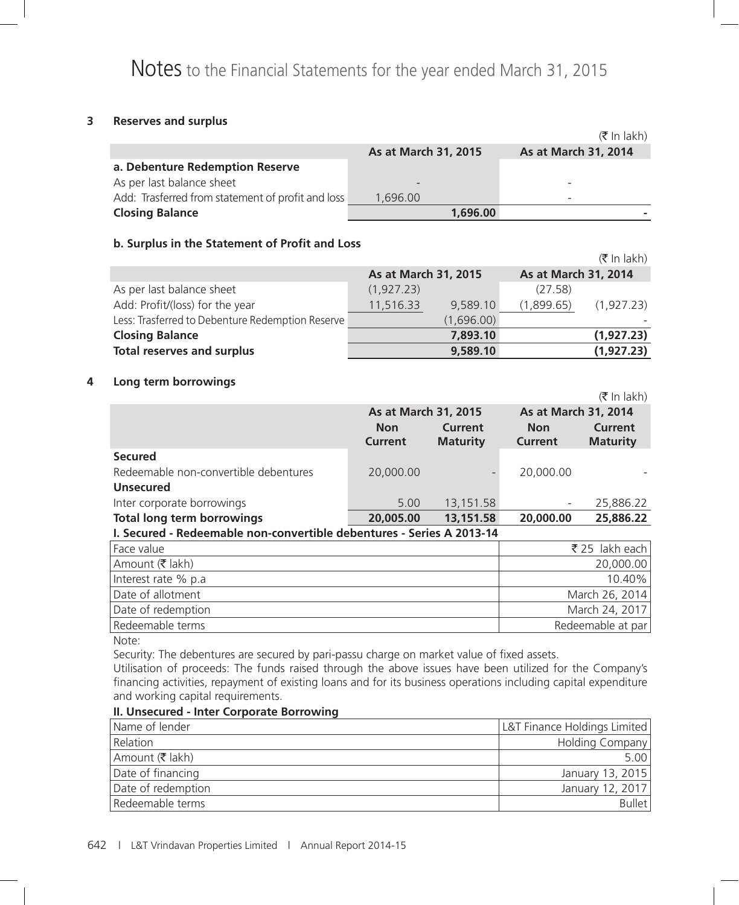# Notes to the Financial Statements for the year ended March 31, 2015

## 3 Reserves and surplus

(₹ In lakh)

| | As at March 31, 2015 | | As at March 31, 2014 | |
|---|---|---|---|---|
| **a. Debenture Redemption Reserve** | | | | |
| As per last balance sheet | - | | - | |
| Add: Trasferred from statement of profit and loss | 1,696.00 | | - | |
| **Closing Balance** | | **1,696.00** | | **-** |

**b. Surplus in the Statement of Profit and Loss**

(₹ In lakh)

| | As at March 31, 2015 | | As at March 31, 2014 | |
|---|---|---|---|---|
| As per last balance sheet | (1,927.23) | | (27.58) | |
| Add: Profit/(loss) for the year | 11,516.33 | 9,589.10 | (1,899.65) | (1,927.23) |
| Less: Trasferred to Debenture Redemption Reserve | | (1,696.00) | | - |
| **Closing Balance** | | **7,893.10** | | **(1,927.23)** |
| **Total reserves and surplus** | | **9,589.10** | | **(1,927.23)** |

## 4 Long term borrowings

(₹ In lakh)

| | As at March 31, 2015 | | As at March 31, 2014 | |
|---|---|---|---|---|
| | **Non Current** | **Current Maturity** | **Non Current** | **Current Maturity** |
| **Secured** | | | | |
| Redeemable non-convertible debentures | 20,000.00 | - | 20,000.00 | - |
| **Unsecured** | | | | |
| Inter corporate borrowings | 5.00 | 13,151.58 | - | 25,886.22 |
| **Total long term borrowings** | **20,005.00** | **13,151.58** | **20,000.00** | **25,886.22** |

**I. Secured - Redeemable non-convertible debentures - Series A 2013-14**

| | |
|---|---|
| Face value | ₹ 25 lakh each |
| Amount (₹ lakh) | 20,000.00 |
| Interest rate % p.a | 10.40% |
| Date of allotment | March 26, 2014 |
| Date of redemption | March 24, 2017 |
| Redeemable terms | Redeemable at par |

Note:

Security: The debentures are secured by pari-passu charge on market value of fixed assets.

Utilisation of proceeds: The funds raised through the above issues have been utilized for the Company's financing activities, repayment of existing loans and for its business operations including capital expenditure and working capital requirements.

**II. Unsecured - Inter Corporate Borrowing**

| | |
|---|---|
| Name of lender | L&T Finance Holdings Limited |
| Relation | Holding Company |
| Amount (₹ lakh) | 5.00 |
| Date of financing | January 13, 2015 |
| Date of redemption | January 12, 2017 |
| Redeemable terms | Bullet |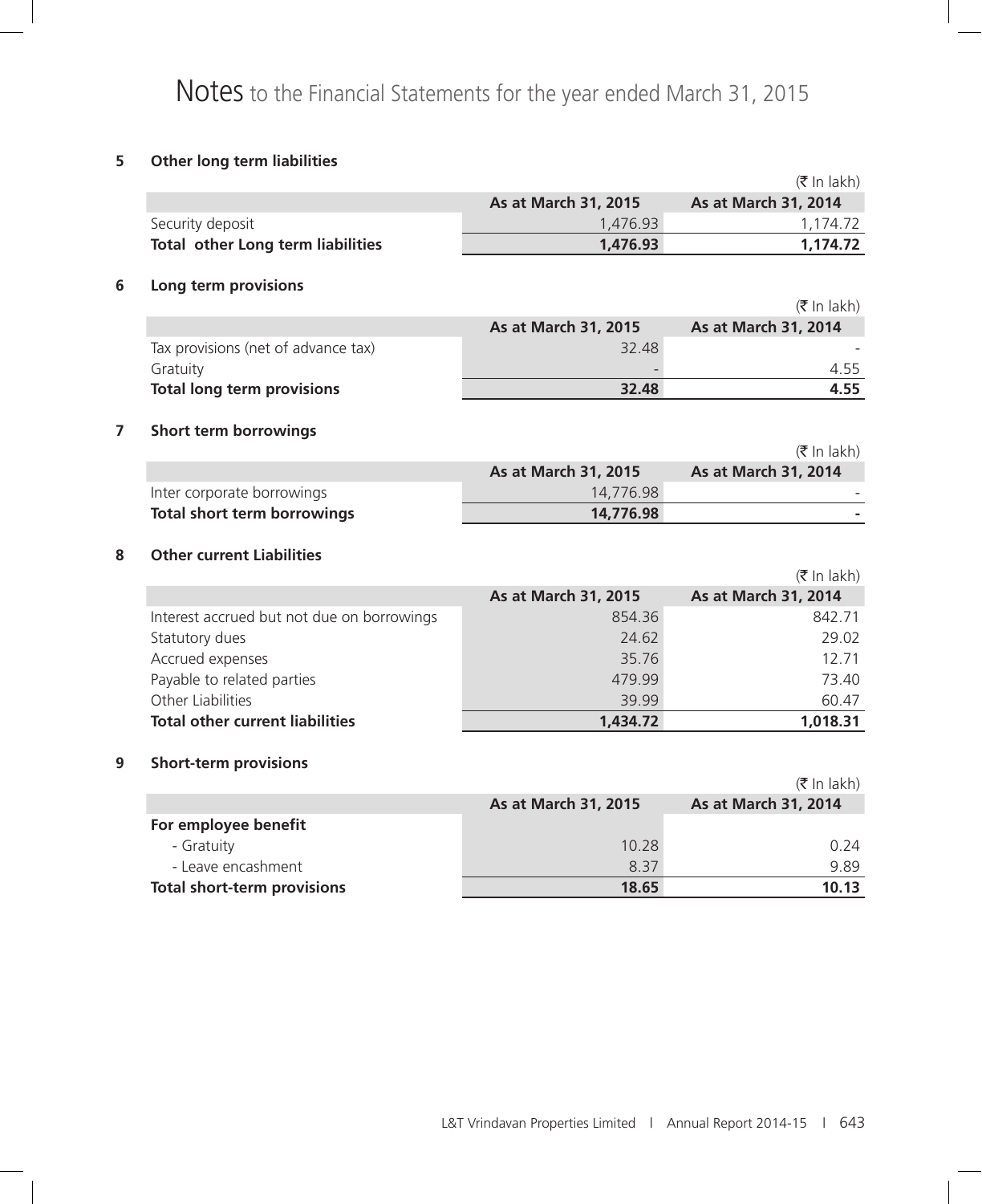# Notes to the Financial Statements for the year ended March 31, 2015

## 5 Other long term liabilities

(₹ In lakh)

| | As at March 31, 2015 | As at March 31, 2014 |
|---|---|---|
| Security deposit | 1,476.93 | 1,174.72 |
| **Total other Long term liabilities** | **1,476.93** | **1,174.72** |

## 6 Long term provisions

(₹ In lakh)

| | As at March 31, 2015 | As at March 31, 2014 |
|---|---|---|
| Tax provisions (net of advance tax) | 32.48 | - |
| Gratuity | - | 4.55 |
| **Total long term provisions** | **32.48** | **4.55** |

## 7 Short term borrowings

(₹ In lakh)

| | As at March 31, 2015 | As at March 31, 2014 |
|---|---|---|
| Inter corporate borrowings | 14,776.98 | - |
| **Total short term borrowings** | **14,776.98** | **-** |

## 8 Other current Liabilities

(₹ In lakh)

| | As at March 31, 2015 | As at March 31, 2014 |
|---|---|---|
| Interest accrued but not due on borrowings | 854.36 | 842.71 |
| Statutory dues | 24.62 | 29.02 |
| Accrued expenses | 35.76 | 12.71 |
| Payable to related parties | 479.99 | 73.40 |
| Other Liabilities | 39.99 | 60.47 |
| **Total other current liabilities** | **1,434.72** | **1,018.31** |

## 9 Short-term provisions

(₹ In lakh)

| | As at March 31, 2015 | As at March 31, 2014 |
|---|---|---|
| **For employee benefit** | | |
| - Gratuity | 10.28 | 0.24 |
| - Leave encashment | 8.37 | 9.89 |
| **Total short-term provisions** | **18.65** | **10.13** |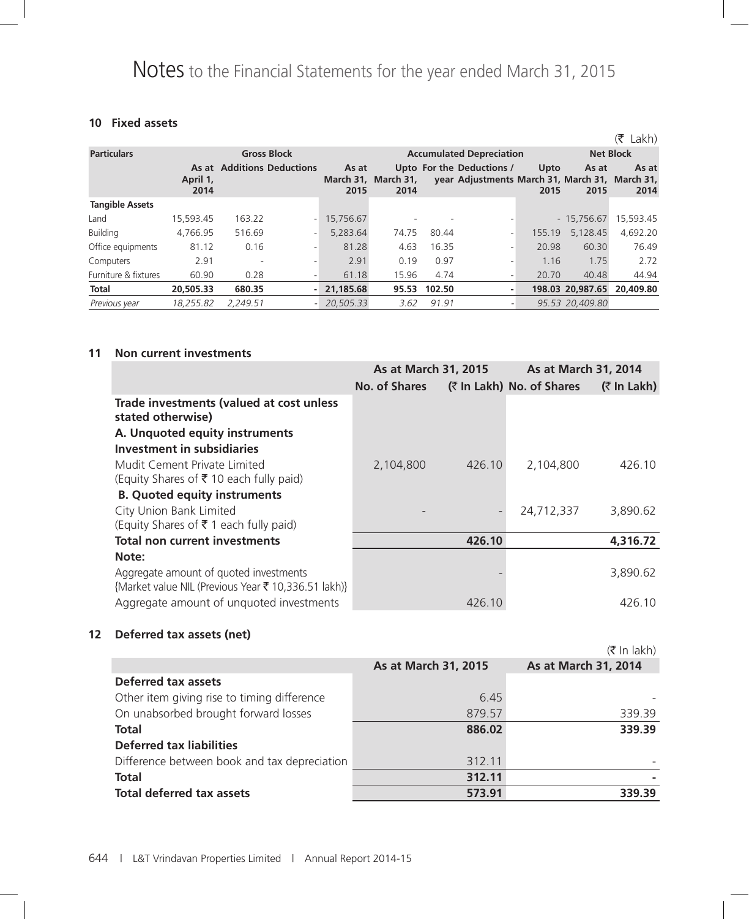# Notes to the Financial Statements for the year ended March 31, 2015

## 10 Fixed assets

(₹ Lakh)

| Particulars | Gross Block | | | | Accumulated Depreciation | | | | Net Block | |
|---|---|---|---|---|---|---|---|---|---|---|
| | As at April 1, 2014 | Additions | Deductions | As at March 31, 2015 | Upto March 31, 2014 | For the year | Deductions / Adjustments | Upto March 31, 2015 | As at March 31, 2015 | As at March 31, 2014 |
| **Tangible Assets** | | | | | | | | | | |
| Land | 15,593.45 | 163.22 | - | 15,756.67 | - | - | - | - | 15,756.67 | 15,593.45 |
| Building | 4,766.95 | 516.69 | - | 5,283.64 | 74.75 | 80.44 | - | 155.19 | 5,128.45 | 4,692.20 |
| Office equipments | 81.12 | 0.16 | - | 81.28 | 4.63 | 16.35 | - | 20.98 | 60.30 | 76.49 |
| Computers | 2.91 | - | - | 2.91 | 0.19 | 0.97 | - | 1.16 | 1.75 | 2.72 |
| Furniture & fixtures | 60.90 | 0.28 | - | 61.18 | 15.96 | 4.74 | - | 20.70 | 40.48 | 44.94 |
| **Total** | **20,505.33** | **680.35** | **-** | **21,185.68** | **95.53** | **102.50** | **-** | **198.03** | **20,987.65** | **20,409.80** |
| *Previous year* | *18,255.82* | *2,249.51* | - | *20,505.33* | *3.62* | *91.91* | - | *95.53* | *20,409.80* | |

## 11 Non current investments

| | As at March 31, 2015 | | As at March 31, 2014 | |
|---|---|---|---|---|
| | No. of Shares | (₹ In Lakh) | No. of Shares | (₹ In Lakh) |
| **Trade investments (valued at cost unless stated otherwise)** | | | | |
| **A. Unquoted equity instruments** | | | | |
| **Investment in subsidiaries** | | | | |
| Mudit Cement Private Limited (Equity Shares of ₹ 10 each fully paid) | 2,104,800 | 426.10 | 2,104,800 | 426.10 |
| **B. Quoted equity instruments** | | | | |
| City Union Bank Limited (Equity Shares of ₹ 1 each fully paid) | - | - | 24,712,337 | 3,890.62 |
| **Total non current investments** | | **426.10** | | **4,316.72** |
| **Note:** | | | | |
| Aggregate amount of quoted investments {Market value NIL (Previous Year ₹ 10,336.51 lakh)} | | - | | 3,890.62 |
| Aggregate amount of unquoted investments | | 426.10 | | 426.10 |

## 12 Deferred tax assets (net)

(₹ In lakh)

| | As at March 31, 2015 | As at March 31, 2014 |
|---|---|---|
| **Deferred tax assets** | | |
| Other item giving rise to timing difference | 6.45 | - |
| On unabsorbed brought forward losses | 879.57 | 339.39 |
| **Total** | **886.02** | **339.39** |
| **Deferred tax liabilities** | | |
| Difference between book and tax depreciation | 312.11 | - |
| **Total** | **312.11** | **-** |
| **Total deferred tax assets** | **573.91** | **339.39** |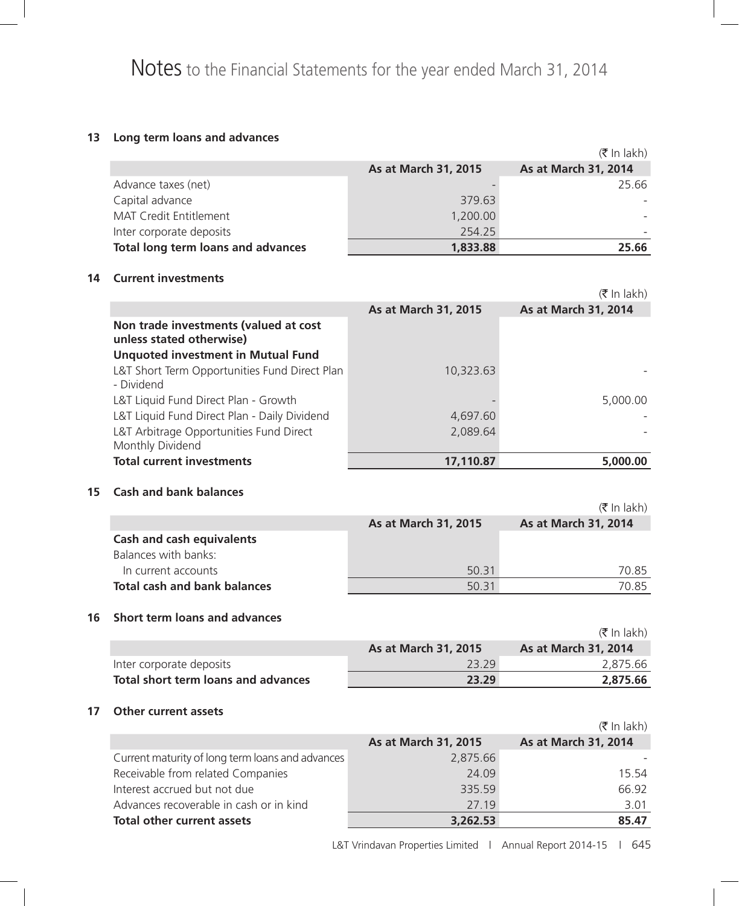# Notes to the Financial Statements for the year ended March 31, 2014

## 13 Long term loans and advances

(₹ In lakh)

| | As at March 31, 2015 | As at March 31, 2014 |
|---|---|---|
| Advance taxes (net) | - | 25.66 |
| Capital advance | 379.63 | - |
| MAT Credit Entitlement | 1,200.00 | - |
| Inter corporate deposits | 254.25 | - |
| **Total long term loans and advances** | **1,833.88** | **25.66** |

## 14 Current investments

(₹ In lakh)

| | As at March 31, 2015 | As at March 31, 2014 |
|---|---|---|
| **Non trade investments (valued at cost unless stated otherwise)** | | |
| **Unquoted investment in Mutual Fund** | | |
| L&T Short Term Opportunities Fund Direct Plan - Dividend | 10,323.63 | - |
| L&T Liquid Fund Direct Plan - Growth | - | 5,000.00 |
| L&T Liquid Fund Direct Plan - Daily Dividend | 4,697.60 | - |
| L&T Arbitrage Opportunities Fund Direct Monthly Dividend | 2,089.64 | - |
| **Total current investments** | **17,110.87** | **5,000.00** |

## 15 Cash and bank balances

(₹ In lakh)

| | As at March 31, 2015 | As at March 31, 2014 |
|---|---|---|
| **Cash and cash equivalents** | | |
| Balances with banks: | | |
| In current accounts | 50.31 | 70.85 |
| **Total cash and bank balances** | 50.31 | 70.85 |

## 16 Short term loans and advances

(₹ In lakh)

| | As at March 31, 2015 | As at March 31, 2014 |
|---|---|---|
| Inter corporate deposits | 23.29 | 2,875.66 |
| **Total short term loans and advances** | **23.29** | **2,875.66** |

## 17 Other current assets

(₹ In lakh)

| | As at March 31, 2015 | As at March 31, 2014 |
|---|---|---|
| Current maturity of long term loans and advances | 2,875.66 | - |
| Receivable from related Companies | 24.09 | 15.54 |
| Interest accrued but not due | 335.59 | 66.92 |
| Advances recoverable in cash or in kind | 27.19 | 3.01 |
| **Total other current assets** | **3,262.53** | **85.47** |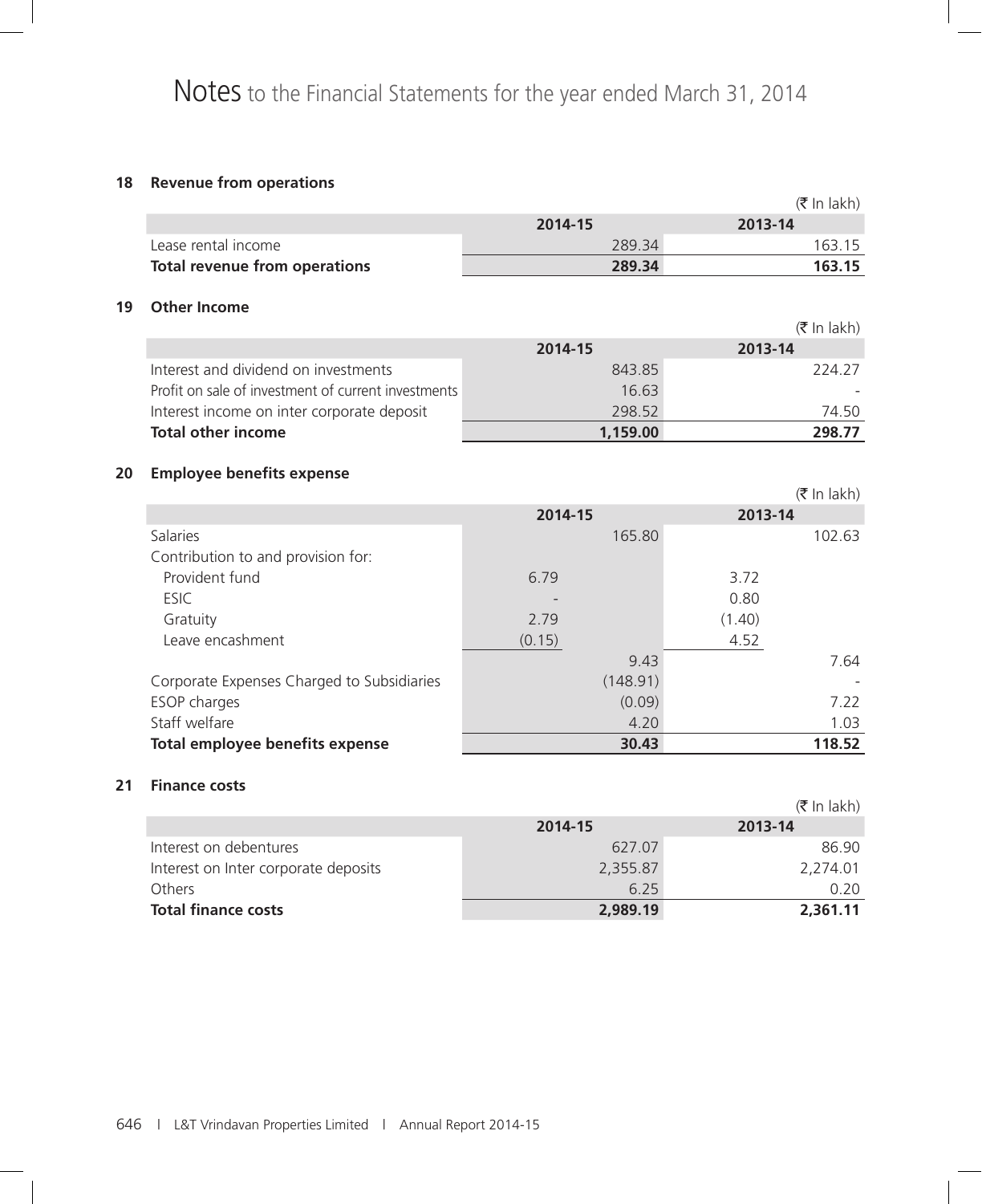# Notes to the Financial Statements for the year ended March 31, 2014

## 18 Revenue from operations

(₹ In lakh)

| | 2014-15 | 2013-14 |
|---|---|---|
| Lease rental income | 289.34 | 163.15 |
| **Total revenue from operations** | **289.34** | **163.15** |

## 19 Other Income

(₹ In lakh)

| | 2014-15 | 2013-14 |
|---|---|---|
| Interest and dividend on investments | 843.85 | 224.27 |
| Profit on sale of investment of current investments | 16.63 | - |
| Interest income on inter corporate deposit | 298.52 | 74.50 |
| **Total other income** | **1,159.00** | **298.77** |

## 20 Employee benefits expense

(₹ In lakh)

| | 2014-15 | | 2013-14 | |
|---|---|---|---|---|
| Salaries | | 165.80 | | 102.63 |
| Contribution to and provision for: | | | | |
| Provident fund | 6.79 | | 3.72 | |
| ESIC | - | | 0.80 | |
| Gratuity | 2.79 | | (1.40) | |
| Leave encashment | (0.15) | | 4.52 | |
| | | 9.43 | | 7.64 |
| Corporate Expenses Charged to Subsidiaries | | (148.91) | | - |
| ESOP charges | | (0.09) | | 7.22 |
| Staff welfare | | 4.20 | | 1.03 |
| **Total employee benefits expense** | | **30.43** | | **118.52** |

## 21 Finance costs

(₹ In lakh)

| | 2014-15 | 2013-14 |
|---|---|---|
| Interest on debentures | 627.07 | 86.90 |
| Interest on Inter corporate deposits | 2,355.87 | 2,274.01 |
| Others | 6.25 | 0.20 |
| **Total finance costs** | **2,989.19** | **2,361.11** |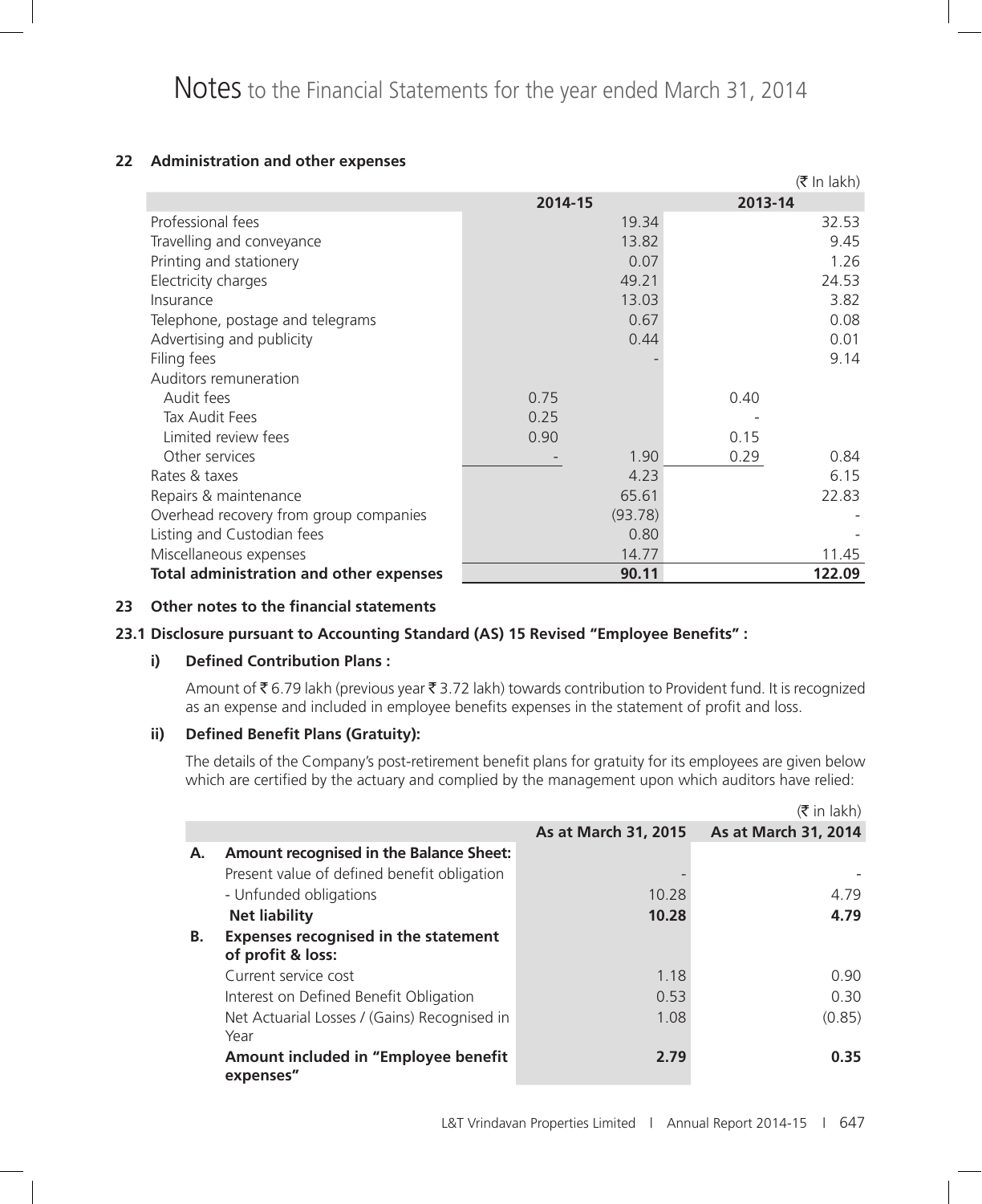# Notes to the Financial Statements for the year ended March 31, 2014

## 22 Administration and other expenses

(₹ In lakh)

| | 2014-15 | | 2013-14 | |
|---|---|---|---|---|
| Professional fees | | 19.34 | | 32.53 |
| Travelling and conveyance | | 13.82 | | 9.45 |
| Printing and stationery | | 0.07 | | 1.26 |
| Electricity charges | | 49.21 | | 24.53 |
| Insurance | | 13.03 | | 3.82 |
| Telephone, postage and telegrams | | 0.67 | | 0.08 |
| Advertising and publicity | | 0.44 | | 0.01 |
| Filing fees | | - | | 9.14 |
| Auditors remuneration | | | | |
| Audit fees | 0.75 | | 0.40 | |
| Tax Audit Fees | 0.25 | | - | |
| Limited review fees | 0.90 | | 0.15 | |
| Other services | - | 1.90 | 0.29 | 0.84 |
| Rates & taxes | | 4.23 | | 6.15 |
| Repairs & maintenance | | 65.61 | | 22.83 |
| Overhead recovery from group companies | | (93.78) | | - |
| Listing and Custodian fees | | 0.80 | | - |
| Miscellaneous expenses | | 14.77 | | 11.45 |
| **Total administration and other expenses** | | **90.11** | | **122.09** |

## 23 Other notes to the financial statements

### 23.1 Disclosure pursuant to Accounting Standard (AS) 15 Revised "Employee Benefits" :

**i) Defined Contribution Plans :**

Amount of ₹ 6.79 lakh (previous year ₹ 3.72 lakh) towards contribution to Provident fund. It is recognized as an expense and included in employee benefits expenses in the statement of profit and loss.

**ii) Defined Benefit Plans (Gratuity):**

The details of the Company's post-retirement benefit plans for gratuity for its employees are given below which are certified by the actuary and complied by the management upon which auditors have relied:

(₹ in lakh)

| | | As at March 31, 2015 | As at March 31, 2014 |
|---|---|---|---|
| **A.** | **Amount recognised in the Balance Sheet:** | | |
| | Present value of defined benefit obligation | - | - |
| | - Unfunded obligations | 10.28 | 4.79 |
| | **Net liability** | **10.28** | **4.79** |
| **B.** | **Expenses recognised in the statement of profit & loss:** | | |
| | Current service cost | 1.18 | 0.90 |
| | Interest on Defined Benefit Obligation | 0.53 | 0.30 |
| | Net Actuarial Losses / (Gains) Recognised in Year | 1.08 | (0.85) |
| | **Amount included in "Employee benefit expenses"** | **2.79** | **0.35** |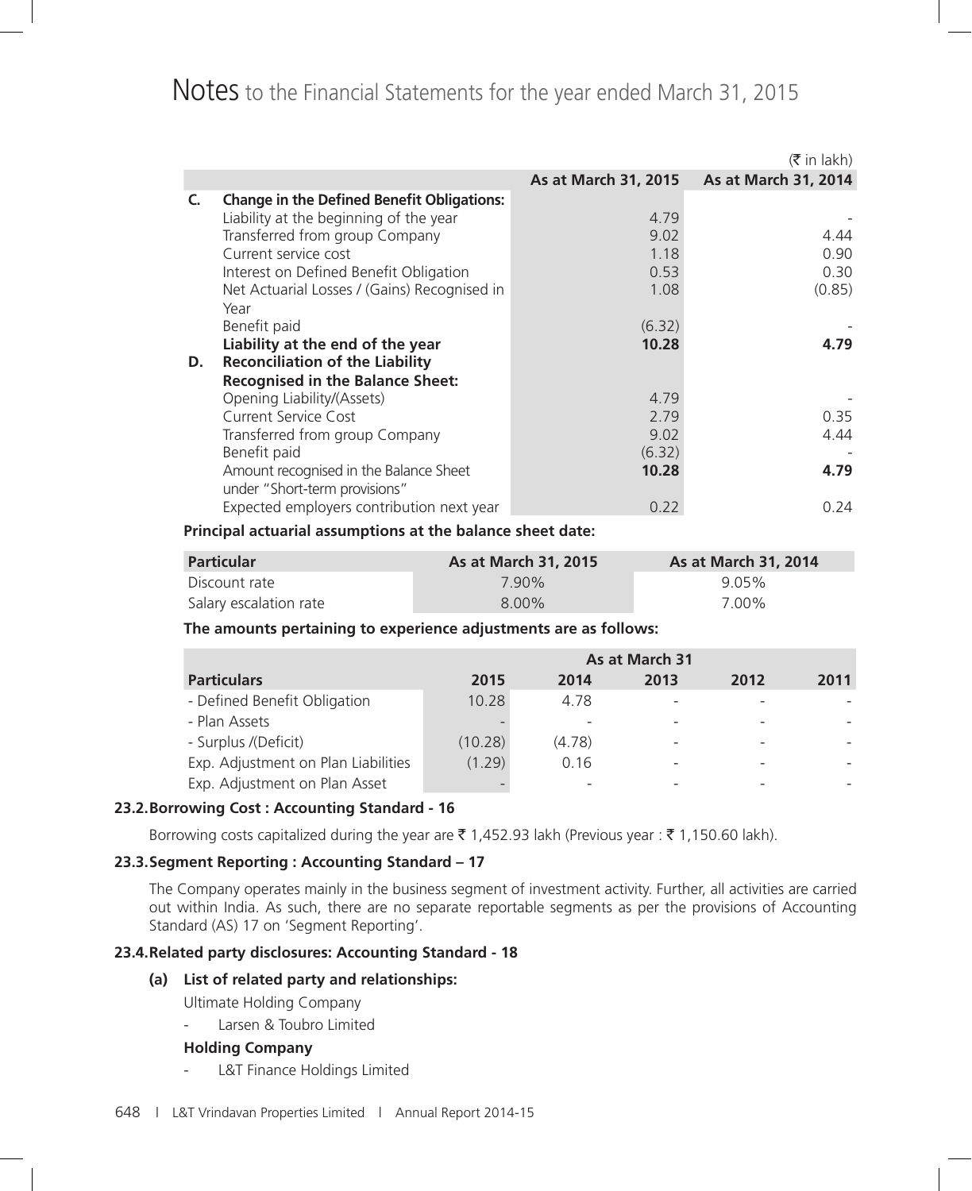# Notes to the Financial Statements for the year ended March 31, 2015

(₹ in lakh)

| | | As at March 31, 2015 | As at March 31, 2014 |
|---|---|---|---|
| **C.** | **Change in the Defined Benefit Obligations:** | | |
| | Liability at the beginning of the year | 4.79 | - |
| | Transferred from group Company | 9.02 | 4.44 |
| | Current service cost | 1.18 | 0.90 |
| | Interest on Defined Benefit Obligation | 0.53 | 0.30 |
| | Net Actuarial Losses / (Gains) Recognised in Year | 1.08 | (0.85) |
| | Benefit paid | (6.32) | - |
| | **Liability at the end of the year** | **10.28** | **4.79** |
| **D.** | **Reconciliation of the Liability Recognised in the Balance Sheet:** | | |
| | Opening Liability/(Assets) | 4.79 | - |
| | Current Service Cost | 2.79 | 0.35 |
| | Transferred from group Company | 9.02 | 4.44 |
| | Benefit paid | (6.32) | - |
| | Amount recognised in the Balance Sheet under "Short-term provisions" | **10.28** | **4.79** |
| | Expected employers contribution next year | 0.22 | 0.24 |

**Principal actuarial assumptions at the balance sheet date:**

| Particular | As at March 31, 2015 | As at March 31, 2014 |
|---|---|---|
| Discount rate | 7.90% | 9.05% |
| Salary escalation rate | 8.00% | 7.00% |

**The amounts pertaining to experience adjustments are as follows:**

| | As at March 31 | | | | |
|---|---|---|---|---|---|
| **Particulars** | **2015** | **2014** | **2013** | **2012** | **2011** |
| - Defined Benefit Obligation | 10.28 | 4.78 | - | - | - |
| - Plan Assets | - | - | - | - | - |
| - Surplus /(Deficit) | (10.28) | (4.78) | - | - | - |
| Exp. Adjustment on Plan Liabilities | (1.29) | 0.16 | - | - | - |
| Exp. Adjustment on Plan Asset | - | - | - | - | - |

### 23.2. Borrowing Cost : Accounting Standard - 16

Borrowing costs capitalized during the year are ₹ 1,452.93 lakh (Previous year : ₹ 1,150.60 lakh).

### 23.3. Segment Reporting : Accounting Standard – 17

The Company operates mainly in the business segment of investment activity. Further, all activities are carried out within India. As such, there are no separate reportable segments as per the provisions of Accounting Standard (AS) 17 on 'Segment Reporting'.

### 23.4. Related party disclosures: Accounting Standard - 18

**(a) List of related party and relationships:**

Ultimate Holding Company

- Larsen & Toubro Limited

**Holding Company**

- L&T Finance Holdings Limited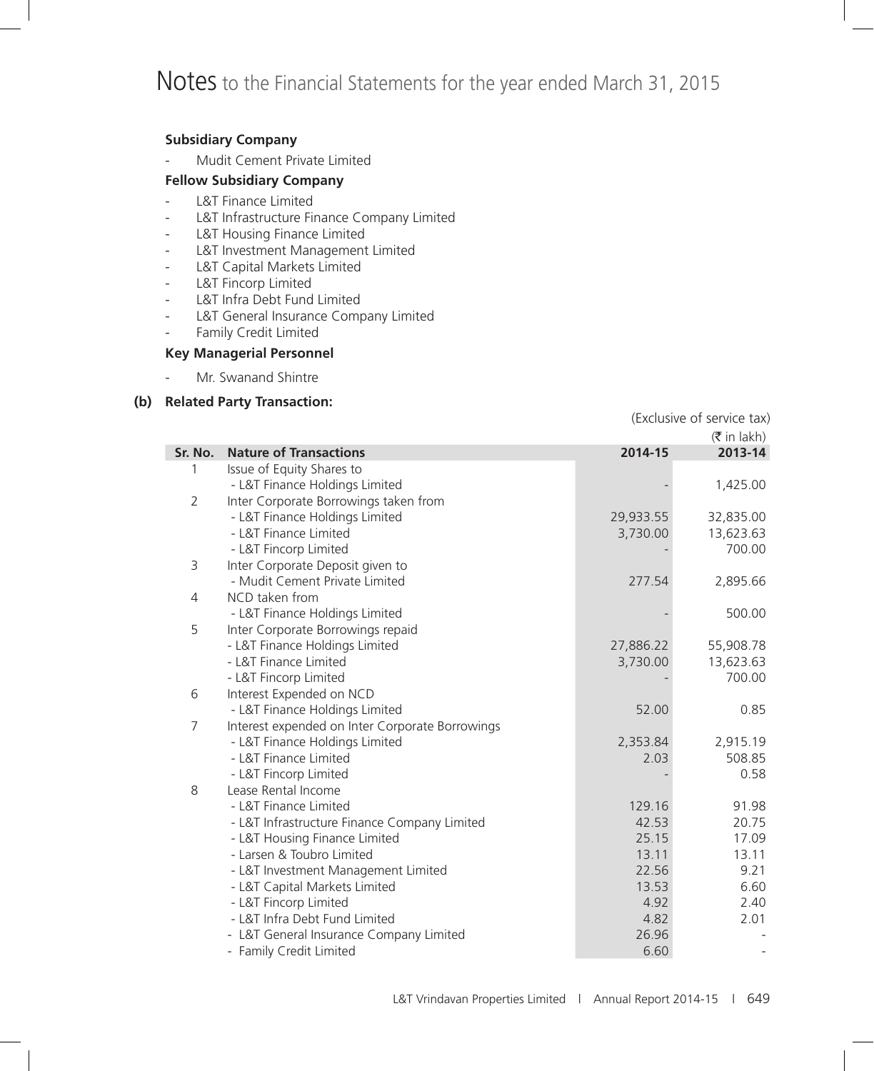# Notes to the Financial Statements for the year ended March 31, 2015

**Subsidiary Company**

- Mudit Cement Private Limited

**Fellow Subsidiary Company**

- L&T Finance Limited
- L&T Infrastructure Finance Company Limited
- L&T Housing Finance Limited
- L&T Investment Management Limited
- L&T Capital Markets Limited
- L&T Fincorp Limited
- L&T Infra Debt Fund Limited
- L&T General Insurance Company Limited
- Family Credit Limited

**Key Managerial Personnel**

- Mr. Swanand Shintre

**(b) Related Party Transaction:**

(Exclusive of service tax)

(₹ in lakh)

| Sr. No. | Nature of Transactions | 2014-15 | 2013-14 |
|---|---|---|---|
| 1 | Issue of Equity Shares to | | |
| | - L&T Finance Holdings Limited | - | 1,425.00 |
| 2 | Inter Corporate Borrowings taken from | | |
| | - L&T Finance Holdings Limited | 29,933.55 | 32,835.00 |
| | - L&T Finance Limited | 3,730.00 | 13,623.63 |
| | - L&T Fincorp Limited | - | 700.00 |
| 3 | Inter Corporate Deposit given to | | |
| | - Mudit Cement Private Limited | 277.54 | 2,895.66 |
| 4 | NCD taken from | | |
| | - L&T Finance Holdings Limited | - | 500.00 |
| 5 | Inter Corporate Borrowings repaid | | |
| | - L&T Finance Holdings Limited | 27,886.22 | 55,908.78 |
| | - L&T Finance Limited | 3,730.00 | 13,623.63 |
| | - L&T Fincorp Limited | - | 700.00 |
| 6 | Interest Expended on NCD | | |
| | - L&T Finance Holdings Limited | 52.00 | 0.85 |
| 7 | Interest expended on Inter Corporate Borrowings | | |
| | - L&T Finance Holdings Limited | 2,353.84 | 2,915.19 |
| | - L&T Finance Limited | 2.03 | 508.85 |
| | - L&T Fincorp Limited | - | 0.58 |
| 8 | Lease Rental Income | | |
| | - L&T Finance Limited | 129.16 | 91.98 |
| | - L&T Infrastructure Finance Company Limited | 42.53 | 20.75 |
| | - L&T Housing Finance Limited | 25.15 | 17.09 |
| | - Larsen & Toubro Limited | 13.11 | 13.11 |
| | - L&T Investment Management Limited | 22.56 | 9.21 |
| | - L&T Capital Markets Limited | 13.53 | 6.60 |
| | - L&T Fincorp Limited | 4.92 | 2.40 |
| | - L&T Infra Debt Fund Limited | 4.82 | 2.01 |
| | - L&T General Insurance Company Limited | 26.96 | - |
| | - Family Credit Limited | 6.60 | - |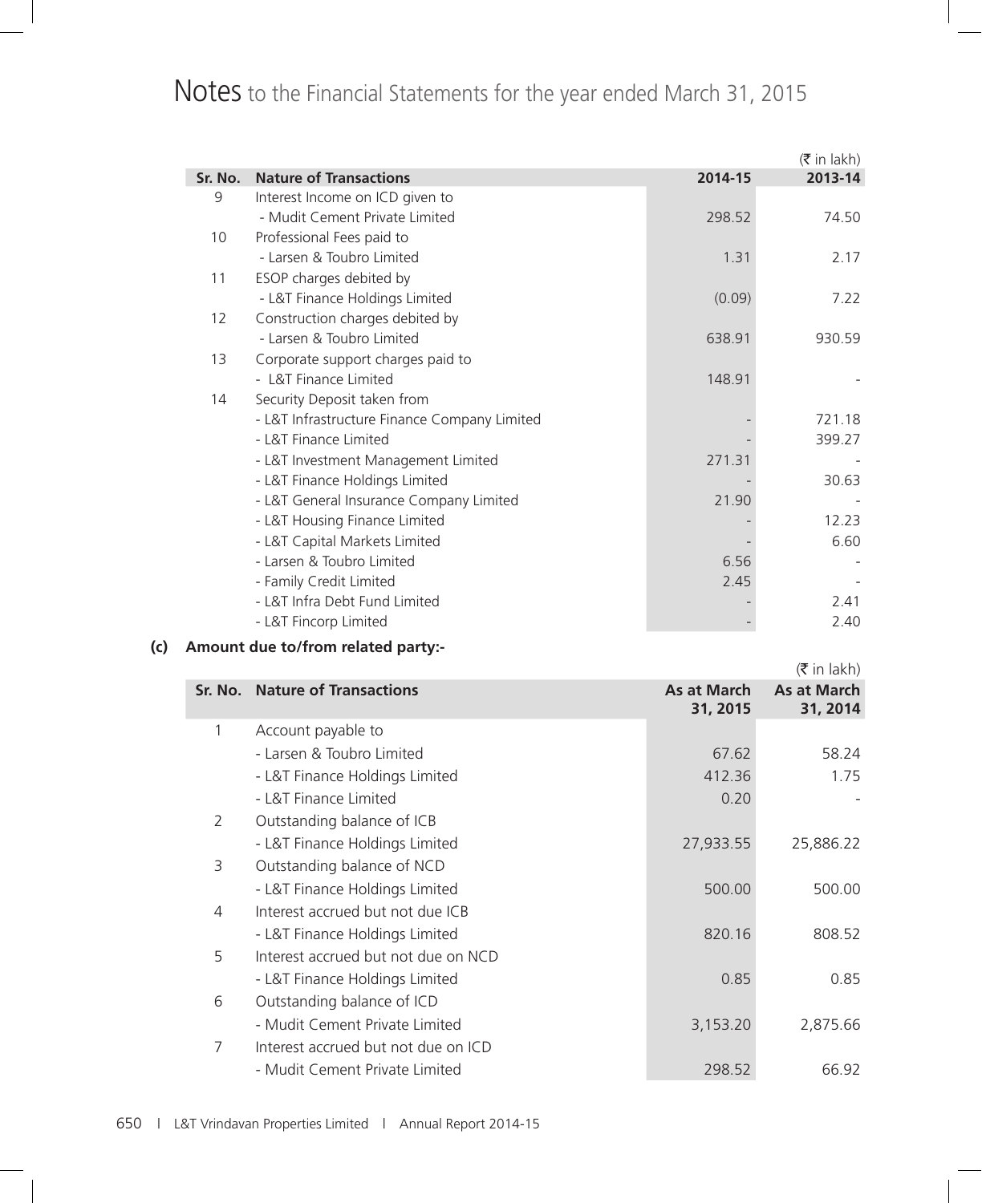# Notes to the Financial Statements for the year ended March 31, 2015

(₹ in lakh)

| Sr. No. | Nature of Transactions | 2014-15 | 2013-14 |
|---|---|---|---|
| 9 | Interest Income on ICD given to | | |
| | - Mudit Cement Private Limited | 298.52 | 74.50 |
| 10 | Professional Fees paid to | | |
| | - Larsen & Toubro Limited | 1.31 | 2.17 |
| 11 | ESOP charges debited by | | |
| | - L&T Finance Holdings Limited | (0.09) | 7.22 |
| 12 | Construction charges debited by | | |
| | - Larsen & Toubro Limited | 638.91 | 930.59 |
| 13 | Corporate support charges paid to | | |
| | - L&T Finance Limited | 148.91 | - |
| 14 | Security Deposit taken from | | |
| | - L&T Infrastructure Finance Company Limited | - | 721.18 |
| | - L&T Finance Limited | - | 399.27 |
| | - L&T Investment Management Limited | 271.31 | - |
| | - L&T Finance Holdings Limited | - | 30.63 |
| | - L&T General Insurance Company Limited | 21.90 | - |
| | - L&T Housing Finance Limited | - | 12.23 |
| | - L&T Capital Markets Limited | - | 6.60 |
| | - Larsen & Toubro Limited | 6.56 | - |
| | - Family Credit Limited | 2.45 | - |
| | - L&T Infra Debt Fund Limited | - | 2.41 |
| | - L&T Fincorp Limited | - | 2.40 |

**(c) Amount due to/from related party:-**

(₹ in lakh)

| Sr. No. | Nature of Transactions | As at March 31, 2015 | As at March 31, 2014 |
|---|---|---|---|
| 1 | Account payable to | | |
| | - Larsen & Toubro Limited | 67.62 | 58.24 |
| | - L&T Finance Holdings Limited | 412.36 | 1.75 |
| | - L&T Finance Limited | 0.20 | - |
| 2 | Outstanding balance of ICB | | |
| | - L&T Finance Holdings Limited | 27,933.55 | 25,886.22 |
| 3 | Outstanding balance of NCD | | |
| | - L&T Finance Holdings Limited | 500.00 | 500.00 |
| 4 | Interest accrued but not due ICB | | |
| | - L&T Finance Holdings Limited | 820.16 | 808.52 |
| 5 | Interest accrued but not due on NCD | | |
| | - L&T Finance Holdings Limited | 0.85 | 0.85 |
| 6 | Outstanding balance of ICD | | |
| | - Mudit Cement Private Limited | 3,153.20 | 2,875.66 |
| 7 | Interest accrued but not due on ICD | | |
| | - Mudit Cement Private Limited | 298.52 | 66.92 |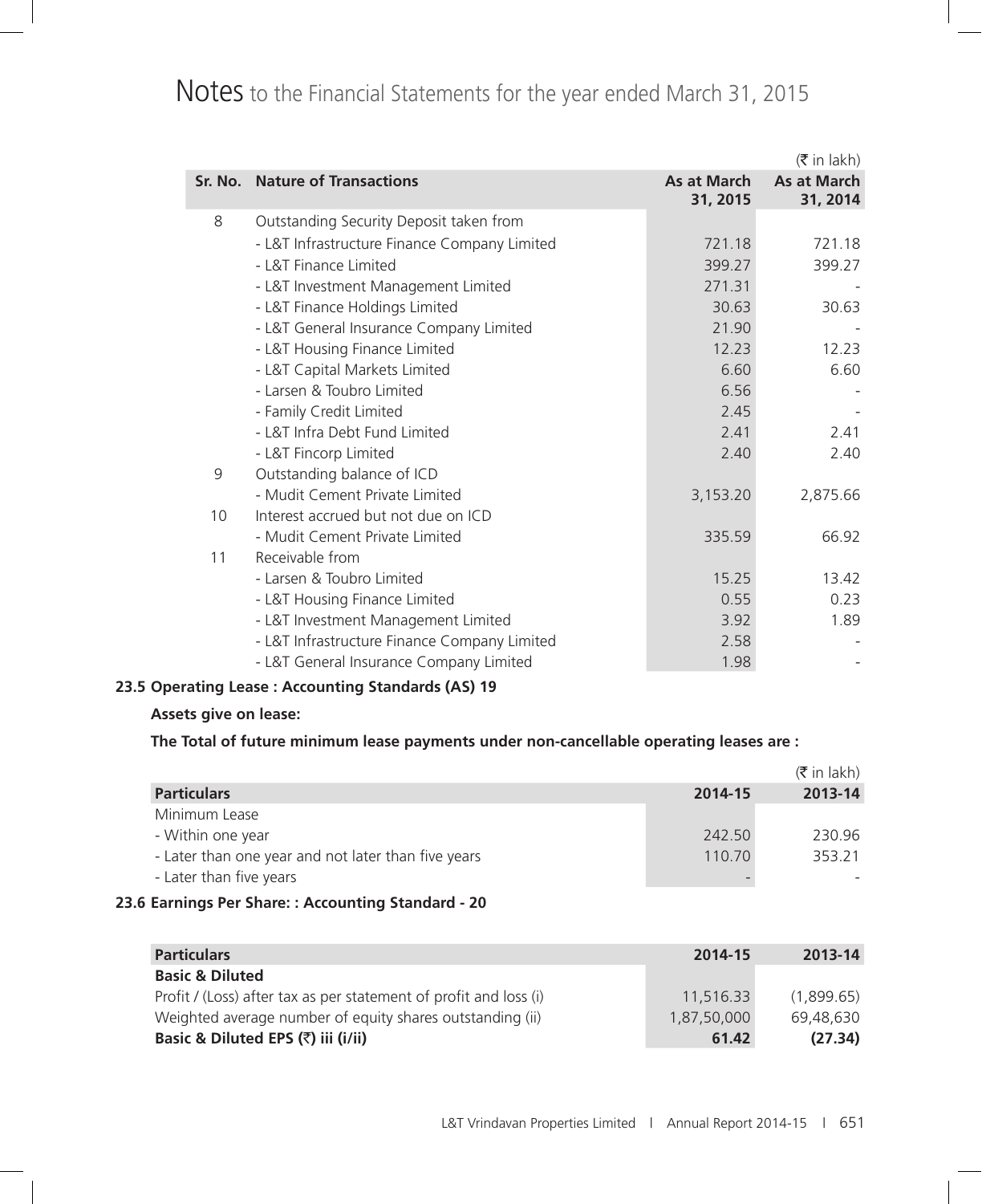# Notes to the Financial Statements for the year ended March 31, 2015

(₹ in lakh)

| Sr. No. | Nature of Transactions | As at March 31, 2015 | As at March 31, 2014 |
|---|---|---|---|
| 8 | Outstanding Security Deposit taken from | | |
| | - L&T Infrastructure Finance Company Limited | 721.18 | 721.18 |
| | - L&T Finance Limited | 399.27 | 399.27 |
| | - L&T Investment Management Limited | 271.31 | - |
| | - L&T Finance Holdings Limited | 30.63 | 30.63 |
| | - L&T General Insurance Company Limited | 21.90 | - |
| | - L&T Housing Finance Limited | 12.23 | 12.23 |
| | - L&T Capital Markets Limited | 6.60 | 6.60 |
| | - Larsen & Toubro Limited | 6.56 | - |
| | - Family Credit Limited | 2.45 | - |
| | - L&T Infra Debt Fund Limited | 2.41 | 2.41 |
| | - L&T Fincorp Limited | 2.40 | 2.40 |
| 9 | Outstanding balance of ICD | | |
| | - Mudit Cement Private Limited | 3,153.20 | 2,875.66 |
| 10 | Interest accrued but not due on ICD | | |
| | - Mudit Cement Private Limited | 335.59 | 66.92 |
| 11 | Receivable from | | |
| | - Larsen & Toubro Limited | 15.25 | 13.42 |
| | - L&T Housing Finance Limited | 0.55 | 0.23 |
| | - L&T Investment Management Limited | 3.92 | 1.89 |
| | - L&T Infrastructure Finance Company Limited | 2.58 | - |
| | - L&T General Insurance Company Limited | 1.98 | - |

**23.5 Operating Lease : Accounting Standards (AS) 19**

**Assets give on lease:**

**The Total of future minimum lease payments under non-cancellable operating leases are :**

(₹ in lakh)

| Particulars | 2014-15 | 2013-14 |
|---|---|---|
| Minimum Lease | | |
| - Within one year | 242.50 | 230.96 |
| - Later than one year and not later than five years | 110.70 | 353.21 |
| - Later than five years | - | - |

**23.6 Earnings Per Share: : Accounting Standard - 20**

| Particulars | 2014-15 | 2013-14 |
|---|---|---|
| **Basic & Diluted** | | |
| Profit / (Loss) after tax as per statement of profit and loss (i) | 11,516.33 | (1,899.65) |
| Weighted average number of equity shares outstanding (ii) | 1,87,50,000 | 69,48,630 |
| **Basic & Diluted EPS (₹) iii (i/ii)** | **61.42** | **(27.34)** |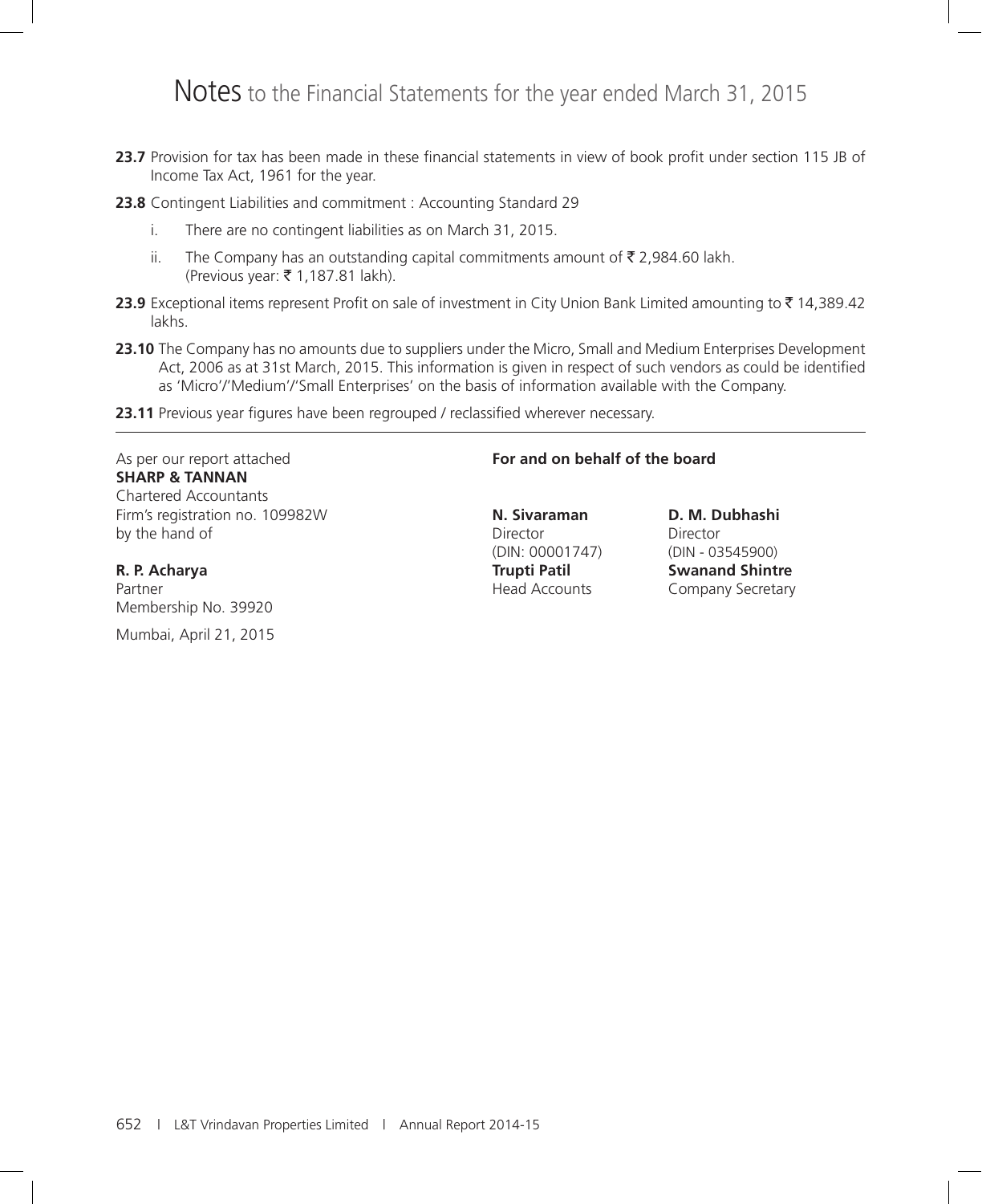# Notes to the Financial Statements for the year ended March 31, 2015

**23.7** Provision for tax has been made in these financial statements in view of book profit under section 115 JB of Income Tax Act, 1961 for the year.

**23.8** Contingent Liabilities and commitment : Accounting Standard 29

i. There are no contingent liabilities as on March 31, 2015.

ii. The Company has an outstanding capital commitments amount of ₹ 2,984.60 lakh. (Previous year: ₹ 1,187.81 lakh).

**23.9** Exceptional items represent Profit on sale of investment in City Union Bank Limited amounting to ₹ 14,389.42 lakhs.

**23.10** The Company has no amounts due to suppliers under the Micro, Small and Medium Enterprises Development Act, 2006 as at 31st March, 2015. This information is given in respect of such vendors as could be identified as 'Micro'/'Medium'/'Small Enterprises' on the basis of information available with the Company.

**23.11** Previous year figures have been regrouped / reclassified wherever necessary.

---

As per our report attached
**SHARP & TANNAN**
Chartered Accountants
Firm's registration no. 109982W
by the hand of

**R. P. Acharya**
Partner
Membership No. 39920

Mumbai, April 21, 2015

**For and on behalf of the board**

**N. Sivaraman**
Director
(DIN: 00001747)

**D. M. Dubhashi**
Director
(DIN - 03545900)

**Trupti Patil**
Head Accounts

**Swanand Shintre**
Company Secretary